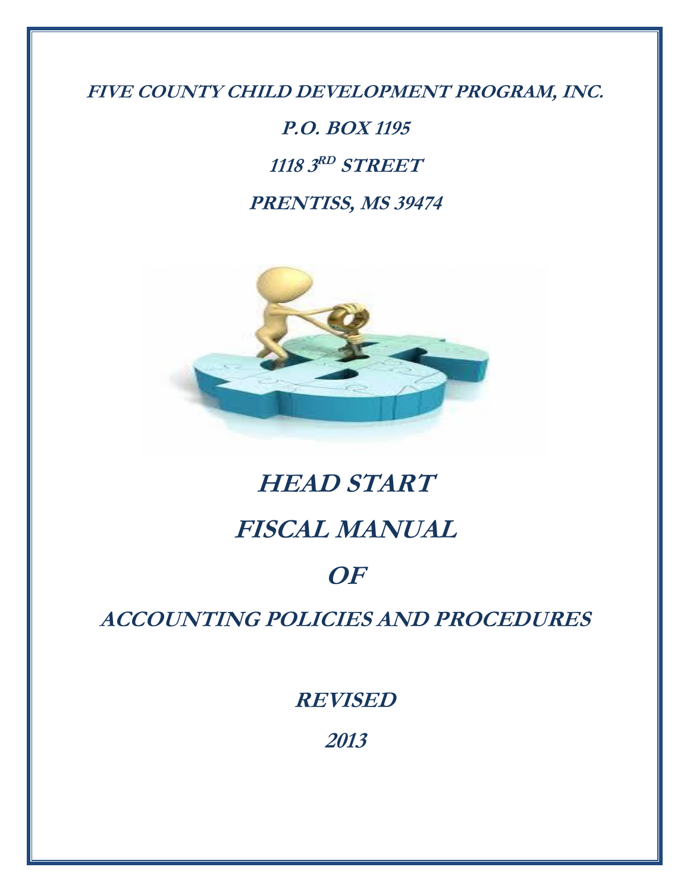**FIVE COUNTY CHILD DEVELOPMENT PROGRAM, INC.**

**P.O. BOX 1195**

**1118 3RD STREET**

**PRENTISS, MS 39474**

# HEAD START

# FISCAL MANUAL

# OF

# ACCOUNTING POLICIES AND PROCEDURES

**REVISED**

**2013**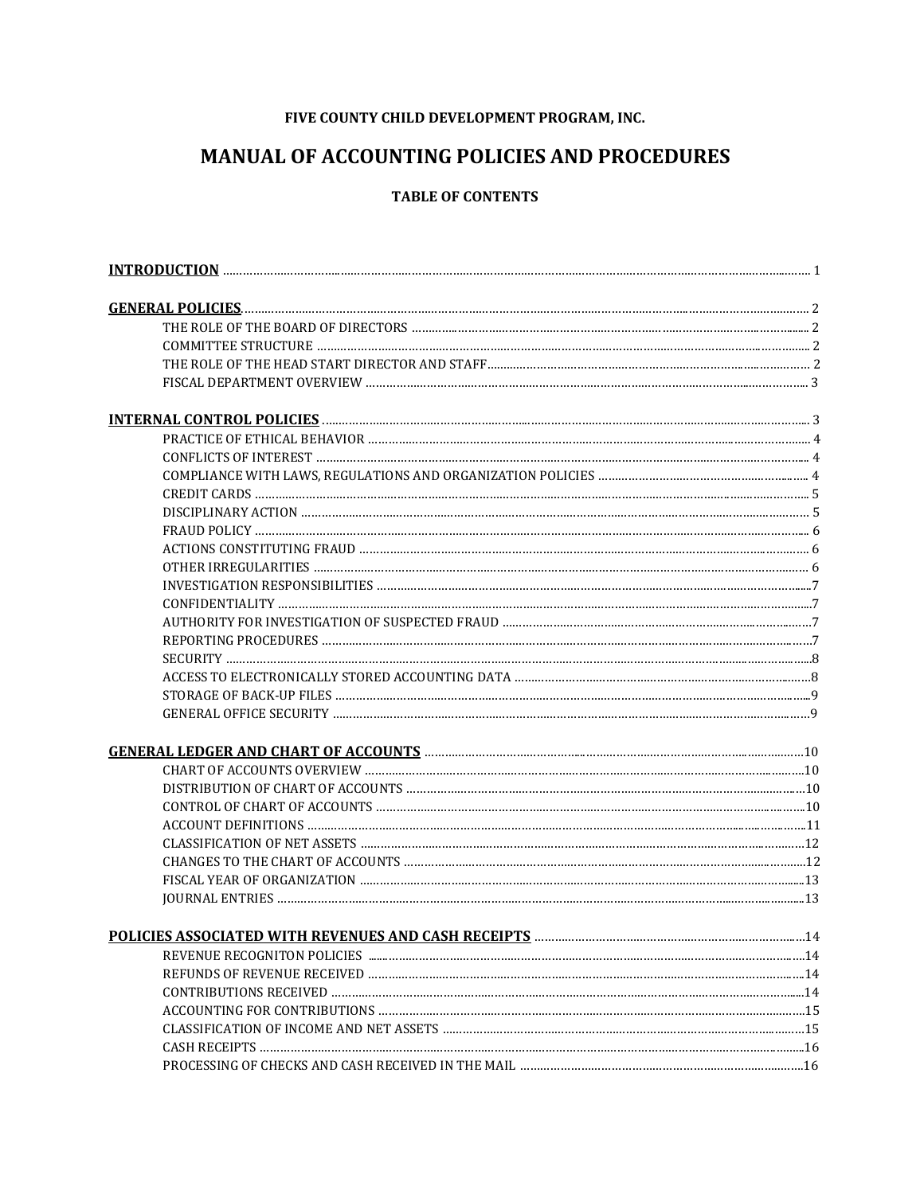**FIVE COUNTY CHILD DEVELOPMENT PROGRAM, INC.**

# MANUAL OF ACCOUNTING POLICIES AND PROCEDURES

**TABLE OF CONTENTS**

**INTRODUCTION** ........................................ 1

**GENERAL POLICIES** ........................................ 2

- THE ROLE OF THE BOARD OF DIRECTORS ........................................ 2
- COMMITTEE STRUCTURE ........................................ 2
- THE ROLE OF THE HEAD START DIRECTOR AND STAFF ........................................ 2
- FISCAL DEPARTMENT OVERVIEW ........................................ 3

**INTERNAL CONTROL POLICIES** ........................................ 3

- PRACTICE OF ETHICAL BEHAVIOR ........................................ 4
- CONFLICTS OF INTEREST ........................................ 4
- COMPLIANCE WITH LAWS, REGULATIONS AND ORGANIZATION POLICIES ........................................ 4
- CREDIT CARDS ........................................ 5
- DISCIPLINARY ACTION ........................................ 5
- FRAUD POLICY ........................................ 6
- ACTIONS CONSTITUTING FRAUD ........................................ 6
- OTHER IRREGULARITIES ........................................ 6
- INVESTIGATION RESPONSIBILITIES ........................................ 7
- CONFIDENTIALITY ........................................ 7
- AUTHORITY FOR INVESTIGATION OF SUSPECTED FRAUD ........................................ 7
- REPORTING PROCEDURES ........................................ 7
- SECURITY ........................................ 8
- ACCESS TO ELECTRONICALLY STORED ACCOUNTING DATA ........................................ 8
- STORAGE OF BACK-UP FILES ........................................ 9
- GENERAL OFFICE SECURITY ........................................ 9

**GENERAL LEDGER AND CHART OF ACCOUNTS** ........................................ 10

- CHART OF ACCOUNTS OVERVIEW ........................................ 10
- DISTRIBUTION OF CHART OF ACCOUNTS ........................................ 10
- CONTROL OF CHART OF ACCOUNTS ........................................ 10
- ACCOUNT DEFINITIONS ........................................ 11
- CLASSIFICATION OF NET ASSETS ........................................ 12
- CHANGES TO THE CHART OF ACCOUNTS ........................................ 12
- FISCAL YEAR OF ORGANIZATION ........................................ 13
- JOURNAL ENTRIES ........................................ 13

**POLICIES ASSOCIATED WITH REVENUES AND CASH RECEIPTS** ........................................ 14

- REVENUE RECOGNITON POLICIES ........................................ 14
- REFUNDS OF REVENUE RECEIVED ........................................ 14
- CONTRIBUTIONS RECEIVED ........................................ 14
- ACCOUNTING FOR CONTRIBUTIONS ........................................ 15
- CLASSIFICATION OF INCOME AND NET ASSETS ........................................ 15
- CASH RECEIPTS ........................................ 16
- PROCESSING OF CHECKS AND CASH RECEIVED IN THE MAIL ........................................ 16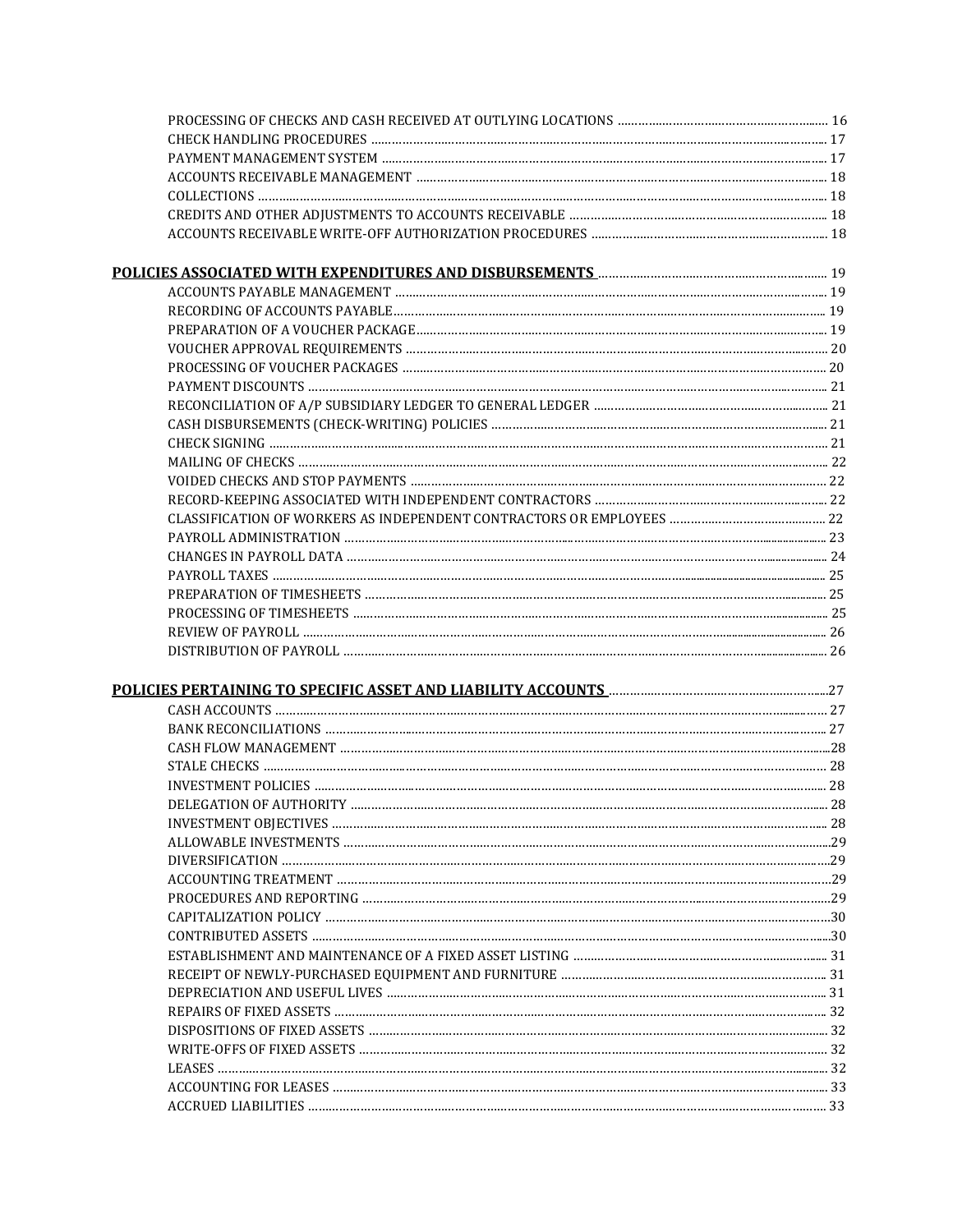PROCESSING OF CHECKS AND CASH RECEIVED AT OUTLYING LOCATIONS ........ 16
CHECK HANDLING PROCEDURES ........ 17
PAYMENT MANAGEMENT SYSTEM ........ 17
ACCOUNTS RECEIVABLE MANAGEMENT ........ 18
COLLECTIONS ........ 18
CREDITS AND OTHER ADJUSTMENTS TO ACCOUNTS RECEIVABLE ........ 18
ACCOUNTS RECEIVABLE WRITE-OFF AUTHORIZATION PROCEDURES ........ 18

**POLICIES ASSOCIATED WITH EXPENDITURES AND DISBURSEMENTS** ........ 19
ACCOUNTS PAYABLE MANAGEMENT ........ 19
RECORDING OF ACCOUNTS PAYABLE ........ 19
PREPARATION OF A VOUCHER PACKAGE ........ 19
VOUCHER APPROVAL REQUIREMENTS ........ 20
PROCESSING OF VOUCHER PACKAGES ........ 20
PAYMENT DISCOUNTS ........ 21
RECONCILIATION OF A/P SUBSIDIARY LEDGER TO GENERAL LEDGER ........ 21
CASH DISBURSEMENTS (CHECK-WRITING) POLICIES ........ 21
CHECK SIGNING ........ 21
MAILING OF CHECKS ........ 22
VOIDED CHECKS AND STOP PAYMENTS ........ 22
RECORD-KEEPING ASSOCIATED WITH INDEPENDENT CONTRACTORS ........ 22
CLASSIFICATION OF WORKERS AS INDEPENDENT CONTRACTORS OR EMPLOYEES ........ 22
PAYROLL ADMINISTRATION ........ 23
CHANGES IN PAYROLL DATA ........ 24
PAYROLL TAXES ........ 25
PREPARATION OF TIMESHEETS ........ 25
PROCESSING OF TIMESHEETS ........ 25
REVIEW OF PAYROLL ........ 26
DISTRIBUTION OF PAYROLL ........ 26

**POLICIES PERTAINING TO SPECIFIC ASSET AND LIABILITY ACCOUNTS** ........ 27
CASH ACCOUNTS ........ 27
BANK RECONCILIATIONS ........ 27
CASH FLOW MANAGEMENT ........ 28
STALE CHECKS ........ 28
INVESTMENT POLICIES ........ 28
DELEGATION OF AUTHORITY ........ 28
INVESTMENT OBJECTIVES ........ 28
ALLOWABLE INVESTMENTS ........ 29
DIVERSIFICATION ........ 29
ACCOUNTING TREATMENT ........ 29
PROCEDURES AND REPORTING ........ 29
CAPITALIZATION POLICY ........ 30
CONTRIBUTED ASSETS ........ 30
ESTABLISHMENT AND MAINTENANCE OF A FIXED ASSET LISTING ........ 31
RECEIPT OF NEWLY-PURCHASED EQUIPMENT AND FURNITURE ........ 31
DEPRECIATION AND USEFUL LIVES ........ 31
REPAIRS OF FIXED ASSETS ........ 32
DISPOSITIONS OF FIXED ASSETS ........ 32
WRITE-OFFS OF FIXED ASSETS ........ 32
LEASES ........ 32
ACCOUNTING FOR LEASES ........ 33
ACCRUED LIABILITIES ........ 33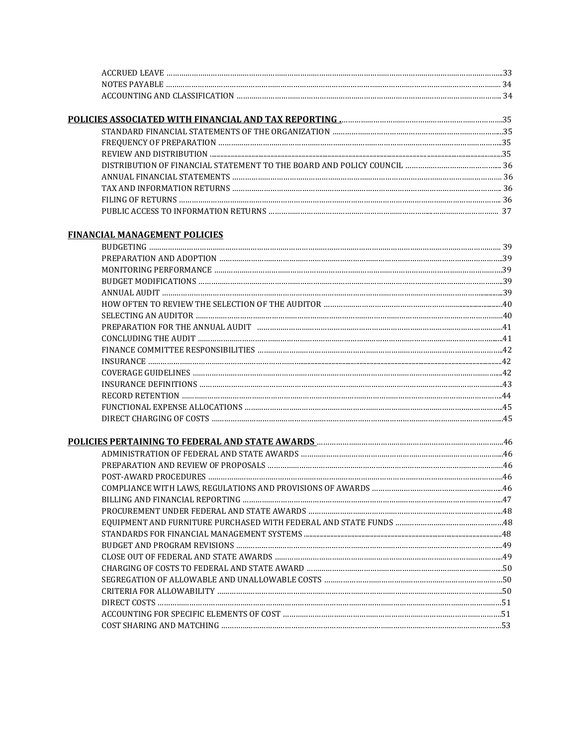ACCRUED LEAVE ...........................................................................................................................................................33
NOTES PAYABLE ......................................................................................................................................................... 34
ACCOUNTING AND CLASSIFICATION ..................................................................................................................... 34

**POLICIES ASSOCIATED WITH FINANCIAL AND TAX REPORTING** .............................................................................35
STANDARD FINANCIAL STATEMENTS OF THE ORGANIZATION ........................................................................................35
FREQUENCY OF PREPARATION ...................................................................................................................................35
REVIEW AND DISTRIBUTION .......................................................................................................................................35
DISTRIBUTION OF FINANCIAL STATEMENT TO THE BOARD AND POLICY COUNCIL ............................................... 36
ANNUAL FINANCIAL STATEMENTS .............................................................................................................................. 36
TAX AND INFORMATION RETURNS .............................................................................................................................. 36
FILING OF RETURNS ..................................................................................................................................................... 36
PUBLIC ACCESS TO INFORMATION RETURNS ............................................................................................................ 37

**FINANCIAL MANAGEMENT POLICIES**
BUDGETING ................................................................................................................................................................ 39
PREPARATION AND ADOPTION ......................................................................................................................................39
MONITORING PERFORMANCE .......................................................................................................................................39
BUDGET MODIFICATIONS ..............................................................................................................................................39
ANNUAL AUDIT .............................................................................................................................................................39
HOW OFTEN TO REVIEW THE SELECTION OF THE AUDITOR ........................................................................................40
SELECTING AN AUDITOR ...............................................................................................................................................40
PREPARATION FOR THE ANNUAL AUDIT .......................................................................................................................41
CONCLUDING THE AUDIT ..............................................................................................................................................41
FINANCE COMMITTEE RESPONSIBILITIES .......................................................................................................................42
INSURANCE ....................................................................................................................................................................42
COVERAGE GUIDELINES .................................................................................................................................................42
INSURANCE DEFINITIONS ...............................................................................................................................................43
RECORD RETENTION ......................................................................................................................................................44
FUNCTIONAL EXPENSE ALLOCATIONS ...........................................................................................................................45
DIRECT CHARGING OF COSTS .........................................................................................................................................45

**POLICIES PERTAINING TO FEDERAL AND STATE AWARDS** .............................................................................................46
ADMINISTRATION OF FEDERAL AND STATE AWARDS ......................................................................................................46
PREPARATION AND REVIEW OF PROPOSALS ....................................................................................................................46
POST-AWARD PROCEDURES ..............................................................................................................................................46
COMPLIANCE WITH LAWS, REGULATIONS AND PROVISIONS OF AWARDS ........................................................................46
BILLING AND FINANCIAL REPORTING ................................................................................................................................47
PROCUREMENT UNDER FEDERAL AND STATE AWARDS ......................................................................................................48
EQUIPMENT AND FURNITURE PURCHASED WITH FEDERAL AND STATE FUNDS .................................................................48
STANDARDS FOR FINANCIAL MANAGEMENT SYSTEMS ........................................................................................................48
BUDGET AND PROGRAM REVISIONS ......................................................................................................................................49
CLOSE OUT OF FEDERAL AND STATE AWARDS .......................................................................................................................49
CHARGING OF COSTS TO FEDERAL AND STATE AWARD ...........................................................................................................50
SEGREGATION OF ALLOWABLE AND UNALLOWABLE COSTS .....................................................................................................50
CRITERIA FOR ALLOWABILITY ..................................................................................................................................................50
DIRECT COSTS ...........................................................................................................................................................................51
ACCOUNTING FOR SPECIFIC ELEMENTS OF COST ..........................................................................................................................51
COST SHARING AND MATCHING ......................................................................................................................................................53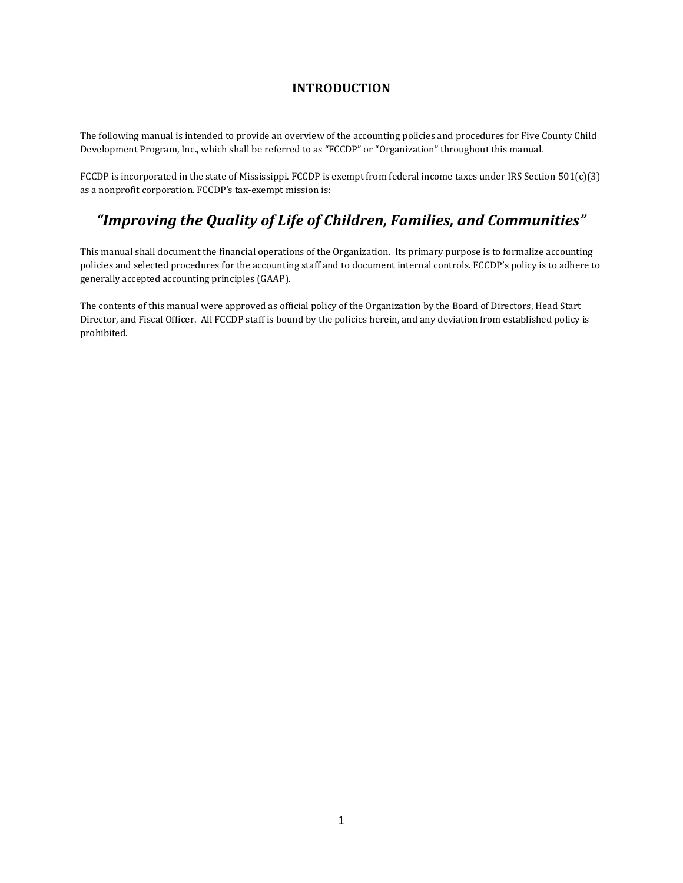# INTRODUCTION

The following manual is intended to provide an overview of the accounting policies and procedures for Five County Child Development Program, Inc., which shall be referred to as "FCCDP" or "Organization" throughout this manual.

FCCDP is incorporated in the state of Mississippi. FCCDP is exempt from federal income taxes under IRS Section 501(c)(3) as a nonprofit corporation. FCCDP's tax-exempt mission is:

## *"Improving the Quality of Life of Children, Families, and Communities"*

This manual shall document the financial operations of the Organization. Its primary purpose is to formalize accounting policies and selected procedures for the accounting staff and to document internal controls. FCCDP's policy is to adhere to generally accepted accounting principles (GAAP).

The contents of this manual were approved as official policy of the Organization by the Board of Directors, Head Start Director, and Fiscal Officer. All FCCDP staff is bound by the policies herein, and any deviation from established policy is prohibited.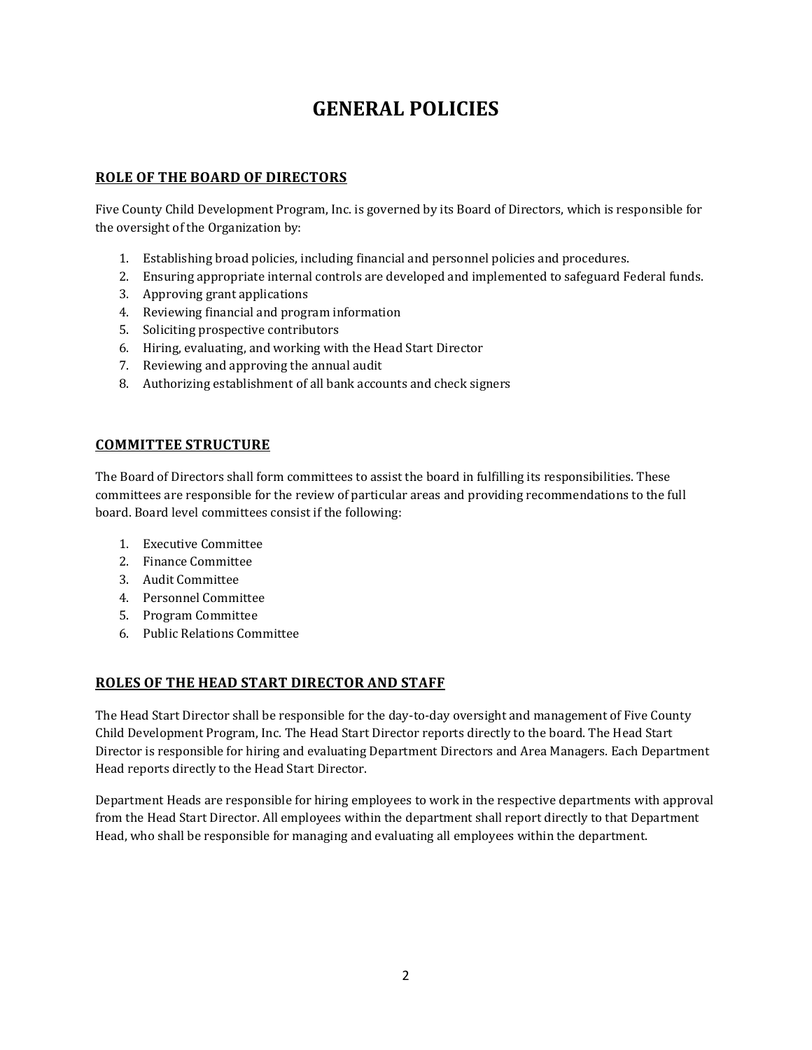# GENERAL POLICIES

## ROLE OF THE BOARD OF DIRECTORS

Five County Child Development Program, Inc. is governed by its Board of Directors, which is responsible for the oversight of the Organization by:

1. Establishing broad policies, including financial and personnel policies and procedures.
2. Ensuring appropriate internal controls are developed and implemented to safeguard Federal funds.
3. Approving grant applications
4. Reviewing financial and program information
5. Soliciting prospective contributors
6. Hiring, evaluating, and working with the Head Start Director
7. Reviewing and approving the annual audit
8. Authorizing establishment of all bank accounts and check signers

## COMMITTEE STRUCTURE

The Board of Directors shall form committees to assist the board in fulfilling its responsibilities. These committees are responsible for the review of particular areas and providing recommendations to the full board. Board level committees consist if the following:

1. Executive Committee
2. Finance Committee
3. Audit Committee
4. Personnel Committee
5. Program Committee
6. Public Relations Committee

## ROLES OF THE HEAD START DIRECTOR AND STAFF

The Head Start Director shall be responsible for the day-to-day oversight and management of Five County Child Development Program, Inc. The Head Start Director reports directly to the board. The Head Start Director is responsible for hiring and evaluating Department Directors and Area Managers. Each Department Head reports directly to the Head Start Director.

Department Heads are responsible for hiring employees to work in the respective departments with approval from the Head Start Director. All employees within the department shall report directly to that Department Head, who shall be responsible for managing and evaluating all employees within the department.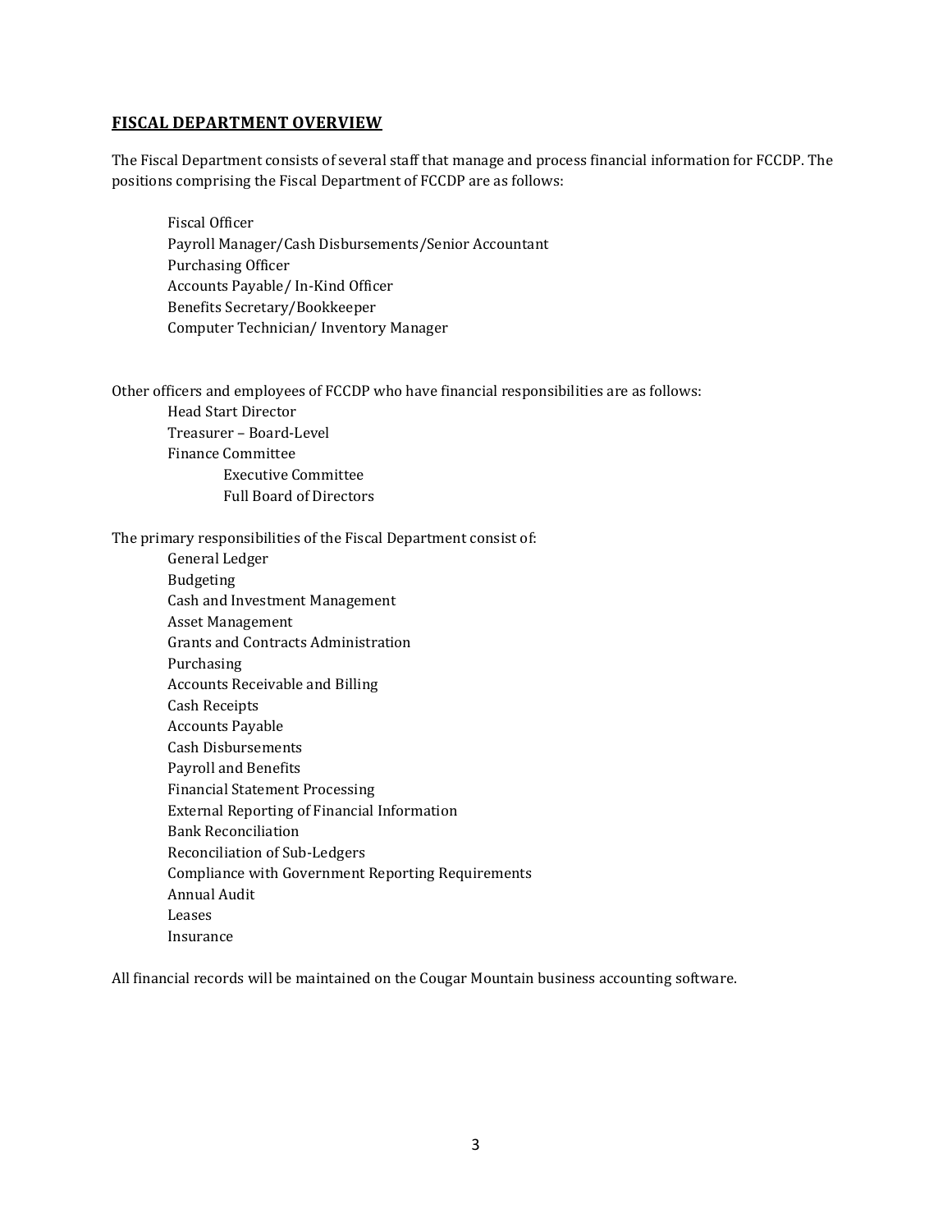## FISCAL DEPARTMENT OVERVIEW

The Fiscal Department consists of several staff that manage and process financial information for FCCDP. The positions comprising the Fiscal Department of FCCDP are as follows:

- Fiscal Officer
- Payroll Manager/Cash Disbursements/Senior Accountant
- Purchasing Officer
- Accounts Payable/ In-Kind Officer
- Benefits Secretary/Bookkeeper
- Computer Technician/ Inventory Manager

Other officers and employees of FCCDP who have financial responsibilities are as follows:

- Head Start Director
- Treasurer – Board-Level
- Finance Committee
    - Executive Committee
    - Full Board of Directors

The primary responsibilities of the Fiscal Department consist of:

- General Ledger
- Budgeting
- Cash and Investment Management
- Asset Management
- Grants and Contracts Administration
- Purchasing
- Accounts Receivable and Billing
- Cash Receipts
- Accounts Payable
- Cash Disbursements
- Payroll and Benefits
- Financial Statement Processing
- External Reporting of Financial Information
- Bank Reconciliation
- Reconciliation of Sub-Ledgers
- Compliance with Government Reporting Requirements
- Annual Audit
- Leases
- Insurance

All financial records will be maintained on the Cougar Mountain business accounting software.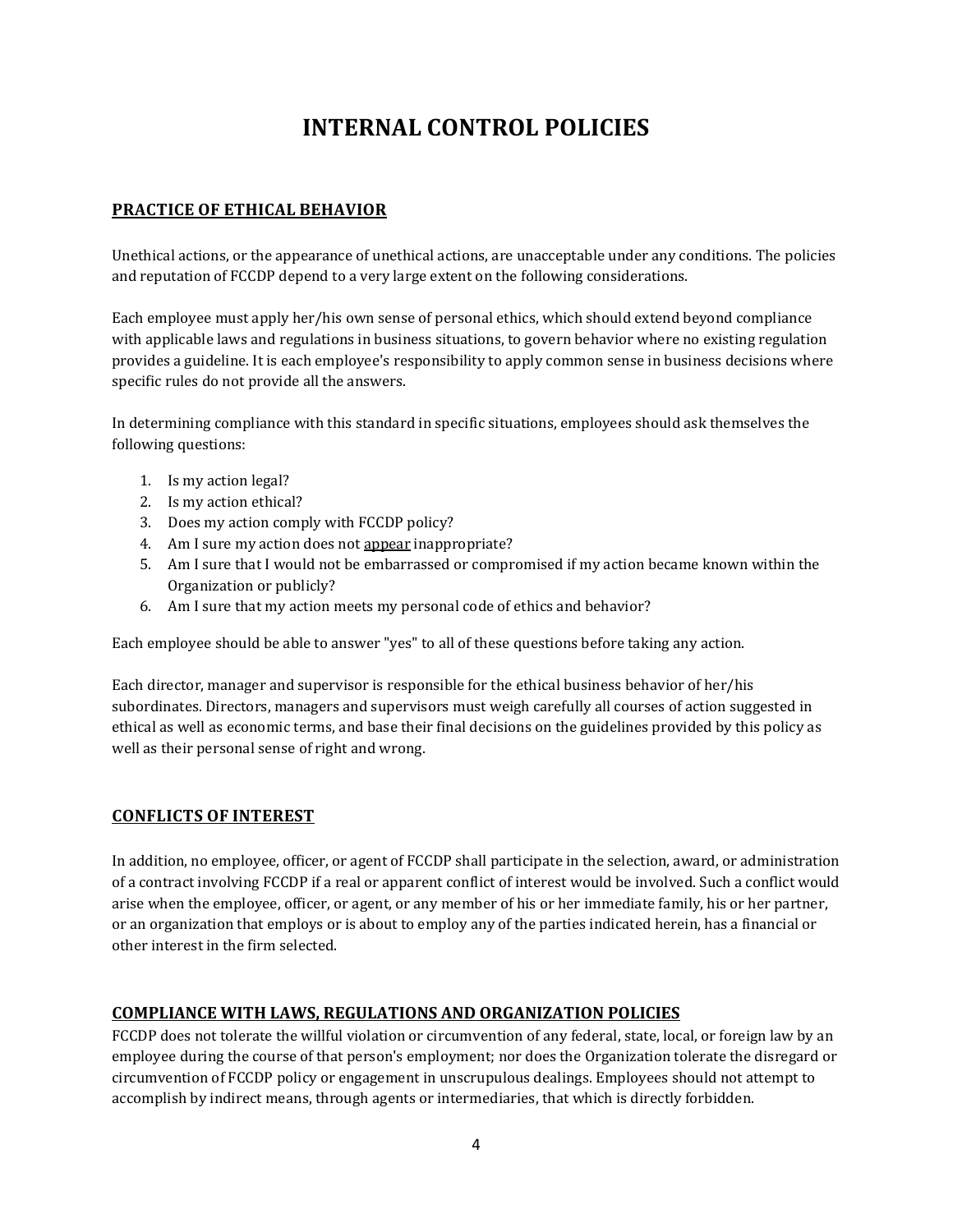# INTERNAL CONTROL POLICIES

## PRACTICE OF ETHICAL BEHAVIOR

Unethical actions, or the appearance of unethical actions, are unacceptable under any conditions. The policies and reputation of FCCDP depend to a very large extent on the following considerations.

Each employee must apply her/his own sense of personal ethics, which should extend beyond compliance with applicable laws and regulations in business situations, to govern behavior where no existing regulation provides a guideline. It is each employee's responsibility to apply common sense in business decisions where specific rules do not provide all the answers.

In determining compliance with this standard in specific situations, employees should ask themselves the following questions:

1. Is my action legal?
2. Is my action ethical?
3. Does my action comply with FCCDP policy?
4. Am I sure my action does not <u>appear</u> inappropriate?
5. Am I sure that I would not be embarrassed or compromised if my action became known within the Organization or publicly?
6. Am I sure that my action meets my personal code of ethics and behavior?

Each employee should be able to answer "yes" to all of these questions before taking any action.

Each director, manager and supervisor is responsible for the ethical business behavior of her/his subordinates. Directors, managers and supervisors must weigh carefully all courses of action suggested in ethical as well as economic terms, and base their final decisions on the guidelines provided by this policy as well as their personal sense of right and wrong.

## CONFLICTS OF INTEREST

In addition, no employee, officer, or agent of FCCDP shall participate in the selection, award, or administration of a contract involving FCCDP if a real or apparent conflict of interest would be involved. Such a conflict would arise when the employee, officer, or agent, or any member of his or her immediate family, his or her partner, or an organization that employs or is about to employ any of the parties indicated herein, has a financial or other interest in the firm selected.

## COMPLIANCE WITH LAWS, REGULATIONS AND ORGANIZATION POLICIES

FCCDP does not tolerate the willful violation or circumvention of any federal, state, local, or foreign law by an employee during the course of that person's employment; nor does the Organization tolerate the disregard or circumvention of FCCDP policy or engagement in unscrupulous dealings. Employees should not attempt to accomplish by indirect means, through agents or intermediaries, that which is directly forbidden.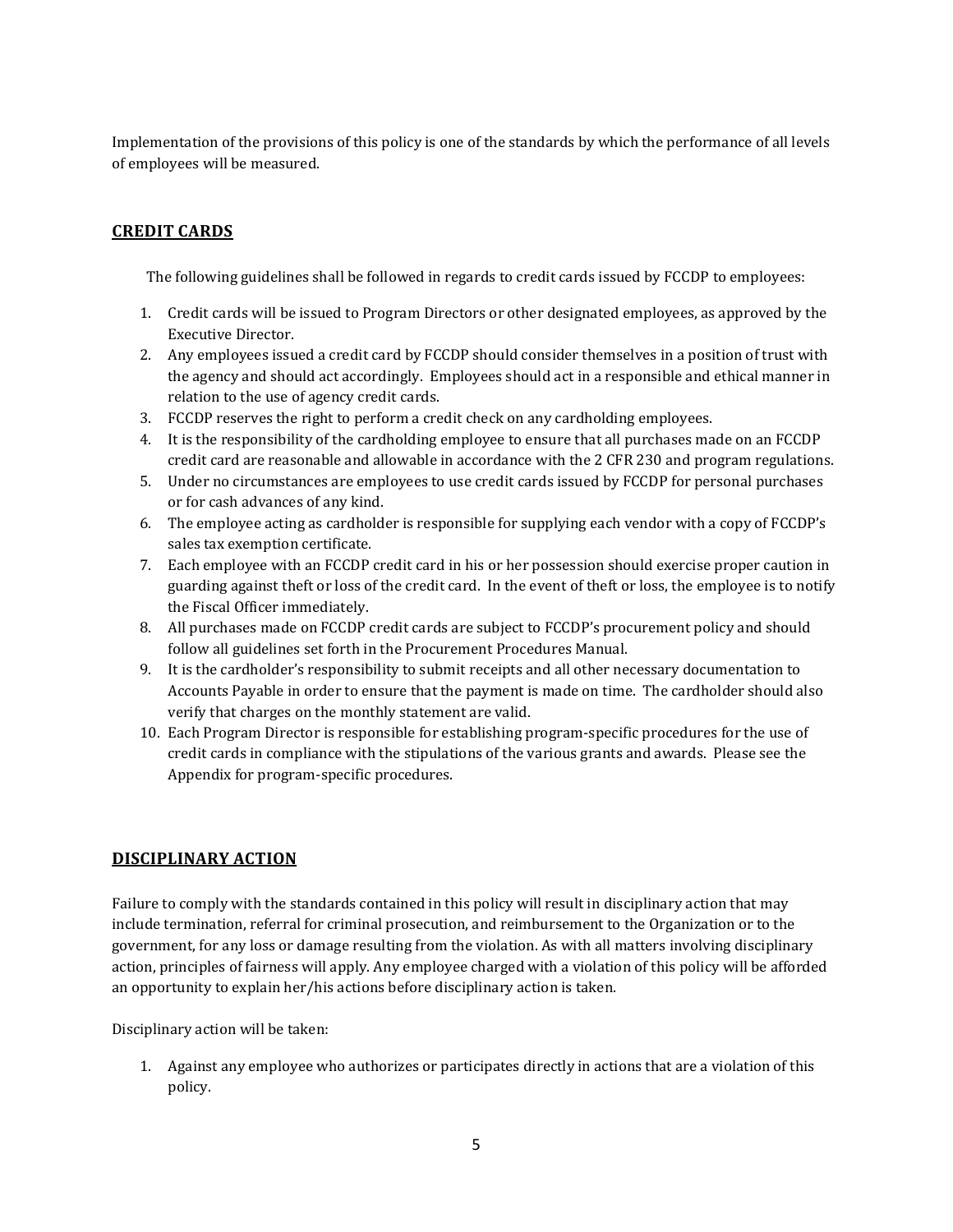Implementation of the provisions of this policy is one of the standards by which the performance of all levels of employees will be measured.

## CREDIT CARDS

The following guidelines shall be followed in regards to credit cards issued by FCCDP to employees:

1. Credit cards will be issued to Program Directors or other designated employees, as approved by the Executive Director.
2. Any employees issued a credit card by FCCDP should consider themselves in a position of trust with the agency and should act accordingly. Employees should act in a responsible and ethical manner in relation to the use of agency credit cards.
3. FCCDP reserves the right to perform a credit check on any cardholding employees.
4. It is the responsibility of the cardholding employee to ensure that all purchases made on an FCCDP credit card are reasonable and allowable in accordance with the 2 CFR 230 and program regulations.
5. Under no circumstances are employees to use credit cards issued by FCCDP for personal purchases or for cash advances of any kind.
6. The employee acting as cardholder is responsible for supplying each vendor with a copy of FCCDP's sales tax exemption certificate.
7. Each employee with an FCCDP credit card in his or her possession should exercise proper caution in guarding against theft or loss of the credit card. In the event of theft or loss, the employee is to notify the Fiscal Officer immediately.
8. All purchases made on FCCDP credit cards are subject to FCCDP's procurement policy and should follow all guidelines set forth in the Procurement Procedures Manual.
9. It is the cardholder's responsibility to submit receipts and all other necessary documentation to Accounts Payable in order to ensure that the payment is made on time. The cardholder should also verify that charges on the monthly statement are valid.
10. Each Program Director is responsible for establishing program-specific procedures for the use of credit cards in compliance with the stipulations of the various grants and awards. Please see the Appendix for program-specific procedures.

## DISCIPLINARY ACTION

Failure to comply with the standards contained in this policy will result in disciplinary action that may include termination, referral for criminal prosecution, and reimbursement to the Organization or to the government, for any loss or damage resulting from the violation. As with all matters involving disciplinary action, principles of fairness will apply. Any employee charged with a violation of this policy will be afforded an opportunity to explain her/his actions before disciplinary action is taken.

Disciplinary action will be taken:

1. Against any employee who authorizes or participates directly in actions that are a violation of this policy.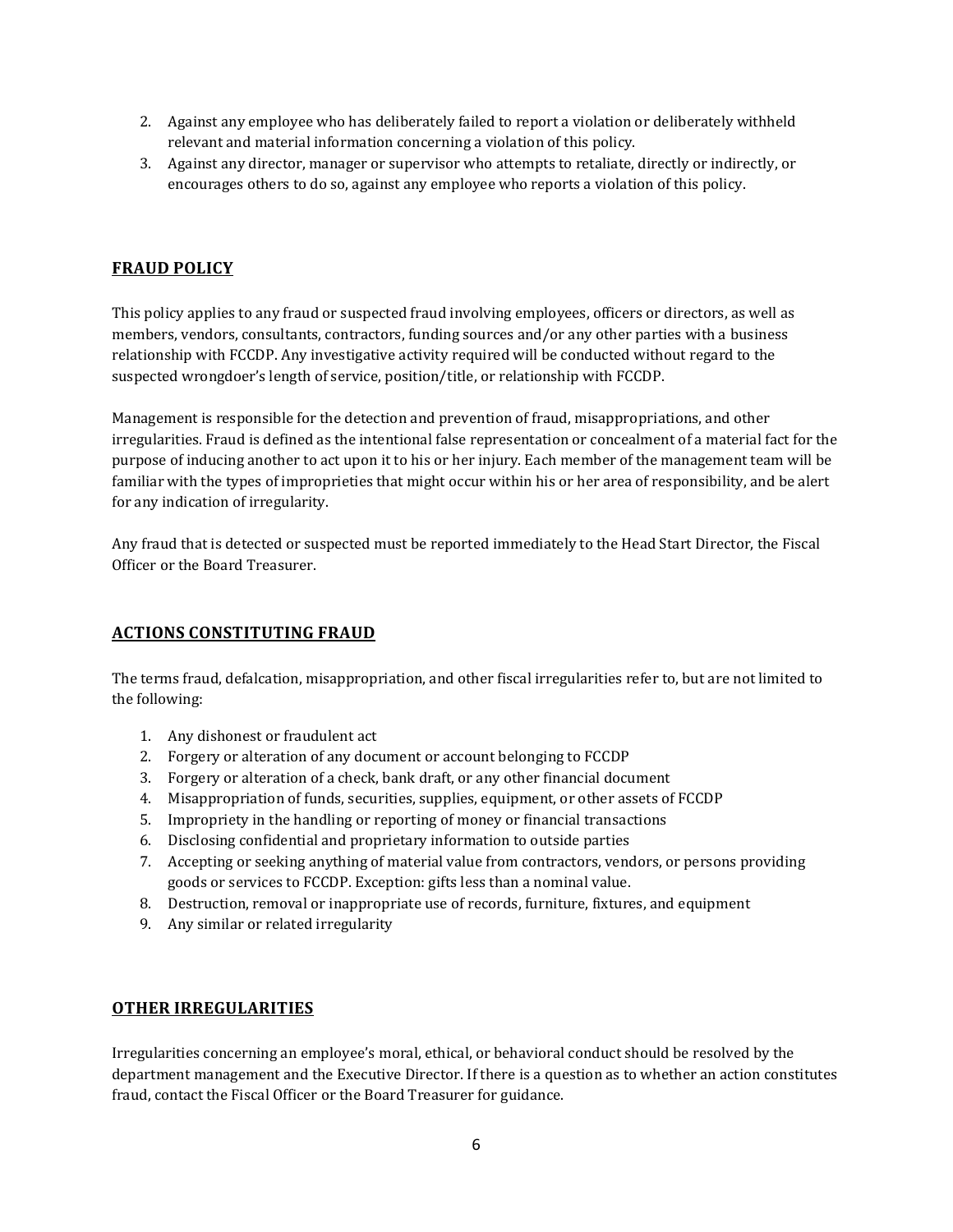2. Against any employee who has deliberately failed to report a violation or deliberately withheld relevant and material information concerning a violation of this policy.
3. Against any director, manager or supervisor who attempts to retaliate, directly or indirectly, or encourages others to do so, against any employee who reports a violation of this policy.

## FRAUD POLICY

This policy applies to any fraud or suspected fraud involving employees, officers or directors, as well as members, vendors, consultants, contractors, funding sources and/or any other parties with a business relationship with FCCDP. Any investigative activity required will be conducted without regard to the suspected wrongdoer's length of service, position/title, or relationship with FCCDP.

Management is responsible for the detection and prevention of fraud, misappropriations, and other irregularities. Fraud is defined as the intentional false representation or concealment of a material fact for the purpose of inducing another to act upon it to his or her injury. Each member of the management team will be familiar with the types of improprieties that might occur within his or her area of responsibility, and be alert for any indication of irregularity.

Any fraud that is detected or suspected must be reported immediately to the Head Start Director, the Fiscal Officer or the Board Treasurer.

## ACTIONS CONSTITUTING FRAUD

The terms fraud, defalcation, misappropriation, and other fiscal irregularities refer to, but are not limited to the following:

1. Any dishonest or fraudulent act
2. Forgery or alteration of any document or account belonging to FCCDP
3. Forgery or alteration of a check, bank draft, or any other financial document
4. Misappropriation of funds, securities, supplies, equipment, or other assets of FCCDP
5. Impropriety in the handling or reporting of money or financial transactions
6. Disclosing confidential and proprietary information to outside parties
7. Accepting or seeking anything of material value from contractors, vendors, or persons providing goods or services to FCCDP. Exception: gifts less than a nominal value.
8. Destruction, removal or inappropriate use of records, furniture, fixtures, and equipment
9. Any similar or related irregularity

## OTHER IRREGULARITIES

Irregularities concerning an employee's moral, ethical, or behavioral conduct should be resolved by the department management and the Executive Director. If there is a question as to whether an action constitutes fraud, contact the Fiscal Officer or the Board Treasurer for guidance.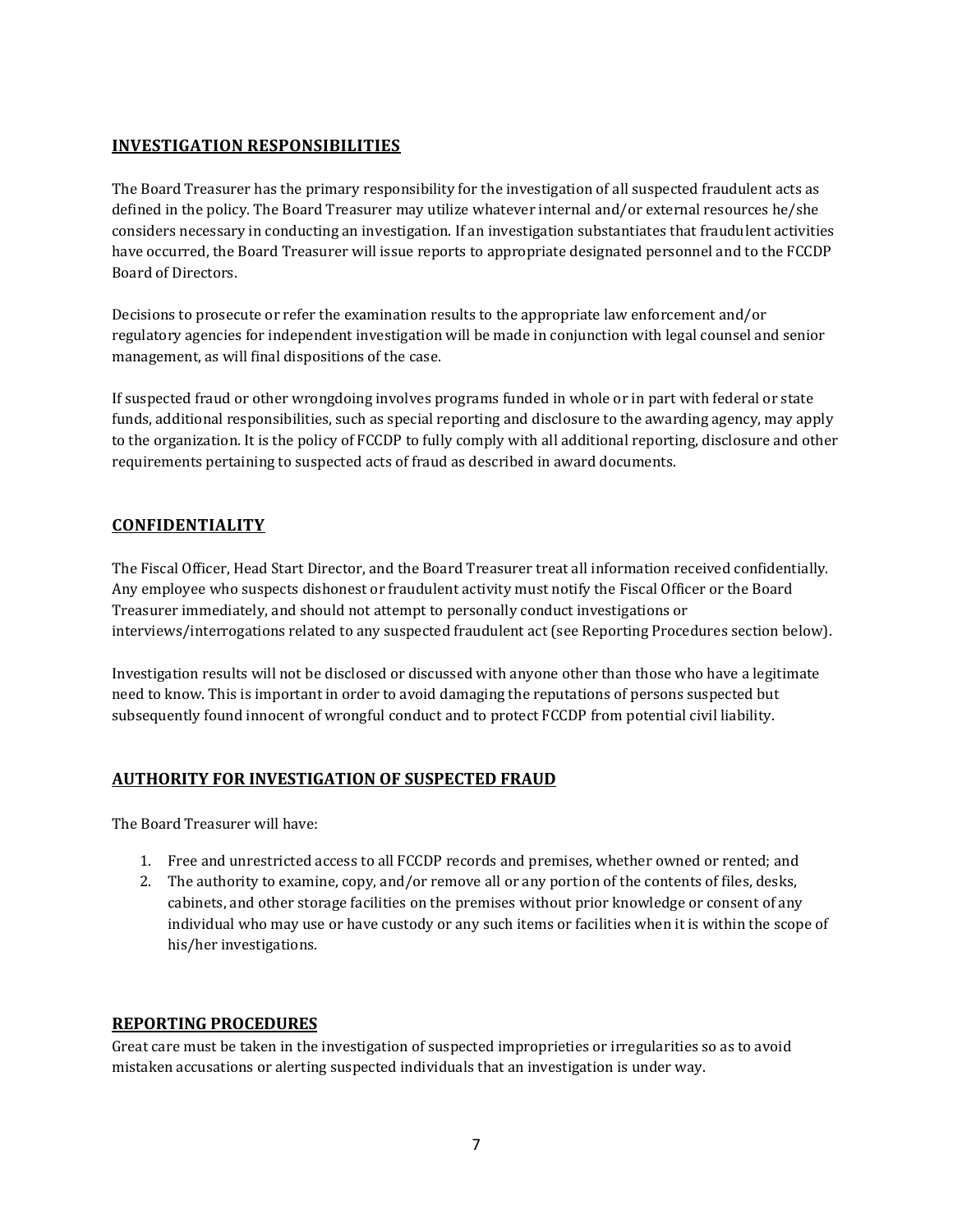## INVESTIGATION RESPONSIBILITIES

The Board Treasurer has the primary responsibility for the investigation of all suspected fraudulent acts as defined in the policy. The Board Treasurer may utilize whatever internal and/or external resources he/she considers necessary in conducting an investigation. If an investigation substantiates that fraudulent activities have occurred, the Board Treasurer will issue reports to appropriate designated personnel and to the FCCDP Board of Directors.

Decisions to prosecute or refer the examination results to the appropriate law enforcement and/or regulatory agencies for independent investigation will be made in conjunction with legal counsel and senior management, as will final dispositions of the case.

If suspected fraud or other wrongdoing involves programs funded in whole or in part with federal or state funds, additional responsibilities, such as special reporting and disclosure to the awarding agency, may apply to the organization. It is the policy of FCCDP to fully comply with all additional reporting, disclosure and other requirements pertaining to suspected acts of fraud as described in award documents.

## CONFIDENTIALITY

The Fiscal Officer, Head Start Director, and the Board Treasurer treat all information received confidentially. Any employee who suspects dishonest or fraudulent activity must notify the Fiscal Officer or the Board Treasurer immediately, and should not attempt to personally conduct investigations or interviews/interrogations related to any suspected fraudulent act (see Reporting Procedures section below).

Investigation results will not be disclosed or discussed with anyone other than those who have a legitimate need to know. This is important in order to avoid damaging the reputations of persons suspected but subsequently found innocent of wrongful conduct and to protect FCCDP from potential civil liability.

## AUTHORITY FOR INVESTIGATION OF SUSPECTED FRAUD

The Board Treasurer will have:

1. Free and unrestricted access to all FCCDP records and premises, whether owned or rented; and
2. The authority to examine, copy, and/or remove all or any portion of the contents of files, desks, cabinets, and other storage facilities on the premises without prior knowledge or consent of any individual who may use or have custody or any such items or facilities when it is within the scope of his/her investigations.

## REPORTING PROCEDURES

Great care must be taken in the investigation of suspected improprieties or irregularities so as to avoid mistaken accusations or alerting suspected individuals that an investigation is under way.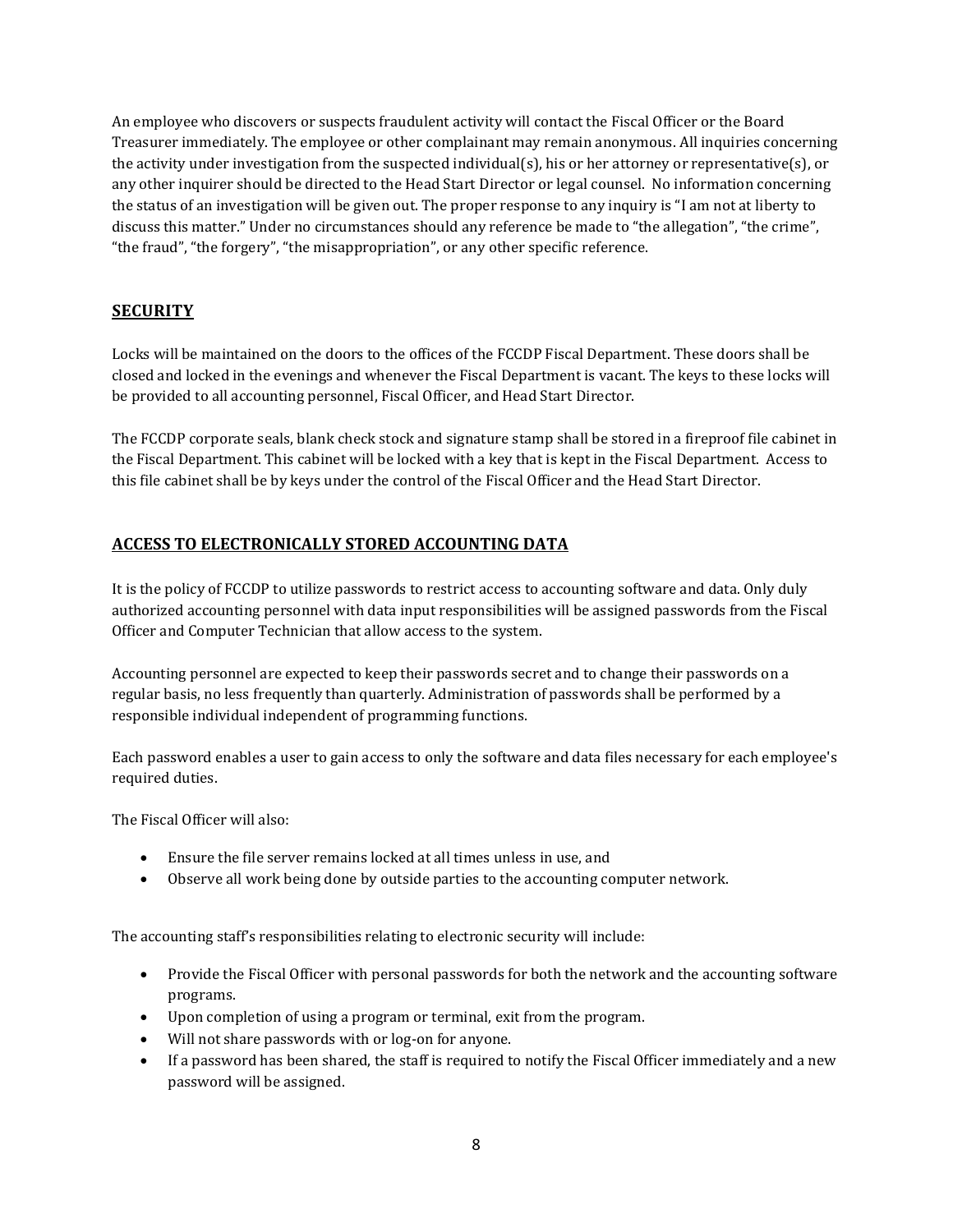An employee who discovers or suspects fraudulent activity will contact the Fiscal Officer or the Board Treasurer immediately. The employee or other complainant may remain anonymous. All inquiries concerning the activity under investigation from the suspected individual(s), his or her attorney or representative(s), or any other inquirer should be directed to the Head Start Director or legal counsel. No information concerning the status of an investigation will be given out. The proper response to any inquiry is "I am not at liberty to discuss this matter." Under no circumstances should any reference be made to "the allegation", "the crime", "the fraud", "the forgery", "the misappropriation", or any other specific reference.

## SECURITY

Locks will be maintained on the doors to the offices of the FCCDP Fiscal Department. These doors shall be closed and locked in the evenings and whenever the Fiscal Department is vacant. The keys to these locks will be provided to all accounting personnel, Fiscal Officer, and Head Start Director.

The FCCDP corporate seals, blank check stock and signature stamp shall be stored in a fireproof file cabinet in the Fiscal Department. This cabinet will be locked with a key that is kept in the Fiscal Department. Access to this file cabinet shall be by keys under the control of the Fiscal Officer and the Head Start Director.

## ACCESS TO ELECTRONICALLY STORED ACCOUNTING DATA

It is the policy of FCCDP to utilize passwords to restrict access to accounting software and data. Only duly authorized accounting personnel with data input responsibilities will be assigned passwords from the Fiscal Officer and Computer Technician that allow access to the system.

Accounting personnel are expected to keep their passwords secret and to change their passwords on a regular basis, no less frequently than quarterly. Administration of passwords shall be performed by a responsible individual independent of programming functions.

Each password enables a user to gain access to only the software and data files necessary for each employee's required duties.

The Fiscal Officer will also:

- Ensure the file server remains locked at all times unless in use, and
- Observe all work being done by outside parties to the accounting computer network.

The accounting staff's responsibilities relating to electronic security will include:

- Provide the Fiscal Officer with personal passwords for both the network and the accounting software programs.
- Upon completion of using a program or terminal, exit from the program.
- Will not share passwords with or log-on for anyone.
- If a password has been shared, the staff is required to notify the Fiscal Officer immediately and a new password will be assigned.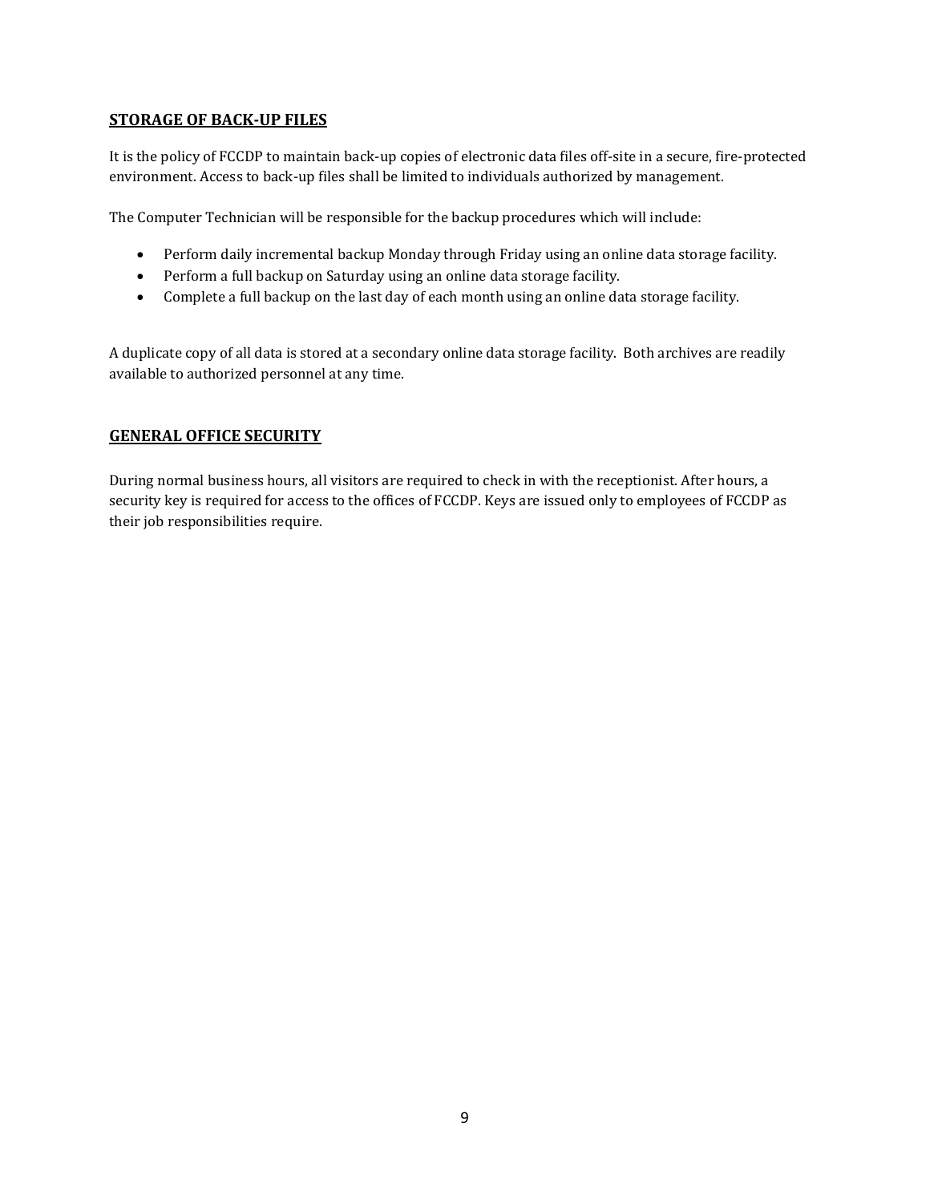## STORAGE OF BACK-UP FILES

It is the policy of FCCDP to maintain back-up copies of electronic data files off-site in a secure, fire-protected environment. Access to back-up files shall be limited to individuals authorized by management.

The Computer Technician will be responsible for the backup procedures which will include:

- Perform daily incremental backup Monday through Friday using an online data storage facility.
- Perform a full backup on Saturday using an online data storage facility.
- Complete a full backup on the last day of each month using an online data storage facility.

A duplicate copy of all data is stored at a secondary online data storage facility. Both archives are readily available to authorized personnel at any time.

## GENERAL OFFICE SECURITY

During normal business hours, all visitors are required to check in with the receptionist. After hours, a security key is required for access to the offices of FCCDP. Keys are issued only to employees of FCCDP as their job responsibilities require.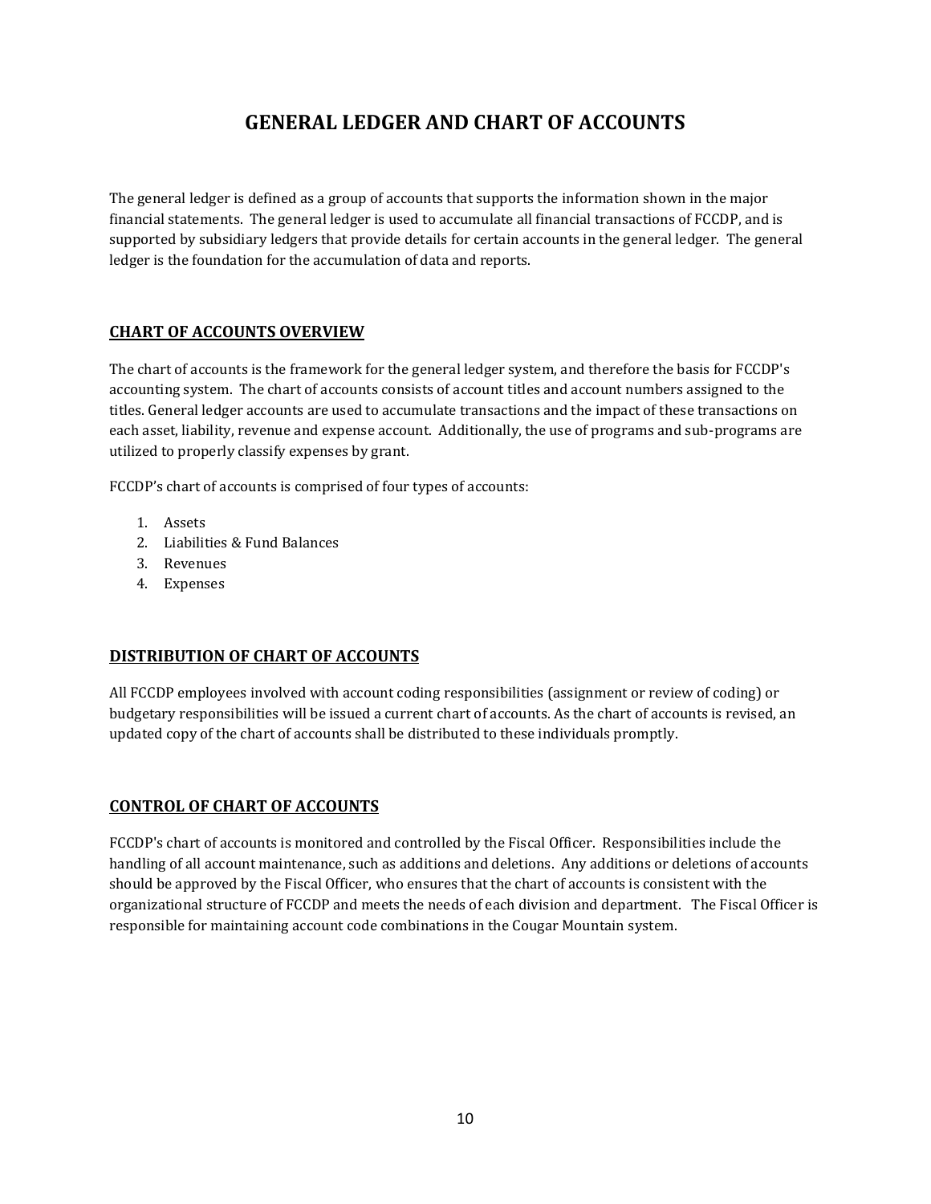# GENERAL LEDGER AND CHART OF ACCOUNTS

The general ledger is defined as a group of accounts that supports the information shown in the major financial statements. The general ledger is used to accumulate all financial transactions of FCCDP, and is supported by subsidiary ledgers that provide details for certain accounts in the general ledger. The general ledger is the foundation for the accumulation of data and reports.

## CHART OF ACCOUNTS OVERVIEW

The chart of accounts is the framework for the general ledger system, and therefore the basis for FCCDP's accounting system. The chart of accounts consists of account titles and account numbers assigned to the titles. General ledger accounts are used to accumulate transactions and the impact of these transactions on each asset, liability, revenue and expense account. Additionally, the use of programs and sub-programs are utilized to properly classify expenses by grant.

FCCDP's chart of accounts is comprised of four types of accounts:

1. Assets
2. Liabilities & Fund Balances
3. Revenues
4. Expenses

## DISTRIBUTION OF CHART OF ACCOUNTS

All FCCDP employees involved with account coding responsibilities (assignment or review of coding) or budgetary responsibilities will be issued a current chart of accounts. As the chart of accounts is revised, an updated copy of the chart of accounts shall be distributed to these individuals promptly.

## CONTROL OF CHART OF ACCOUNTS

FCCDP's chart of accounts is monitored and controlled by the Fiscal Officer. Responsibilities include the handling of all account maintenance, such as additions and deletions. Any additions or deletions of accounts should be approved by the Fiscal Officer, who ensures that the chart of accounts is consistent with the organizational structure of FCCDP and meets the needs of each division and department. The Fiscal Officer is responsible for maintaining account code combinations in the Cougar Mountain system.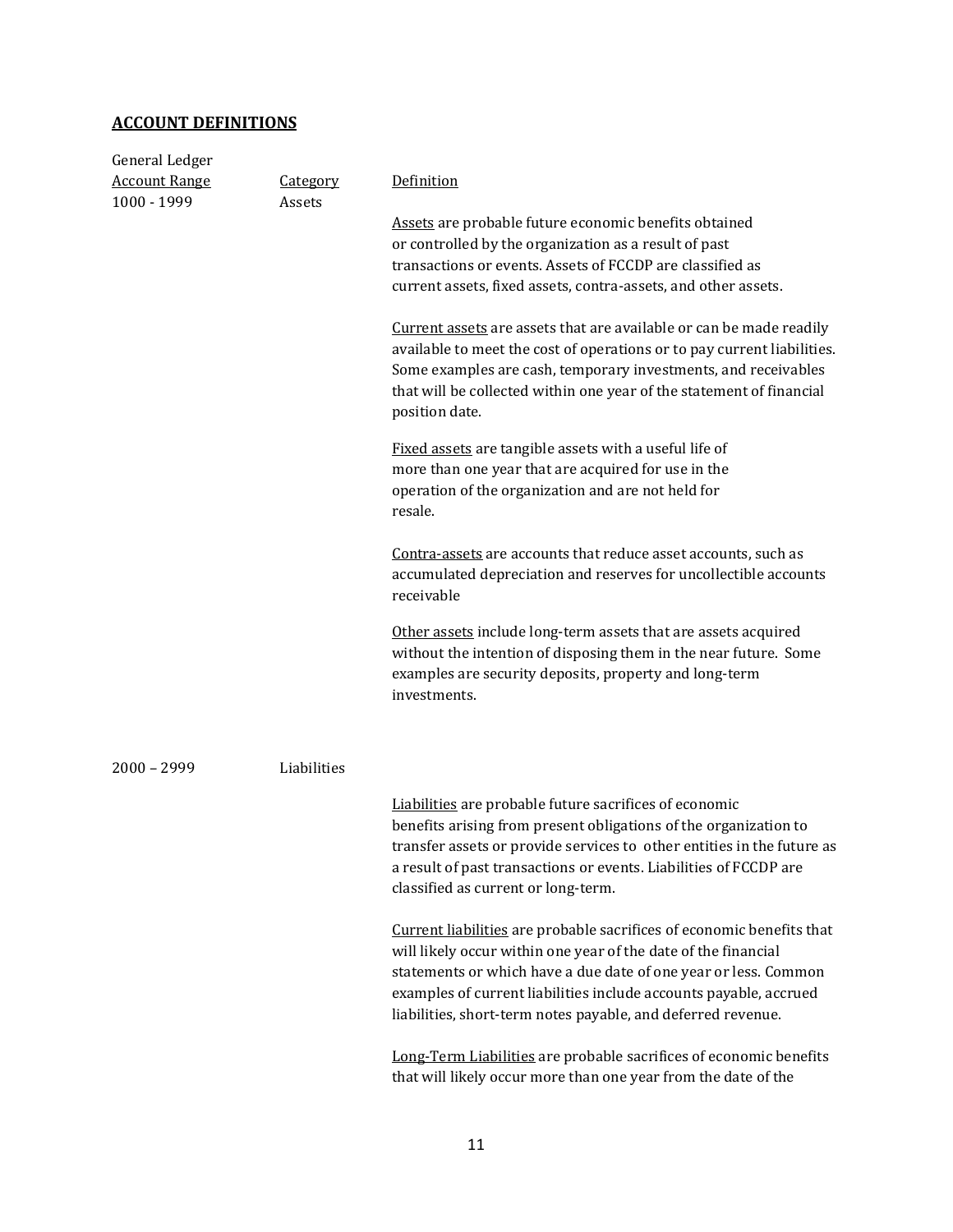**ACCOUNT DEFINITIONS**

| General Ledger Account Range | Category | Definition |
|---|---|---|
| 1000 - 1999 | Assets | Assets are probable future economic benefits obtained or controlled by the organization as a result of past transactions or events. Assets of FCCDP are classified as current assets, fixed assets, contra-assets, and other assets.<br><br>Current assets are assets that are available or can be made readily available to meet the cost of operations or to pay current liabilities. Some examples are cash, temporary investments, and receivables that will be collected within one year of the statement of financial position date.<br><br>Fixed assets are tangible assets with a useful life of more than one year that are acquired for use in the operation of the organization and are not held for resale.<br><br>Contra-assets are accounts that reduce asset accounts, such as accumulated depreciation and reserves for uncollectible accounts receivable<br><br>Other assets include long-term assets that are assets acquired without the intention of disposing them in the near future. Some examples are security deposits, property and long-term investments. |
| 2000 – 2999 | Liabilities | Liabilities are probable future sacrifices of economic benefits arising from present obligations of the organization to transfer assets or provide services to other entities in the future as a result of past transactions or events. Liabilities of FCCDP are classified as current or long-term.<br><br>Current liabilities are probable sacrifices of economic benefits that will likely occur within one year of the date of the financial statements or which have a due date of one year or less. Common examples of current liabilities include accounts payable, accrued liabilities, short-term notes payable, and deferred revenue.<br><br>Long-Term Liabilities are probable sacrifices of economic benefits that will likely occur more than one year from the date of the |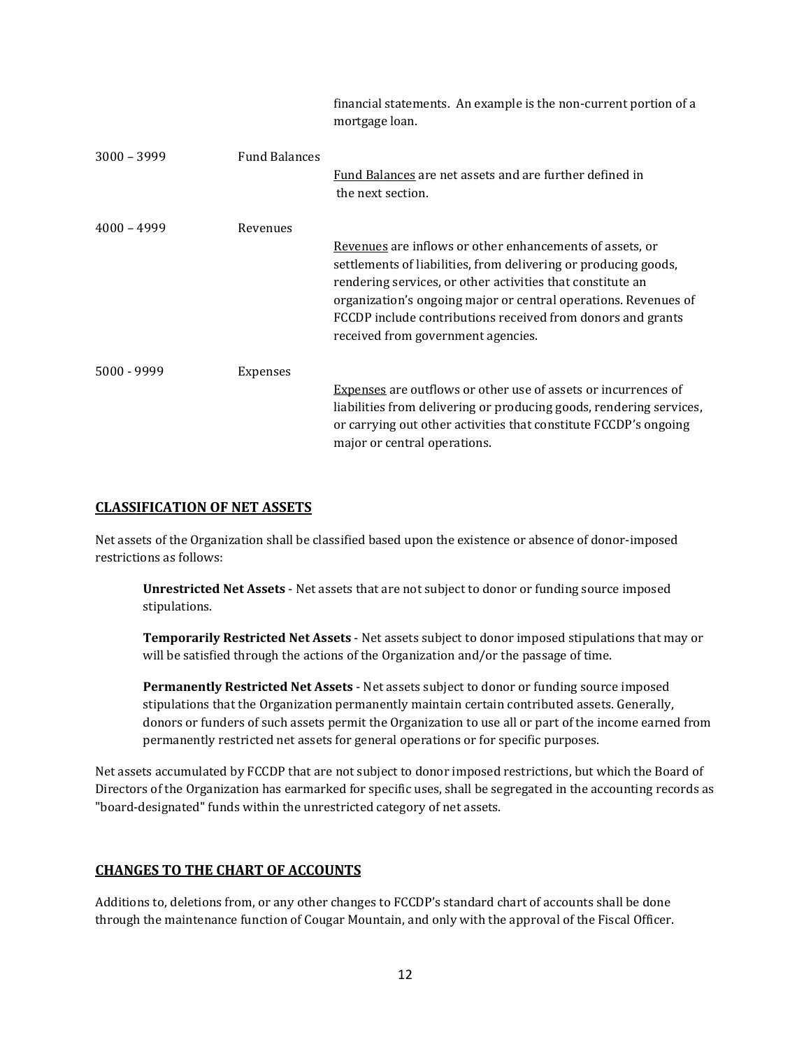| | | |
|---|---|---|
| | | financial statements. An example is the non-current portion of a mortgage loan. |
| 3000 – 3999 | Fund Balances | Fund Balances are net assets and are further defined in the next section. |
| 4000 – 4999 | Revenues | Revenues are inflows or other enhancements of assets, or settlements of liabilities, from delivering or producing goods, rendering services, or other activities that constitute an organization's ongoing major or central operations. Revenues of FCCDP include contributions received from donors and grants received from government agencies. |
| 5000 - 9999 | Expenses | Expenses are outflows or other use of assets or incurrences of liabilities from delivering or producing goods, rendering services, or carrying out other activities that constitute FCCDP's ongoing major or central operations. |

## CLASSIFICATION OF NET ASSETS

Net assets of the Organization shall be classified based upon the existence or absence of donor-imposed restrictions as follows:

**Unrestricted Net Assets** - Net assets that are not subject to donor or funding source imposed stipulations.

**Temporarily Restricted Net Assets** - Net assets subject to donor imposed stipulations that may or will be satisfied through the actions of the Organization and/or the passage of time.

**Permanently Restricted Net Assets** - Net assets subject to donor or funding source imposed stipulations that the Organization permanently maintain certain contributed assets. Generally, donors or funders of such assets permit the Organization to use all or part of the income earned from permanently restricted net assets for general operations or for specific purposes.

Net assets accumulated by FCCDP that are not subject to donor imposed restrictions, but which the Board of Directors of the Organization has earmarked for specific uses, shall be segregated in the accounting records as "board-designated" funds within the unrestricted category of net assets.

## CHANGES TO THE CHART OF ACCOUNTS

Additions to, deletions from, or any other changes to FCCDP's standard chart of accounts shall be done through the maintenance function of Cougar Mountain, and only with the approval of the Fiscal Officer.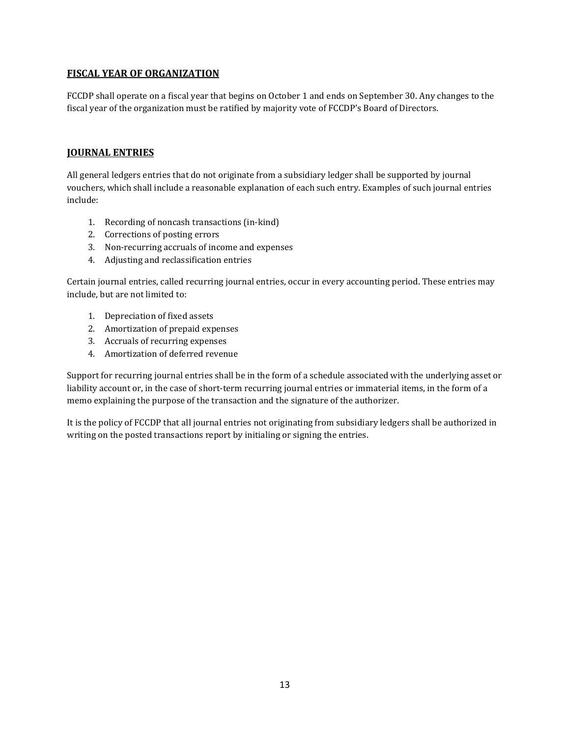## FISCAL YEAR OF ORGANIZATION

FCCDP shall operate on a fiscal year that begins on October 1 and ends on September 30. Any changes to the fiscal year of the organization must be ratified by majority vote of FCCDP's Board of Directors.

## JOURNAL ENTRIES

All general ledgers entries that do not originate from a subsidiary ledger shall be supported by journal vouchers, which shall include a reasonable explanation of each such entry. Examples of such journal entries include:

1. Recording of noncash transactions (in-kind)
2. Corrections of posting errors
3. Non-recurring accruals of income and expenses
4. Adjusting and reclassification entries

Certain journal entries, called recurring journal entries, occur in every accounting period. These entries may include, but are not limited to:

1. Depreciation of fixed assets
2. Amortization of prepaid expenses
3. Accruals of recurring expenses
4. Amortization of deferred revenue

Support for recurring journal entries shall be in the form of a schedule associated with the underlying asset or liability account or, in the case of short-term recurring journal entries or immaterial items, in the form of a memo explaining the purpose of the transaction and the signature of the authorizer.

It is the policy of FCCDP that all journal entries not originating from subsidiary ledgers shall be authorized in writing on the posted transactions report by initialing or signing the entries.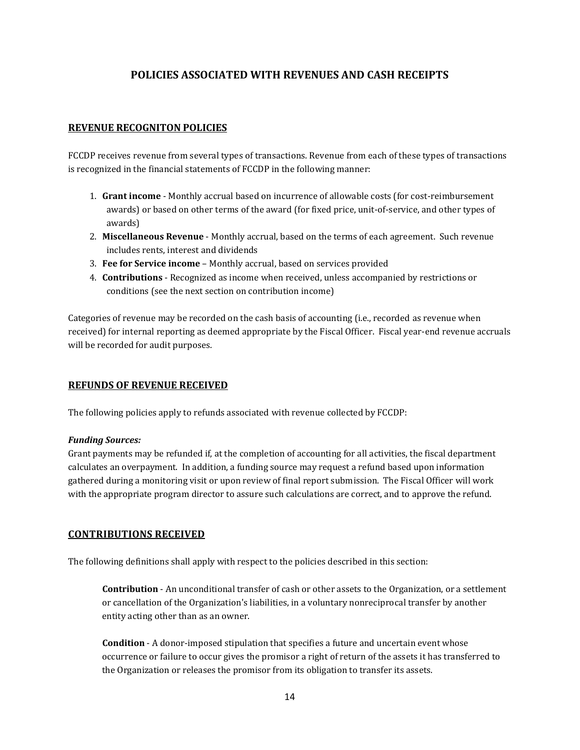# POLICIES ASSOCIATED WITH REVENUES AND CASH RECEIPTS

## REVENUE RECOGNITON POLICIES

FCCDP receives revenue from several types of transactions. Revenue from each of these types of transactions is recognized in the financial statements of FCCDP in the following manner:

1. **Grant income** - Monthly accrual based on incurrence of allowable costs (for cost-reimbursement awards) or based on other terms of the award (for fixed price, unit-of-service, and other types of awards)
2. **Miscellaneous Revenue** - Monthly accrual, based on the terms of each agreement. Such revenue includes rents, interest and dividends
3. **Fee for Service income** – Monthly accrual, based on services provided
4. **Contributions** - Recognized as income when received, unless accompanied by restrictions or conditions (see the next section on contribution income)

Categories of revenue may be recorded on the cash basis of accounting (i.e., recorded as revenue when received) for internal reporting as deemed appropriate by the Fiscal Officer. Fiscal year-end revenue accruals will be recorded for audit purposes.

## REFUNDS OF REVENUE RECEIVED

The following policies apply to refunds associated with revenue collected by FCCDP:

***Funding Sources:***

Grant payments may be refunded if, at the completion of accounting for all activities, the fiscal department calculates an overpayment. In addition, a funding source may request a refund based upon information gathered during a monitoring visit or upon review of final report submission. The Fiscal Officer will work with the appropriate program director to assure such calculations are correct, and to approve the refund.

## CONTRIBUTIONS RECEIVED

The following definitions shall apply with respect to the policies described in this section:

**Contribution** - An unconditional transfer of cash or other assets to the Organization, or a settlement or cancellation of the Organization's liabilities, in a voluntary nonreciprocal transfer by another entity acting other than as an owner.

**Condition** - A donor-imposed stipulation that specifies a future and uncertain event whose occurrence or failure to occur gives the promisor a right of return of the assets it has transferred to the Organization or releases the promisor from its obligation to transfer its assets.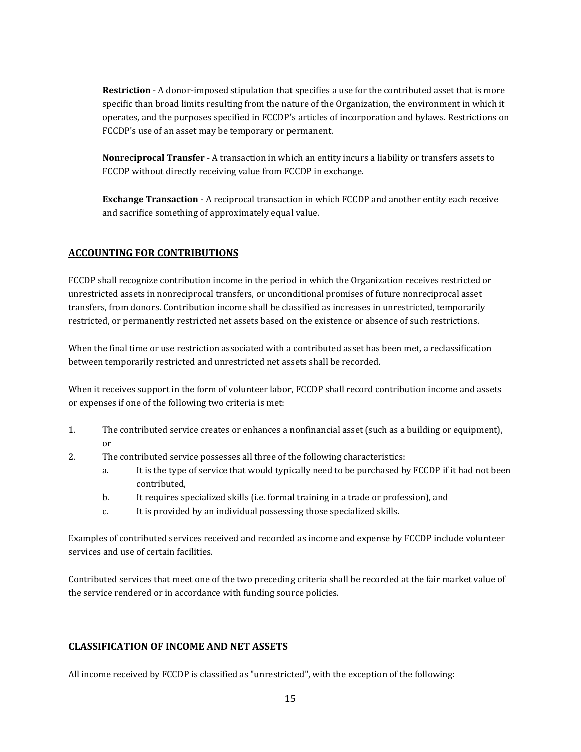**Restriction** - A donor-imposed stipulation that specifies a use for the contributed asset that is more specific than broad limits resulting from the nature of the Organization, the environment in which it operates, and the purposes specified in FCCDP's articles of incorporation and bylaws. Restrictions on FCCDP's use of an asset may be temporary or permanent.

**Nonreciprocal Transfer** - A transaction in which an entity incurs a liability or transfers assets to FCCDP without directly receiving value from FCCDP in exchange.

**Exchange Transaction** - A reciprocal transaction in which FCCDP and another entity each receive and sacrifice something of approximately equal value.

## ACCOUNTING FOR CONTRIBUTIONS

FCCDP shall recognize contribution income in the period in which the Organization receives restricted or unrestricted assets in nonreciprocal transfers, or unconditional promises of future nonreciprocal asset transfers, from donors. Contribution income shall be classified as increases in unrestricted, temporarily restricted, or permanently restricted net assets based on the existence or absence of such restrictions.

When the final time or use restriction associated with a contributed asset has been met, a reclassification between temporarily restricted and unrestricted net assets shall be recorded.

When it receives support in the form of volunteer labor, FCCDP shall record contribution income and assets or expenses if one of the following two criteria is met:

1. The contributed service creates or enhances a nonfinancial asset (such as a building or equipment), or
2. The contributed service possesses all three of the following characteristics:
   a. It is the type of service that would typically need to be purchased by FCCDP if it had not been contributed,
   b. It requires specialized skills (i.e. formal training in a trade or profession), and
   c. It is provided by an individual possessing those specialized skills.

Examples of contributed services received and recorded as income and expense by FCCDP include volunteer services and use of certain facilities.

Contributed services that meet one of the two preceding criteria shall be recorded at the fair market value of the service rendered or in accordance with funding source policies.

## CLASSIFICATION OF INCOME AND NET ASSETS

All income received by FCCDP is classified as "unrestricted", with the exception of the following: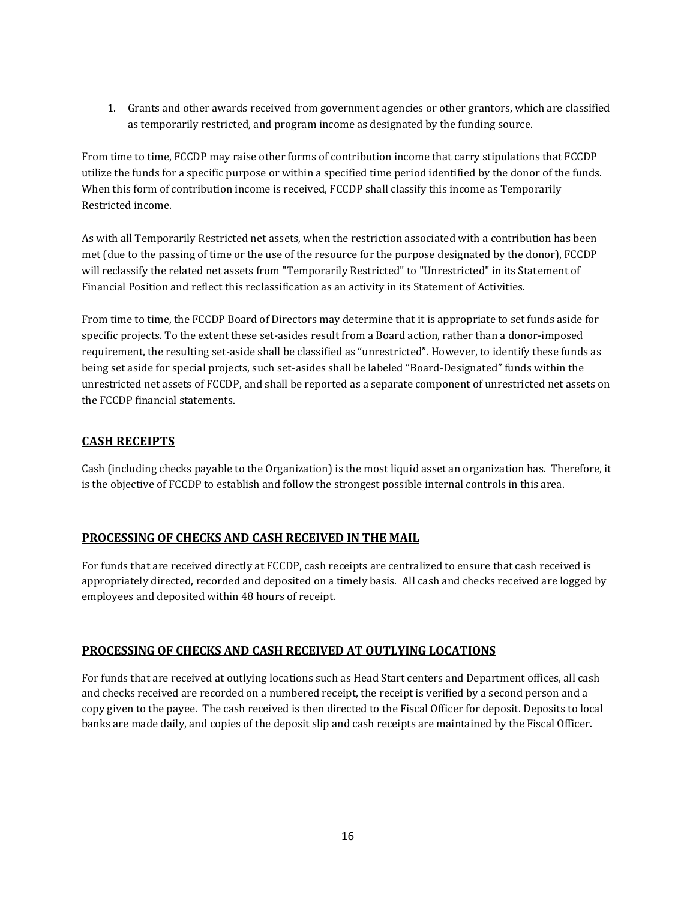1. Grants and other awards received from government agencies or other grantors, which are classified as temporarily restricted, and program income as designated by the funding source.

From time to time, FCCDP may raise other forms of contribution income that carry stipulations that FCCDP utilize the funds for a specific purpose or within a specified time period identified by the donor of the funds. When this form of contribution income is received, FCCDP shall classify this income as Temporarily Restricted income.

As with all Temporarily Restricted net assets, when the restriction associated with a contribution has been met (due to the passing of time or the use of the resource for the purpose designated by the donor), FCCDP will reclassify the related net assets from "Temporarily Restricted" to "Unrestricted" in its Statement of Financial Position and reflect this reclassification as an activity in its Statement of Activities.

From time to time, the FCCDP Board of Directors may determine that it is appropriate to set funds aside for specific projects. To the extent these set-asides result from a Board action, rather than a donor-imposed requirement, the resulting set-aside shall be classified as "unrestricted". However, to identify these funds as being set aside for special projects, such set-asides shall be labeled "Board-Designated" funds within the unrestricted net assets of FCCDP, and shall be reported as a separate component of unrestricted net assets on the FCCDP financial statements.

## CASH RECEIPTS

Cash (including checks payable to the Organization) is the most liquid asset an organization has. Therefore, it is the objective of FCCDP to establish and follow the strongest possible internal controls in this area.

## PROCESSING OF CHECKS AND CASH RECEIVED IN THE MAIL

For funds that are received directly at FCCDP, cash receipts are centralized to ensure that cash received is appropriately directed, recorded and deposited on a timely basis. All cash and checks received are logged by employees and deposited within 48 hours of receipt.

## PROCESSING OF CHECKS AND CASH RECEIVED AT OUTLYING LOCATIONS

For funds that are received at outlying locations such as Head Start centers and Department offices, all cash and checks received are recorded on a numbered receipt, the receipt is verified by a second person and a copy given to the payee. The cash received is then directed to the Fiscal Officer for deposit. Deposits to local banks are made daily, and copies of the deposit slip and cash receipts are maintained by the Fiscal Officer.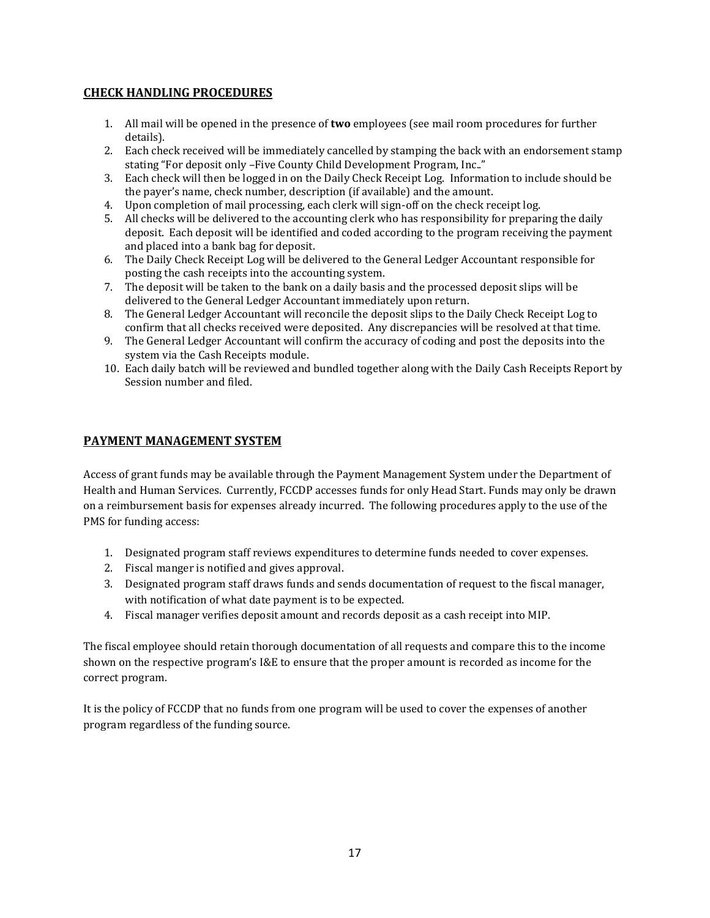## CHECK HANDLING PROCEDURES

1. All mail will be opened in the presence of **two** employees (see mail room procedures for further details).
2. Each check received will be immediately cancelled by stamping the back with an endorsement stamp stating "For deposit only –Five County Child Development Program, Inc.."
3. Each check will then be logged in on the Daily Check Receipt Log. Information to include should be the payer's name, check number, description (if available) and the amount.
4. Upon completion of mail processing, each clerk will sign-off on the check receipt log.
5. All checks will be delivered to the accounting clerk who has responsibility for preparing the daily deposit. Each deposit will be identified and coded according to the program receiving the payment and placed into a bank bag for deposit.
6. The Daily Check Receipt Log will be delivered to the General Ledger Accountant responsible for posting the cash receipts into the accounting system.
7. The deposit will be taken to the bank on a daily basis and the processed deposit slips will be delivered to the General Ledger Accountant immediately upon return.
8. The General Ledger Accountant will reconcile the deposit slips to the Daily Check Receipt Log to confirm that all checks received were deposited. Any discrepancies will be resolved at that time.
9. The General Ledger Accountant will confirm the accuracy of coding and post the deposits into the system via the Cash Receipts module.
10. Each daily batch will be reviewed and bundled together along with the Daily Cash Receipts Report by Session number and filed.

## PAYMENT MANAGEMENT SYSTEM

Access of grant funds may be available through the Payment Management System under the Department of Health and Human Services. Currently, FCCDP accesses funds for only Head Start. Funds may only be drawn on a reimbursement basis for expenses already incurred. The following procedures apply to the use of the PMS for funding access:

1. Designated program staff reviews expenditures to determine funds needed to cover expenses.
2. Fiscal manger is notified and gives approval.
3. Designated program staff draws funds and sends documentation of request to the fiscal manager, with notification of what date payment is to be expected.
4. Fiscal manager verifies deposit amount and records deposit as a cash receipt into MIP.

The fiscal employee should retain thorough documentation of all requests and compare this to the income shown on the respective program's I&E to ensure that the proper amount is recorded as income for the correct program.

It is the policy of FCCDP that no funds from one program will be used to cover the expenses of another program regardless of the funding source.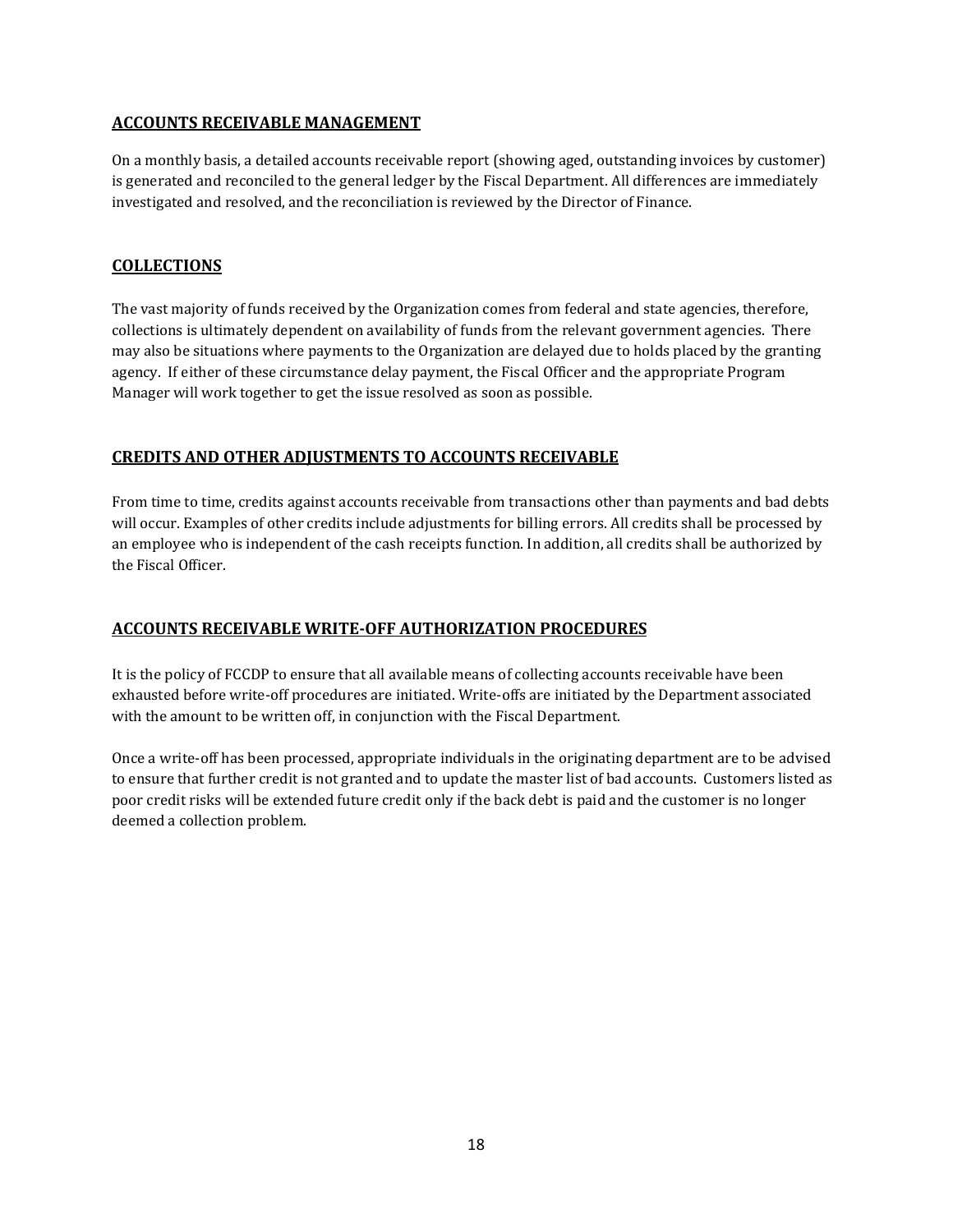## ACCOUNTS RECEIVABLE MANAGEMENT

On a monthly basis, a detailed accounts receivable report (showing aged, outstanding invoices by customer) is generated and reconciled to the general ledger by the Fiscal Department. All differences are immediately investigated and resolved, and the reconciliation is reviewed by the Director of Finance.

## COLLECTIONS

The vast majority of funds received by the Organization comes from federal and state agencies, therefore, collections is ultimately dependent on availability of funds from the relevant government agencies. There may also be situations where payments to the Organization are delayed due to holds placed by the granting agency. If either of these circumstance delay payment, the Fiscal Officer and the appropriate Program Manager will work together to get the issue resolved as soon as possible.

## CREDITS AND OTHER ADJUSTMENTS TO ACCOUNTS RECEIVABLE

From time to time, credits against accounts receivable from transactions other than payments and bad debts will occur. Examples of other credits include adjustments for billing errors. All credits shall be processed by an employee who is independent of the cash receipts function. In addition, all credits shall be authorized by the Fiscal Officer.

## ACCOUNTS RECEIVABLE WRITE-OFF AUTHORIZATION PROCEDURES

It is the policy of FCCDP to ensure that all available means of collecting accounts receivable have been exhausted before write-off procedures are initiated. Write-offs are initiated by the Department associated with the amount to be written off, in conjunction with the Fiscal Department.

Once a write-off has been processed, appropriate individuals in the originating department are to be advised to ensure that further credit is not granted and to update the master list of bad accounts. Customers listed as poor credit risks will be extended future credit only if the back debt is paid and the customer is no longer deemed a collection problem.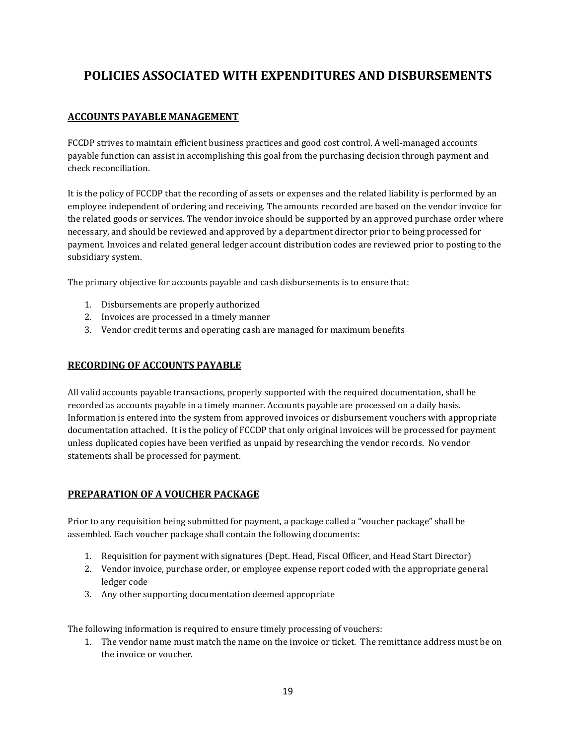# POLICIES ASSOCIATED WITH EXPENDITURES AND DISBURSEMENTS

## ACCOUNTS PAYABLE MANAGEMENT

FCCDP strives to maintain efficient business practices and good cost control. A well-managed accounts payable function can assist in accomplishing this goal from the purchasing decision through payment and check reconciliation.

It is the policy of FCCDP that the recording of assets or expenses and the related liability is performed by an employee independent of ordering and receiving. The amounts recorded are based on the vendor invoice for the related goods or services. The vendor invoice should be supported by an approved purchase order where necessary, and should be reviewed and approved by a department director prior to being processed for payment. Invoices and related general ledger account distribution codes are reviewed prior to posting to the subsidiary system.

The primary objective for accounts payable and cash disbursements is to ensure that:

1. Disbursements are properly authorized
2. Invoices are processed in a timely manner
3. Vendor credit terms and operating cash are managed for maximum benefits

## RECORDING OF ACCOUNTS PAYABLE

All valid accounts payable transactions, properly supported with the required documentation, shall be recorded as accounts payable in a timely manner. Accounts payable are processed on a daily basis. Information is entered into the system from approved invoices or disbursement vouchers with appropriate documentation attached. It is the policy of FCCDP that only original invoices will be processed for payment unless duplicated copies have been verified as unpaid by researching the vendor records. No vendor statements shall be processed for payment.

## PREPARATION OF A VOUCHER PACKAGE

Prior to any requisition being submitted for payment, a package called a "voucher package" shall be assembled. Each voucher package shall contain the following documents:

1. Requisition for payment with signatures (Dept. Head, Fiscal Officer, and Head Start Director)
2. Vendor invoice, purchase order, or employee expense report coded with the appropriate general ledger code
3. Any other supporting documentation deemed appropriate

The following information is required to ensure timely processing of vouchers:

1. The vendor name must match the name on the invoice or ticket. The remittance address must be on the invoice or voucher.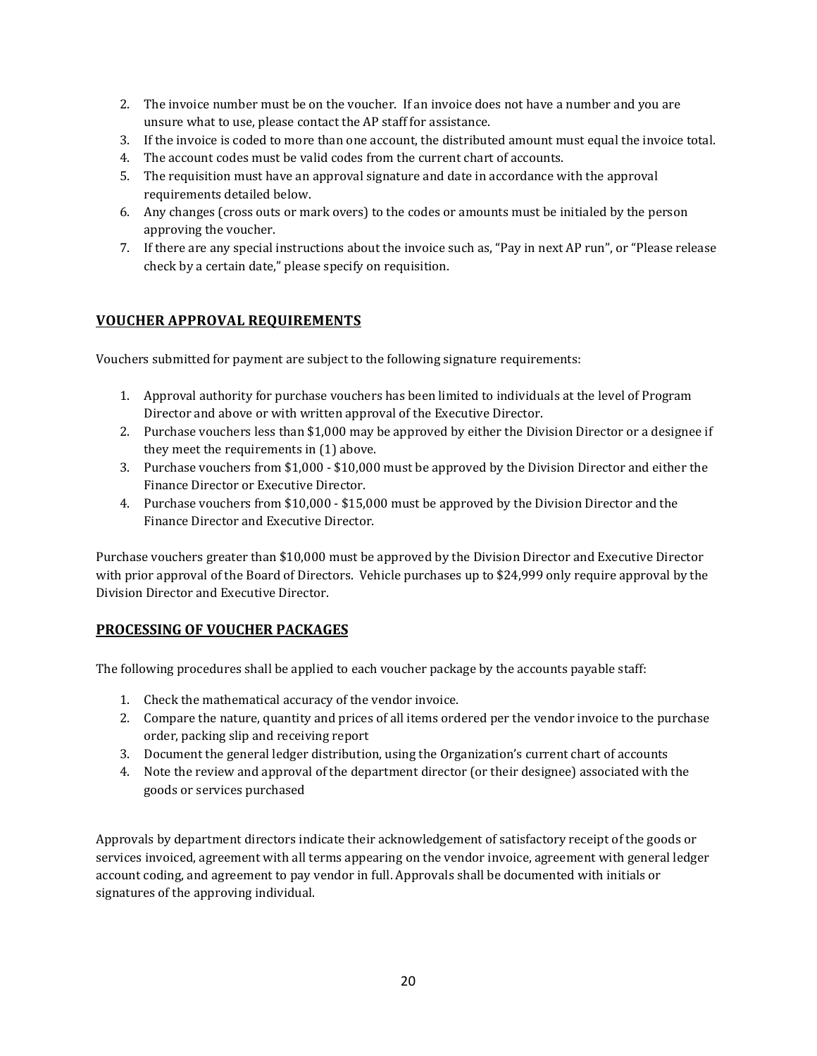2. The invoice number must be on the voucher. If an invoice does not have a number and you are unsure what to use, please contact the AP staff for assistance.
3. If the invoice is coded to more than one account, the distributed amount must equal the invoice total.
4. The account codes must be valid codes from the current chart of accounts.
5. The requisition must have an approval signature and date in accordance with the approval requirements detailed below.
6. Any changes (cross outs or mark overs) to the codes or amounts must be initialed by the person approving the voucher.
7. If there are any special instructions about the invoice such as, "Pay in next AP run", or "Please release check by a certain date," please specify on requisition.

## VOUCHER APPROVAL REQUIREMENTS

Vouchers submitted for payment are subject to the following signature requirements:

1. Approval authority for purchase vouchers has been limited to individuals at the level of Program Director and above or with written approval of the Executive Director.
2. Purchase vouchers less than $1,000 may be approved by either the Division Director or a designee if they meet the requirements in (1) above.
3. Purchase vouchers from $1,000 - $10,000 must be approved by the Division Director and either the Finance Director or Executive Director.
4. Purchase vouchers from $10,000 - $15,000 must be approved by the Division Director and the Finance Director and Executive Director.

Purchase vouchers greater than $10,000 must be approved by the Division Director and Executive Director with prior approval of the Board of Directors. Vehicle purchases up to $24,999 only require approval by the Division Director and Executive Director.

## PROCESSING OF VOUCHER PACKAGES

The following procedures shall be applied to each voucher package by the accounts payable staff:

1. Check the mathematical accuracy of the vendor invoice.
2. Compare the nature, quantity and prices of all items ordered per the vendor invoice to the purchase order, packing slip and receiving report
3. Document the general ledger distribution, using the Organization's current chart of accounts
4. Note the review and approval of the department director (or their designee) associated with the goods or services purchased

Approvals by department directors indicate their acknowledgement of satisfactory receipt of the goods or services invoiced, agreement with all terms appearing on the vendor invoice, agreement with general ledger account coding, and agreement to pay vendor in full. Approvals shall be documented with initials or signatures of the approving individual.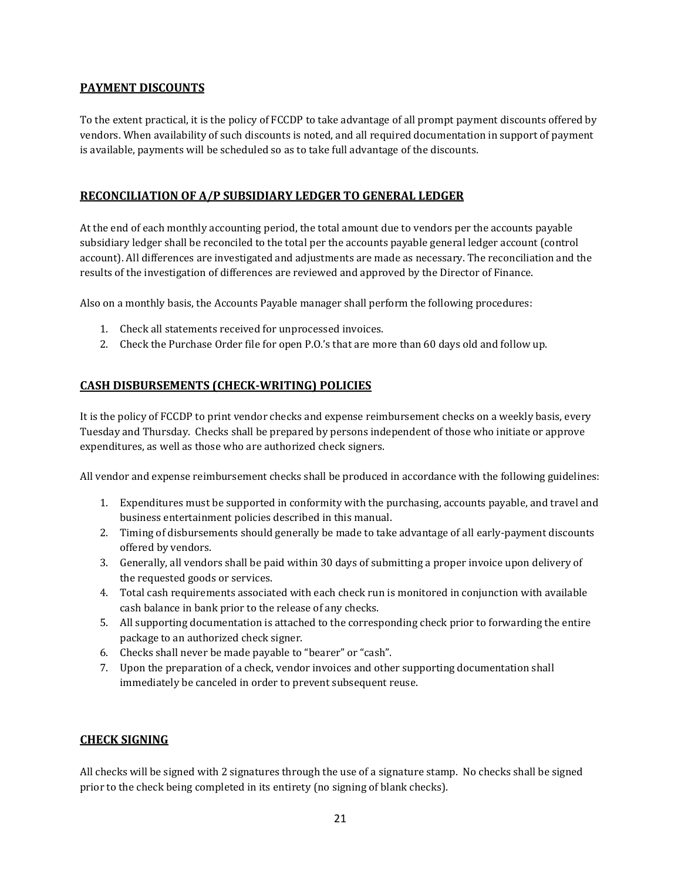## PAYMENT DISCOUNTS

To the extent practical, it is the policy of FCCDP to take advantage of all prompt payment discounts offered by vendors. When availability of such discounts is noted, and all required documentation in support of payment is available, payments will be scheduled so as to take full advantage of the discounts.

## RECONCILIATION OF A/P SUBSIDIARY LEDGER TO GENERAL LEDGER

At the end of each monthly accounting period, the total amount due to vendors per the accounts payable subsidiary ledger shall be reconciled to the total per the accounts payable general ledger account (control account). All differences are investigated and adjustments are made as necessary. The reconciliation and the results of the investigation of differences are reviewed and approved by the Director of Finance.

Also on a monthly basis, the Accounts Payable manager shall perform the following procedures:

1. Check all statements received for unprocessed invoices.
2. Check the Purchase Order file for open P.O.'s that are more than 60 days old and follow up.

## CASH DISBURSEMENTS (CHECK-WRITING) POLICIES

It is the policy of FCCDP to print vendor checks and expense reimbursement checks on a weekly basis, every Tuesday and Thursday. Checks shall be prepared by persons independent of those who initiate or approve expenditures, as well as those who are authorized check signers.

All vendor and expense reimbursement checks shall be produced in accordance with the following guidelines:

1. Expenditures must be supported in conformity with the purchasing, accounts payable, and travel and business entertainment policies described in this manual.
2. Timing of disbursements should generally be made to take advantage of all early-payment discounts offered by vendors.
3. Generally, all vendors shall be paid within 30 days of submitting a proper invoice upon delivery of the requested goods or services.
4. Total cash requirements associated with each check run is monitored in conjunction with available cash balance in bank prior to the release of any checks.
5. All supporting documentation is attached to the corresponding check prior to forwarding the entire package to an authorized check signer.
6. Checks shall never be made payable to "bearer" or "cash".
7. Upon the preparation of a check, vendor invoices and other supporting documentation shall immediately be canceled in order to prevent subsequent reuse.

## CHECK SIGNING

All checks will be signed with 2 signatures through the use of a signature stamp. No checks shall be signed prior to the check being completed in its entirety (no signing of blank checks).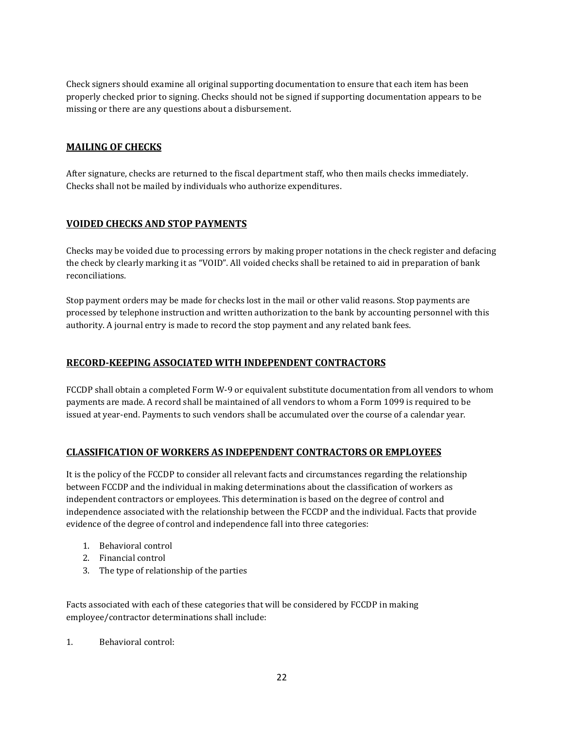Check signers should examine all original supporting documentation to ensure that each item has been properly checked prior to signing. Checks should not be signed if supporting documentation appears to be missing or there are any questions about a disbursement.

## MAILING OF CHECKS

After signature, checks are returned to the fiscal department staff, who then mails checks immediately. Checks shall not be mailed by individuals who authorize expenditures.

## VOIDED CHECKS AND STOP PAYMENTS

Checks may be voided due to processing errors by making proper notations in the check register and defacing the check by clearly marking it as "VOID". All voided checks shall be retained to aid in preparation of bank reconciliations.

Stop payment orders may be made for checks lost in the mail or other valid reasons. Stop payments are processed by telephone instruction and written authorization to the bank by accounting personnel with this authority. A journal entry is made to record the stop payment and any related bank fees.

## RECORD-KEEPING ASSOCIATED WITH INDEPENDENT CONTRACTORS

FCCDP shall obtain a completed Form W-9 or equivalent substitute documentation from all vendors to whom payments are made. A record shall be maintained of all vendors to whom a Form 1099 is required to be issued at year-end. Payments to such vendors shall be accumulated over the course of a calendar year.

## CLASSIFICATION OF WORKERS AS INDEPENDENT CONTRACTORS OR EMPLOYEES

It is the policy of the FCCDP to consider all relevant facts and circumstances regarding the relationship between FCCDP and the individual in making determinations about the classification of workers as independent contractors or employees. This determination is based on the degree of control and independence associated with the relationship between the FCCDP and the individual. Facts that provide evidence of the degree of control and independence fall into three categories:

1. Behavioral control
2. Financial control
3. The type of relationship of the parties

Facts associated with each of these categories that will be considered by FCCDP in making employee/contractor determinations shall include:

1. Behavioral control: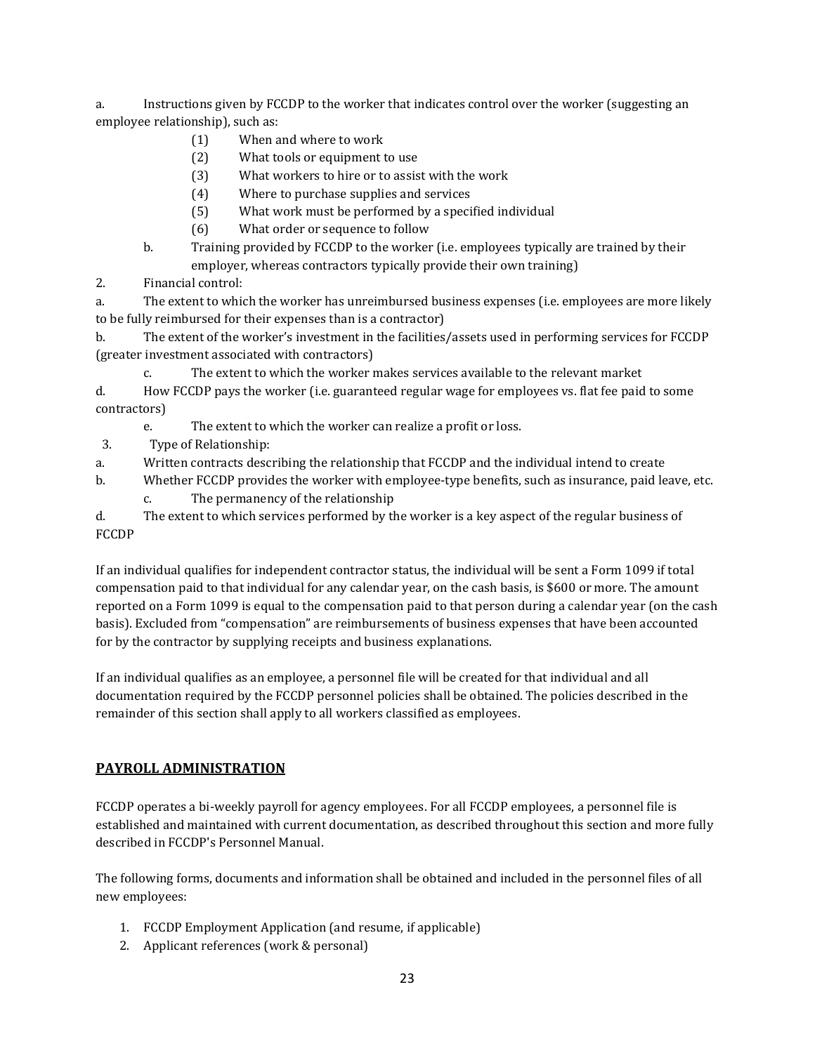a. Instructions given by FCCDP to the worker that indicates control over the worker (suggesting an employee relationship), such as:

(1) When and where to work
(2) What tools or equipment to use
(3) What workers to hire or to assist with the work
(4) Where to purchase supplies and services
(5) What work must be performed by a specified individual
(6) What order or sequence to follow

b. Training provided by FCCDP to the worker (i.e. employees typically are trained by their employer, whereas contractors typically provide their own training)

2. Financial control:

a. The extent to which the worker has unreimbursed business expenses (i.e. employees are more likely to be fully reimbursed for their expenses than is a contractor)

b. The extent of the worker's investment in the facilities/assets used in performing services for FCCDP (greater investment associated with contractors)

c. The extent to which the worker makes services available to the relevant market

d. How FCCDP pays the worker (i.e. guaranteed regular wage for employees vs. flat fee paid to some contractors)

e. The extent to which the worker can realize a profit or loss.

3. Type of Relationship:

a. Written contracts describing the relationship that FCCDP and the individual intend to create

b. Whether FCCDP provides the worker with employee-type benefits, such as insurance, paid leave, etc.

c. The permanency of the relationship

d. The extent to which services performed by the worker is a key aspect of the regular business of FCCDP

If an individual qualifies for independent contractor status, the individual will be sent a Form 1099 if total compensation paid to that individual for any calendar year, on the cash basis, is $600 or more. The amount reported on a Form 1099 is equal to the compensation paid to that person during a calendar year (on the cash basis). Excluded from "compensation" are reimbursements of business expenses that have been accounted for by the contractor by supplying receipts and business explanations.

If an individual qualifies as an employee, a personnel file will be created for that individual and all documentation required by the FCCDP personnel policies shall be obtained. The policies described in the remainder of this section shall apply to all workers classified as employees.

## PAYROLL ADMINISTRATION

FCCDP operates a bi-weekly payroll for agency employees. For all FCCDP employees, a personnel file is established and maintained with current documentation, as described throughout this section and more fully described in FCCDP's Personnel Manual.

The following forms, documents and information shall be obtained and included in the personnel files of all new employees:

1. FCCDP Employment Application (and resume, if applicable)
2. Applicant references (work & personal)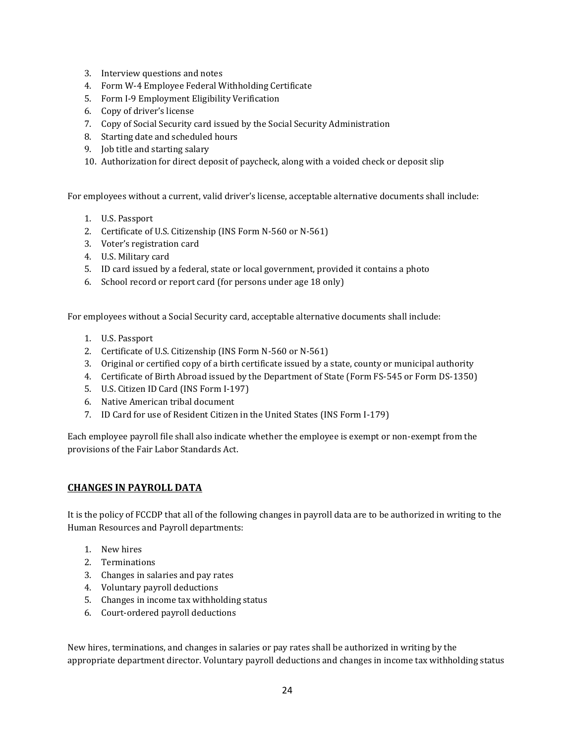3. Interview questions and notes
4. Form W-4 Employee Federal Withholding Certificate
5. Form I-9 Employment Eligibility Verification
6. Copy of driver's license
7. Copy of Social Security card issued by the Social Security Administration
8. Starting date and scheduled hours
9. Job title and starting salary
10. Authorization for direct deposit of paycheck, along with a voided check or deposit slip

For employees without a current, valid driver's license, acceptable alternative documents shall include:

1. U.S. Passport
2. Certificate of U.S. Citizenship (INS Form N-560 or N-561)
3. Voter's registration card
4. U.S. Military card
5. ID card issued by a federal, state or local government, provided it contains a photo
6. School record or report card (for persons under age 18 only)

For employees without a Social Security card, acceptable alternative documents shall include:

1. U.S. Passport
2. Certificate of U.S. Citizenship (INS Form N-560 or N-561)
3. Original or certified copy of a birth certificate issued by a state, county or municipal authority
4. Certificate of Birth Abroad issued by the Department of State (Form FS-545 or Form DS-1350)
5. U.S. Citizen ID Card (INS Form I-197)
6. Native American tribal document
7. ID Card for use of Resident Citizen in the United States (INS Form I-179)

Each employee payroll file shall also indicate whether the employee is exempt or non-exempt from the provisions of the Fair Labor Standards Act.

## CHANGES IN PAYROLL DATA

It is the policy of FCCDP that all of the following changes in payroll data are to be authorized in writing to the Human Resources and Payroll departments:

1. New hires
2. Terminations
3. Changes in salaries and pay rates
4. Voluntary payroll deductions
5. Changes in income tax withholding status
6. Court-ordered payroll deductions

New hires, terminations, and changes in salaries or pay rates shall be authorized in writing by the appropriate department director. Voluntary payroll deductions and changes in income tax withholding status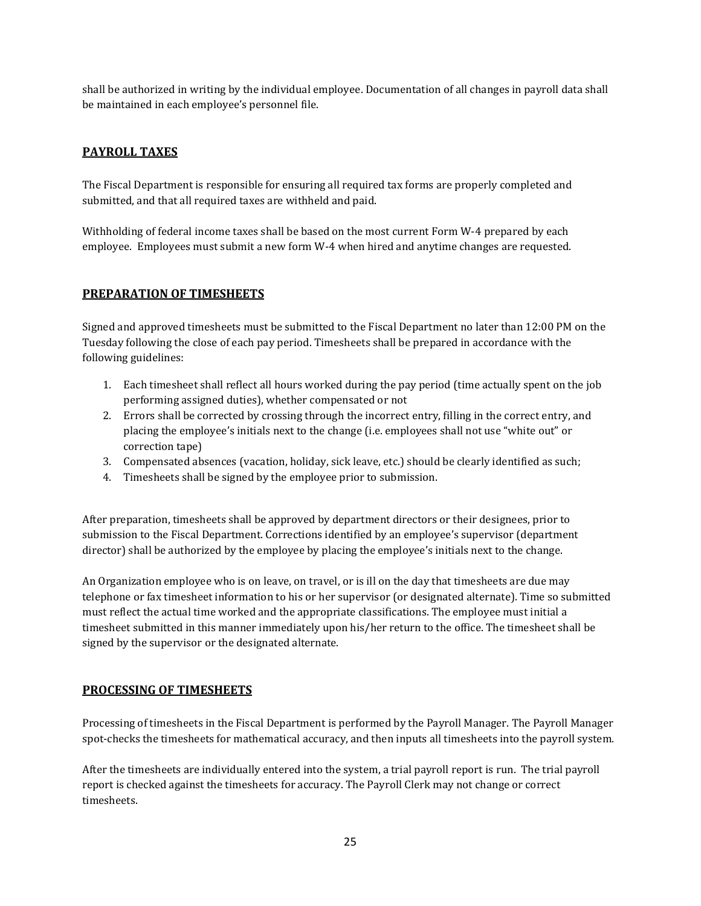shall be authorized in writing by the individual employee. Documentation of all changes in payroll data shall be maintained in each employee's personnel file.

## PAYROLL TAXES

The Fiscal Department is responsible for ensuring all required tax forms are properly completed and submitted, and that all required taxes are withheld and paid.

Withholding of federal income taxes shall be based on the most current Form W-4 prepared by each employee. Employees must submit a new form W-4 when hired and anytime changes are requested.

## PREPARATION OF TIMESHEETS

Signed and approved timesheets must be submitted to the Fiscal Department no later than 12:00 PM on the Tuesday following the close of each pay period. Timesheets shall be prepared in accordance with the following guidelines:

1. Each timesheet shall reflect all hours worked during the pay period (time actually spent on the job performing assigned duties), whether compensated or not
2. Errors shall be corrected by crossing through the incorrect entry, filling in the correct entry, and placing the employee's initials next to the change (i.e. employees shall not use "white out" or correction tape)
3. Compensated absences (vacation, holiday, sick leave, etc.) should be clearly identified as such;
4. Timesheets shall be signed by the employee prior to submission.

After preparation, timesheets shall be approved by department directors or their designees, prior to submission to the Fiscal Department. Corrections identified by an employee's supervisor (department director) shall be authorized by the employee by placing the employee's initials next to the change.

An Organization employee who is on leave, on travel, or is ill on the day that timesheets are due may telephone or fax timesheet information to his or her supervisor (or designated alternate). Time so submitted must reflect the actual time worked and the appropriate classifications. The employee must initial a timesheet submitted in this manner immediately upon his/her return to the office. The timesheet shall be signed by the supervisor or the designated alternate.

## PROCESSING OF TIMESHEETS

Processing of timesheets in the Fiscal Department is performed by the Payroll Manager. The Payroll Manager spot-checks the timesheets for mathematical accuracy, and then inputs all timesheets into the payroll system.

After the timesheets are individually entered into the system, a trial payroll report is run. The trial payroll report is checked against the timesheets for accuracy. The Payroll Clerk may not change or correct timesheets.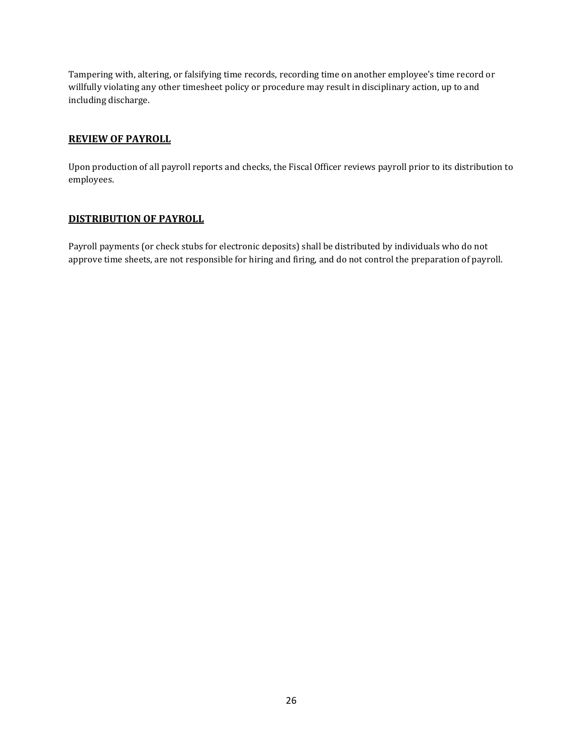Tampering with, altering, or falsifying time records, recording time on another employee's time record or willfully violating any other timesheet policy or procedure may result in disciplinary action, up to and including discharge.

## REVIEW OF PAYROLL

Upon production of all payroll reports and checks, the Fiscal Officer reviews payroll prior to its distribution to employees.

## DISTRIBUTION OF PAYROLL

Payroll payments (or check stubs for electronic deposits) shall be distributed by individuals who do not approve time sheets, are not responsible for hiring and firing, and do not control the preparation of payroll.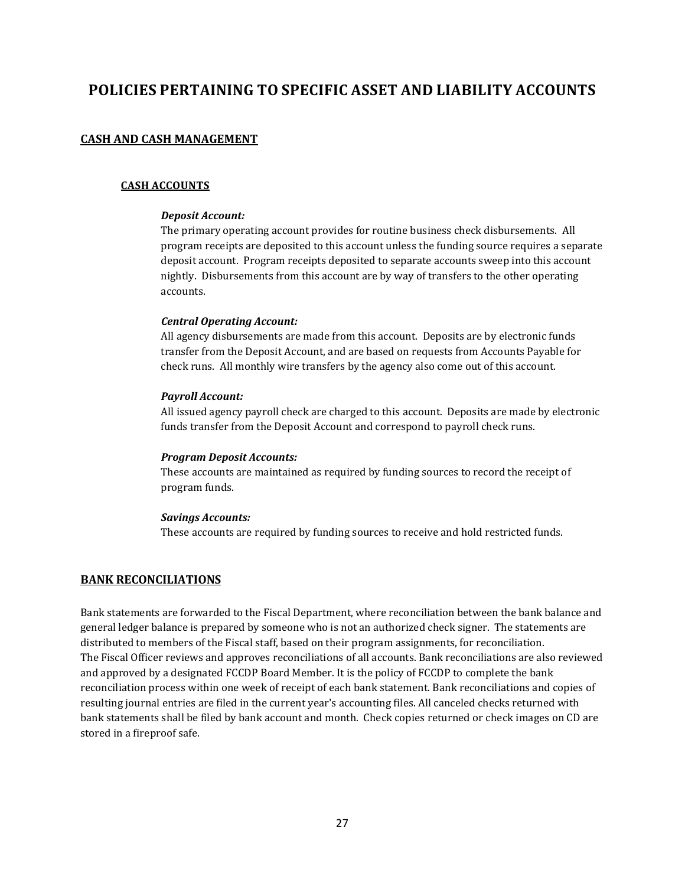# POLICIES PERTAINING TO SPECIFIC ASSET AND LIABILITY ACCOUNTS

## CASH AND CASH MANAGEMENT

### CASH ACCOUNTS

***Deposit Account:***
The primary operating account provides for routine business check disbursements. All program receipts are deposited to this account unless the funding source requires a separate deposit account. Program receipts deposited to separate accounts sweep into this account nightly. Disbursements from this account are by way of transfers to the other operating accounts.

***Central Operating Account:***
All agency disbursements are made from this account. Deposits are by electronic funds transfer from the Deposit Account, and are based on requests from Accounts Payable for check runs. All monthly wire transfers by the agency also come out of this account.

***Payroll Account:***
All issued agency payroll check are charged to this account. Deposits are made by electronic funds transfer from the Deposit Account and correspond to payroll check runs.

***Program Deposit Accounts:***
These accounts are maintained as required by funding sources to record the receipt of program funds.

***Savings Accounts:***
These accounts are required by funding sources to receive and hold restricted funds.

## BANK RECONCILIATIONS

Bank statements are forwarded to the Fiscal Department, where reconciliation between the bank balance and general ledger balance is prepared by someone who is not an authorized check signer. The statements are distributed to members of the Fiscal staff, based on their program assignments, for reconciliation.
The Fiscal Officer reviews and approves reconciliations of all accounts. Bank reconciliations are also reviewed and approved by a designated FCCDP Board Member. It is the policy of FCCDP to complete the bank reconciliation process within one week of receipt of each bank statement. Bank reconciliations and copies of resulting journal entries are filed in the current year's accounting files. All canceled checks returned with bank statements shall be filed by bank account and month. Check copies returned or check images on CD are stored in a fireproof safe.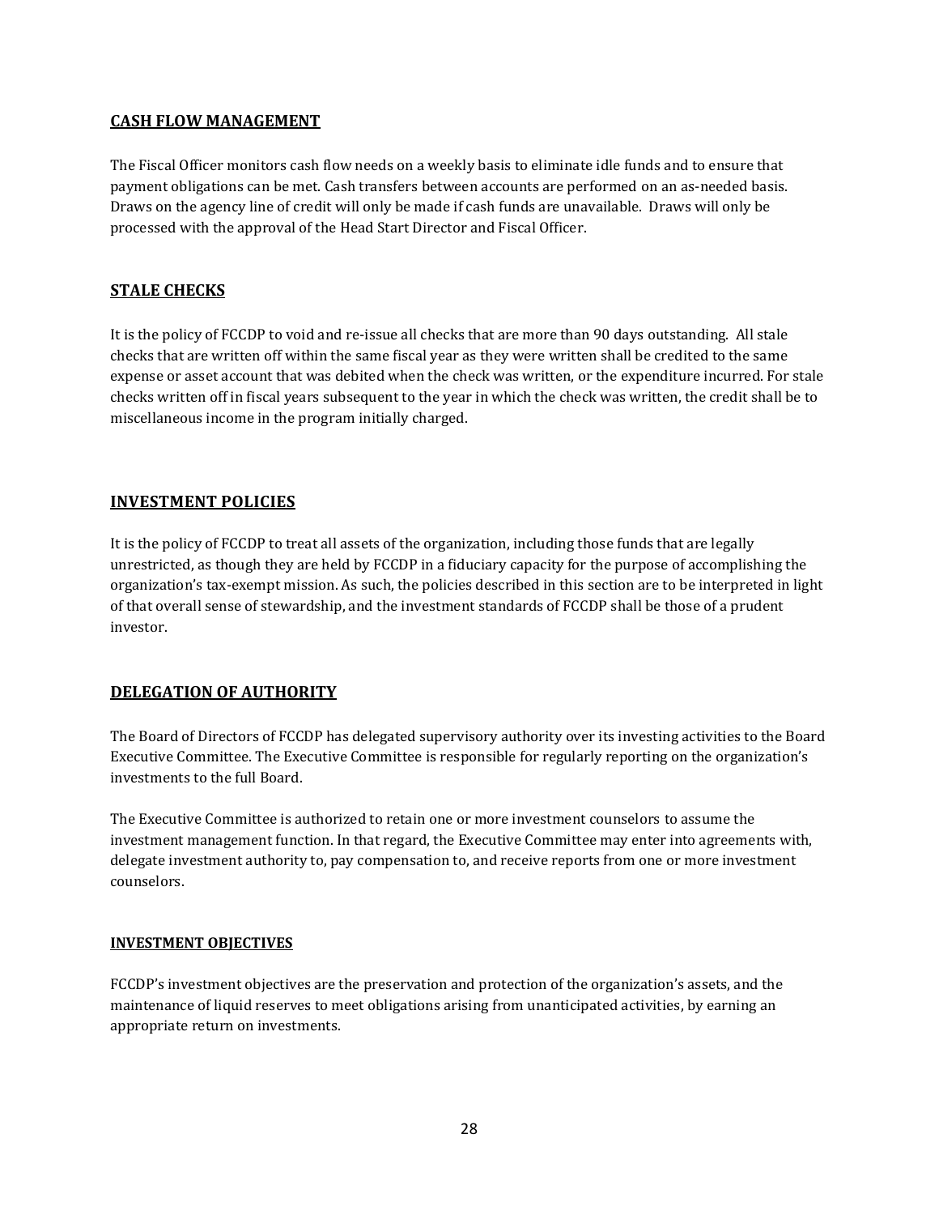## CASH FLOW MANAGEMENT

The Fiscal Officer monitors cash flow needs on a weekly basis to eliminate idle funds and to ensure that payment obligations can be met. Cash transfers between accounts are performed on an as-needed basis. Draws on the agency line of credit will only be made if cash funds are unavailable. Draws will only be processed with the approval of the Head Start Director and Fiscal Officer.

## STALE CHECKS

It is the policy of FCCDP to void and re-issue all checks that are more than 90 days outstanding. All stale checks that are written off within the same fiscal year as they were written shall be credited to the same expense or asset account that was debited when the check was written, or the expenditure incurred. For stale checks written off in fiscal years subsequent to the year in which the check was written, the credit shall be to miscellaneous income in the program initially charged.

## INVESTMENT POLICIES

It is the policy of FCCDP to treat all assets of the organization, including those funds that are legally unrestricted, as though they are held by FCCDP in a fiduciary capacity for the purpose of accomplishing the organization's tax-exempt mission. As such, the policies described in this section are to be interpreted in light of that overall sense of stewardship, and the investment standards of FCCDP shall be those of a prudent investor.

## DELEGATION OF AUTHORITY

The Board of Directors of FCCDP has delegated supervisory authority over its investing activities to the Board Executive Committee. The Executive Committee is responsible for regularly reporting on the organization's investments to the full Board.

The Executive Committee is authorized to retain one or more investment counselors to assume the investment management function. In that regard, the Executive Committee may enter into agreements with, delegate investment authority to, pay compensation to, and receive reports from one or more investment counselors.

### INVESTMENT OBJECTIVES

FCCDP's investment objectives are the preservation and protection of the organization's assets, and the maintenance of liquid reserves to meet obligations arising from unanticipated activities, by earning an appropriate return on investments.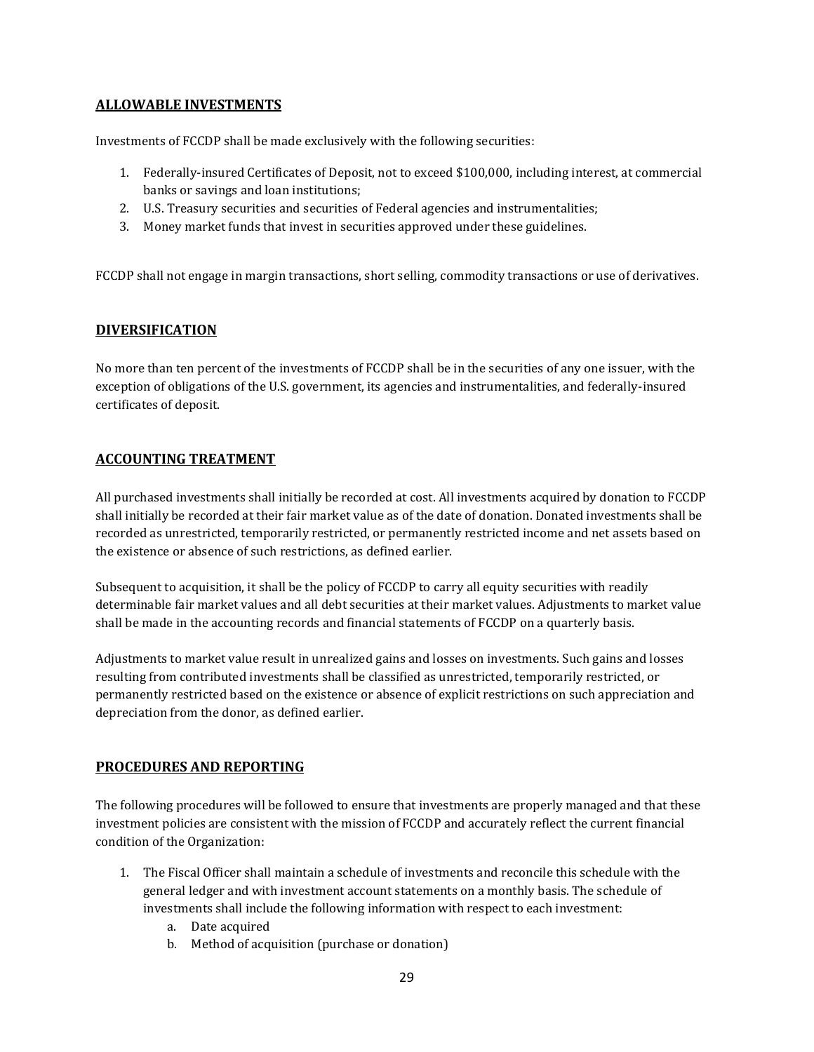## ALLOWABLE INVESTMENTS

Investments of FCCDP shall be made exclusively with the following securities:

1. Federally-insured Certificates of Deposit, not to exceed $100,000, including interest, at commercial banks or savings and loan institutions;
2. U.S. Treasury securities and securities of Federal agencies and instrumentalities;
3. Money market funds that invest in securities approved under these guidelines.

FCCDP shall not engage in margin transactions, short selling, commodity transactions or use of derivatives.

## DIVERSIFICATION

No more than ten percent of the investments of FCCDP shall be in the securities of any one issuer, with the exception of obligations of the U.S. government, its agencies and instrumentalities, and federally-insured certificates of deposit.

## ACCOUNTING TREATMENT

All purchased investments shall initially be recorded at cost. All investments acquired by donation to FCCDP shall initially be recorded at their fair market value as of the date of donation. Donated investments shall be recorded as unrestricted, temporarily restricted, or permanently restricted income and net assets based on the existence or absence of such restrictions, as defined earlier.

Subsequent to acquisition, it shall be the policy of FCCDP to carry all equity securities with readily determinable fair market values and all debt securities at their market values. Adjustments to market value shall be made in the accounting records and financial statements of FCCDP on a quarterly basis.

Adjustments to market value result in unrealized gains and losses on investments. Such gains and losses resulting from contributed investments shall be classified as unrestricted, temporarily restricted, or permanently restricted based on the existence or absence of explicit restrictions on such appreciation and depreciation from the donor, as defined earlier.

## PROCEDURES AND REPORTING

The following procedures will be followed to ensure that investments are properly managed and that these investment policies are consistent with the mission of FCCDP and accurately reflect the current financial condition of the Organization:

1. The Fiscal Officer shall maintain a schedule of investments and reconcile this schedule with the general ledger and with investment account statements on a monthly basis. The schedule of investments shall include the following information with respect to each investment:
    a. Date acquired
    b. Method of acquisition (purchase or donation)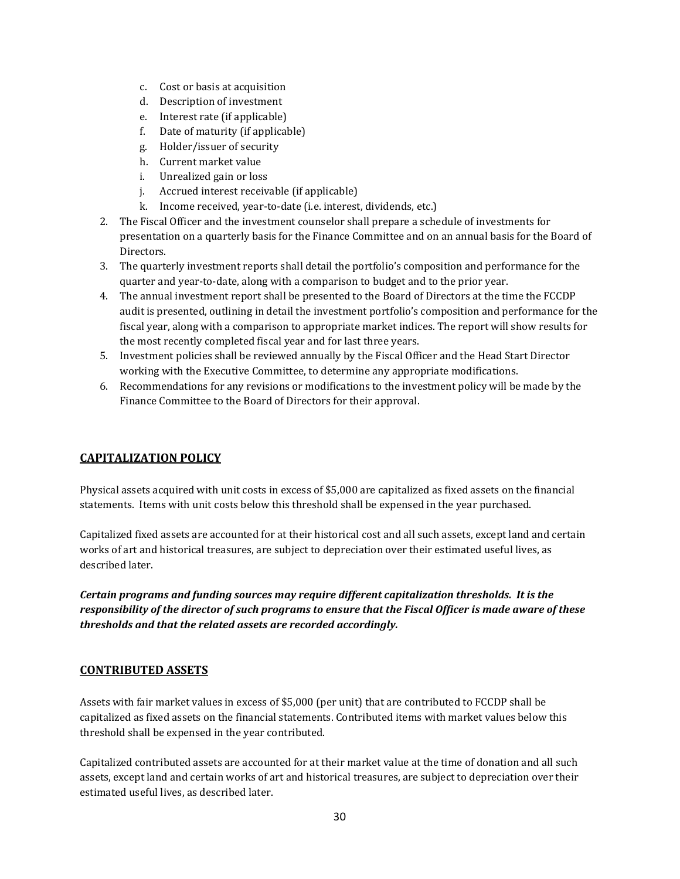c. Cost or basis at acquisition
   d. Description of investment
   e. Interest rate (if applicable)
   f. Date of maturity (if applicable)
   g. Holder/issuer of security
   h. Current market value
   i. Unrealized gain or loss
   j. Accrued interest receivable (if applicable)
   k. Income received, year-to-date (i.e. interest, dividends, etc.)
2. The Fiscal Officer and the investment counselor shall prepare a schedule of investments for presentation on a quarterly basis for the Finance Committee and on an annual basis for the Board of Directors.
3. The quarterly investment reports shall detail the portfolio's composition and performance for the quarter and year-to-date, along with a comparison to budget and to the prior year.
4. The annual investment report shall be presented to the Board of Directors at the time the FCCDP audit is presented, outlining in detail the investment portfolio's composition and performance for the fiscal year, along with a comparison to appropriate market indices. The report will show results for the most recently completed fiscal year and for last three years.
5. Investment policies shall be reviewed annually by the Fiscal Officer and the Head Start Director working with the Executive Committee, to determine any appropriate modifications.
6. Recommendations for any revisions or modifications to the investment policy will be made by the Finance Committee to the Board of Directors for their approval.

## CAPITALIZATION POLICY

Physical assets acquired with unit costs in excess of $5,000 are capitalized as fixed assets on the financial statements. Items with unit costs below this threshold shall be expensed in the year purchased.

Capitalized fixed assets are accounted for at their historical cost and all such assets, except land and certain works of art and historical treasures, are subject to depreciation over their estimated useful lives, as described later.

***Certain programs and funding sources may require different capitalization thresholds. It is the responsibility of the director of such programs to ensure that the Fiscal Officer is made aware of these thresholds and that the related assets are recorded accordingly.***

## CONTRIBUTED ASSETS

Assets with fair market values in excess of $5,000 (per unit) that are contributed to FCCDP shall be capitalized as fixed assets on the financial statements. Contributed items with market values below this threshold shall be expensed in the year contributed.

Capitalized contributed assets are accounted for at their market value at the time of donation and all such assets, except land and certain works of art and historical treasures, are subject to depreciation over their estimated useful lives, as described later.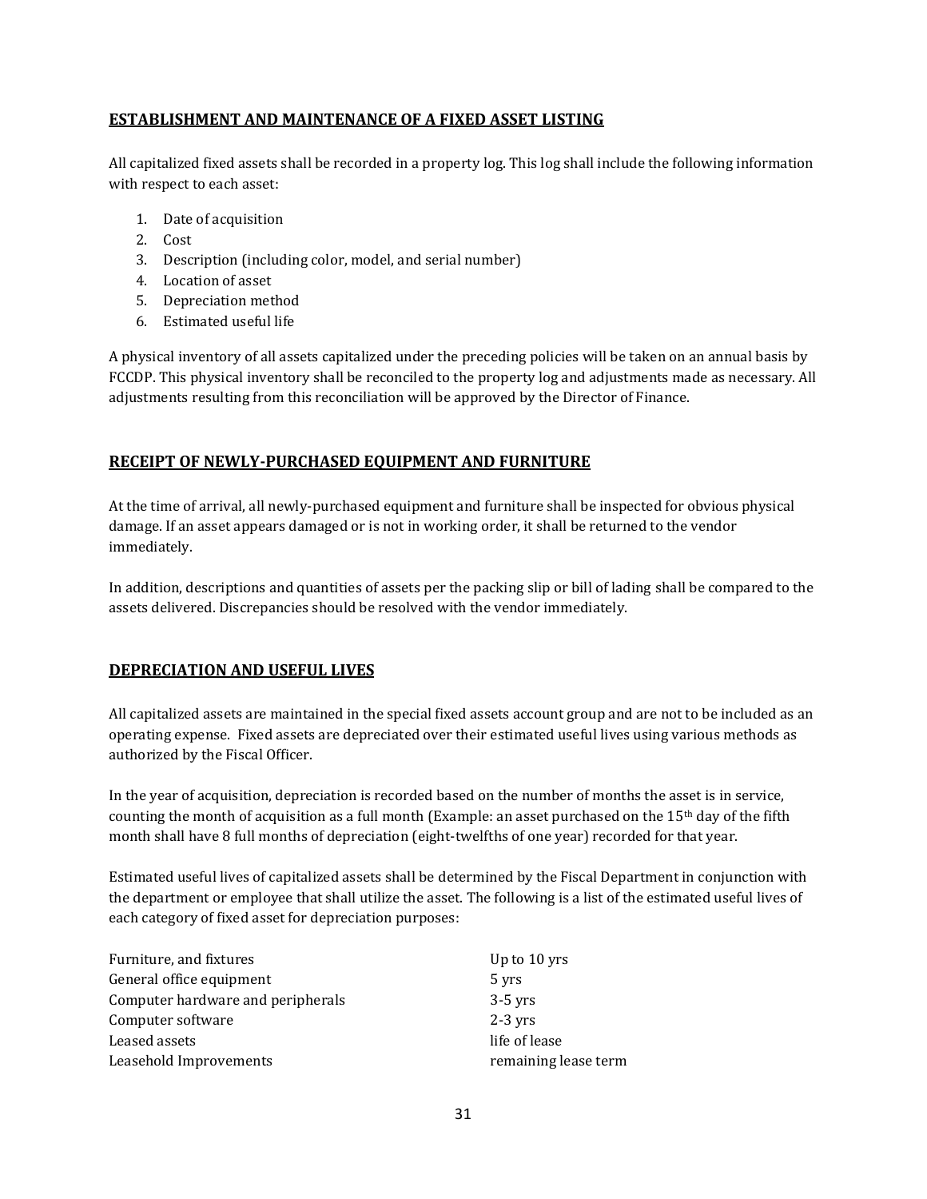## ESTABLISHMENT AND MAINTENANCE OF A FIXED ASSET LISTING

All capitalized fixed assets shall be recorded in a property log. This log shall include the following information with respect to each asset:

1. Date of acquisition
2. Cost
3. Description (including color, model, and serial number)
4. Location of asset
5. Depreciation method
6. Estimated useful life

A physical inventory of all assets capitalized under the preceding policies will be taken on an annual basis by FCCDP. This physical inventory shall be reconciled to the property log and adjustments made as necessary. All adjustments resulting from this reconciliation will be approved by the Director of Finance.

## RECEIPT OF NEWLY-PURCHASED EQUIPMENT AND FURNITURE

At the time of arrival, all newly-purchased equipment and furniture shall be inspected for obvious physical damage. If an asset appears damaged or is not in working order, it shall be returned to the vendor immediately.

In addition, descriptions and quantities of assets per the packing slip or bill of lading shall be compared to the assets delivered. Discrepancies should be resolved with the vendor immediately.

## DEPRECIATION AND USEFUL LIVES

All capitalized assets are maintained in the special fixed assets account group and are not to be included as an operating expense. Fixed assets are depreciated over their estimated useful lives using various methods as authorized by the Fiscal Officer.

In the year of acquisition, depreciation is recorded based on the number of months the asset is in service, counting the month of acquisition as a full month (Example: an asset purchased on the 15th day of the fifth month shall have 8 full months of depreciation (eight-twelfths of one year) recorded for that year.

Estimated useful lives of capitalized assets shall be determined by the Fiscal Department in conjunction with the department or employee that shall utilize the asset. The following is a list of the estimated useful lives of each category of fixed asset for depreciation purposes:

| | |
|---|---|
| Furniture, and fixtures | Up to 10 yrs |
| General office equipment | 5 yrs |
| Computer hardware and peripherals | 3-5 yrs |
| Computer software | 2-3 yrs |
| Leased assets | life of lease |
| Leasehold Improvements | remaining lease term |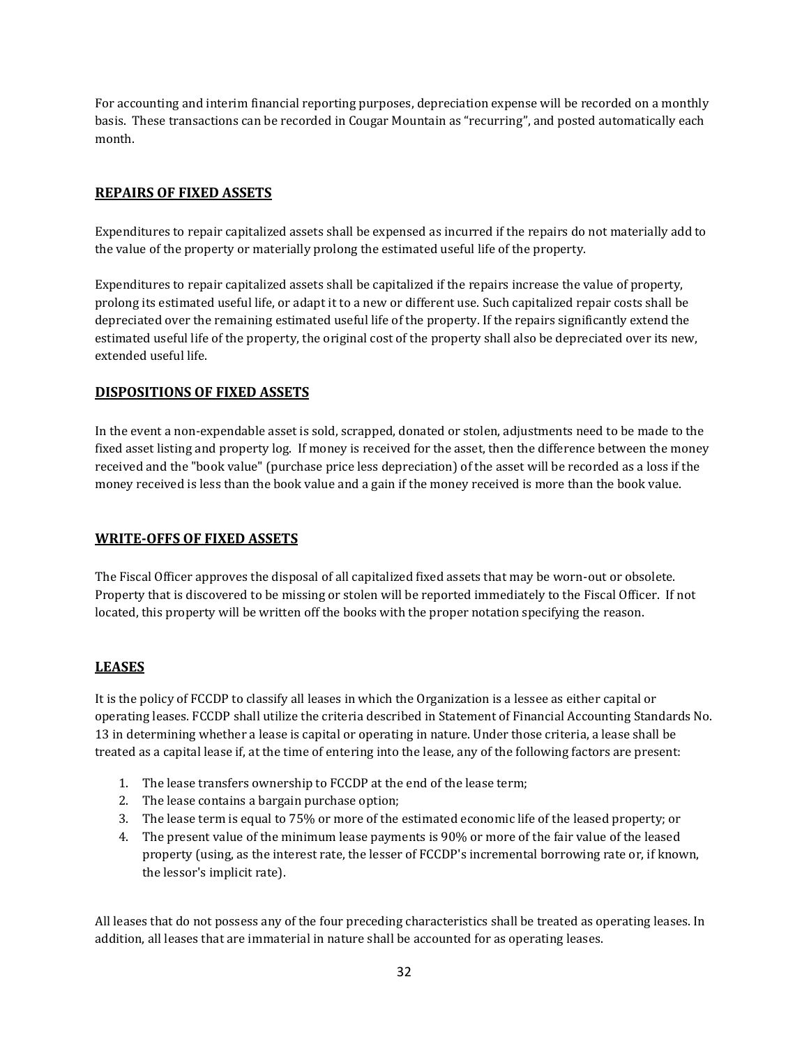For accounting and interim financial reporting purposes, depreciation expense will be recorded on a monthly basis. These transactions can be recorded in Cougar Mountain as "recurring", and posted automatically each month.

## **REPAIRS OF FIXED ASSETS**

Expenditures to repair capitalized assets shall be expensed as incurred if the repairs do not materially add to the value of the property or materially prolong the estimated useful life of the property.

Expenditures to repair capitalized assets shall be capitalized if the repairs increase the value of property, prolong its estimated useful life, or adapt it to a new or different use. Such capitalized repair costs shall be depreciated over the remaining estimated useful life of the property. If the repairs significantly extend the estimated useful life of the property, the original cost of the property shall also be depreciated over its new, extended useful life.

## **DISPOSITIONS OF FIXED ASSETS**

In the event a non-expendable asset is sold, scrapped, donated or stolen, adjustments need to be made to the fixed asset listing and property log. If money is received for the asset, then the difference between the money received and the "book value" (purchase price less depreciation) of the asset will be recorded as a loss if the money received is less than the book value and a gain if the money received is more than the book value.

## **WRITE-OFFS OF FIXED ASSETS**

The Fiscal Officer approves the disposal of all capitalized fixed assets that may be worn-out or obsolete. Property that is discovered to be missing or stolen will be reported immediately to the Fiscal Officer. If not located, this property will be written off the books with the proper notation specifying the reason.

## **LEASES**

It is the policy of FCCDP to classify all leases in which the Organization is a lessee as either capital or operating leases. FCCDP shall utilize the criteria described in Statement of Financial Accounting Standards No. 13 in determining whether a lease is capital or operating in nature. Under those criteria, a lease shall be treated as a capital lease if, at the time of entering into the lease, any of the following factors are present:

1. The lease transfers ownership to FCCDP at the end of the lease term;
2. The lease contains a bargain purchase option;
3. The lease term is equal to 75% or more of the estimated economic life of the leased property; or
4. The present value of the minimum lease payments is 90% or more of the fair value of the leased property (using, as the interest rate, the lesser of FCCDP's incremental borrowing rate or, if known, the lessor's implicit rate).

All leases that do not possess any of the four preceding characteristics shall be treated as operating leases. In addition, all leases that are immaterial in nature shall be accounted for as operating leases.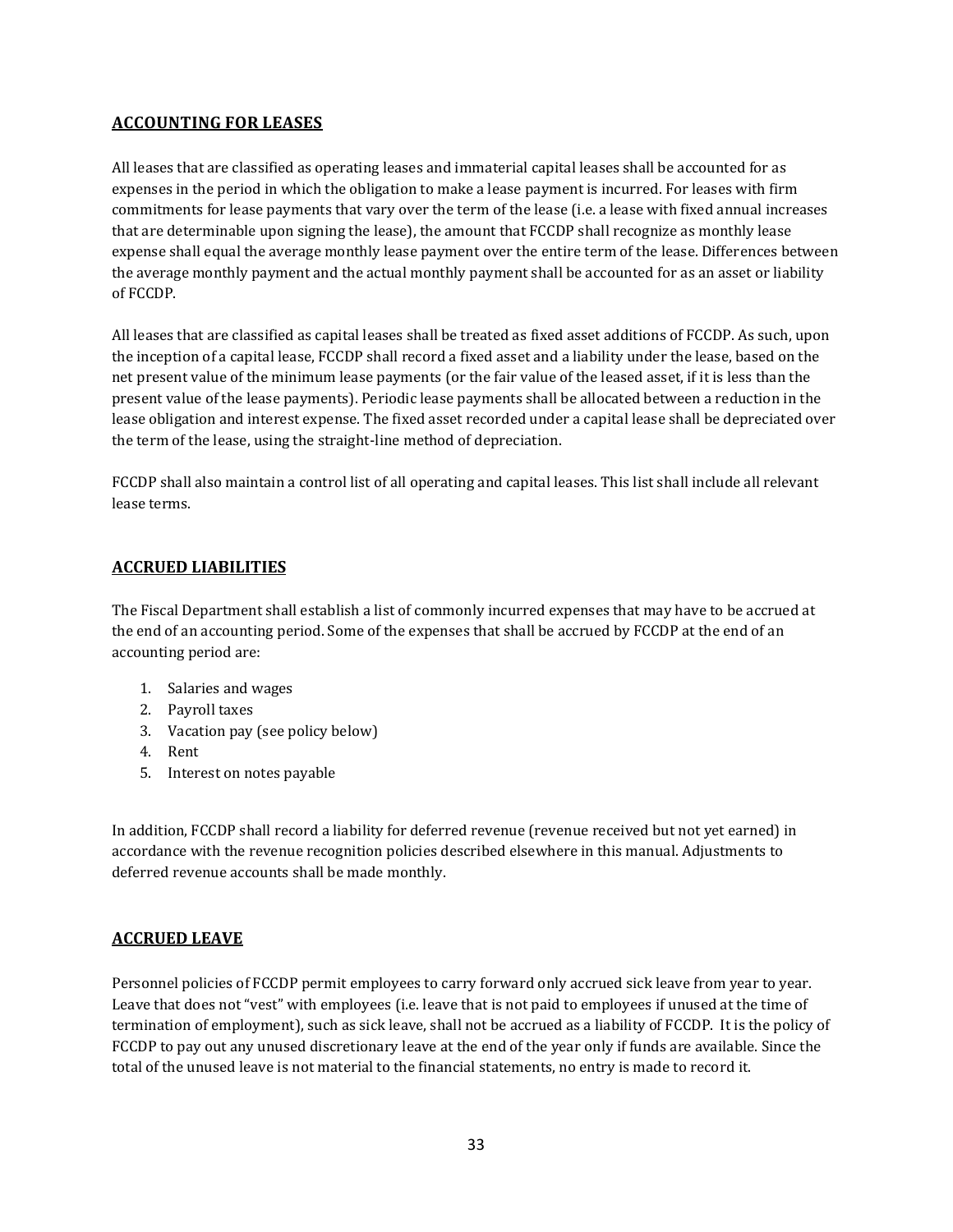## ACCOUNTING FOR LEASES

All leases that are classified as operating leases and immaterial capital leases shall be accounted for as expenses in the period in which the obligation to make a lease payment is incurred. For leases with firm commitments for lease payments that vary over the term of the lease (i.e. a lease with fixed annual increases that are determinable upon signing the lease), the amount that FCCDP shall recognize as monthly lease expense shall equal the average monthly lease payment over the entire term of the lease. Differences between the average monthly payment and the actual monthly payment shall be accounted for as an asset or liability of FCCDP.

All leases that are classified as capital leases shall be treated as fixed asset additions of FCCDP. As such, upon the inception of a capital lease, FCCDP shall record a fixed asset and a liability under the lease, based on the net present value of the minimum lease payments (or the fair value of the leased asset, if it is less than the present value of the lease payments). Periodic lease payments shall be allocated between a reduction in the lease obligation and interest expense. The fixed asset recorded under a capital lease shall be depreciated over the term of the lease, using the straight-line method of depreciation.

FCCDP shall also maintain a control list of all operating and capital leases. This list shall include all relevant lease terms.

## ACCRUED LIABILITIES

The Fiscal Department shall establish a list of commonly incurred expenses that may have to be accrued at the end of an accounting period. Some of the expenses that shall be accrued by FCCDP at the end of an accounting period are:

1. Salaries and wages
2. Payroll taxes
3. Vacation pay (see policy below)
4. Rent
5. Interest on notes payable

In addition, FCCDP shall record a liability for deferred revenue (revenue received but not yet earned) in accordance with the revenue recognition policies described elsewhere in this manual. Adjustments to deferred revenue accounts shall be made monthly.

## ACCRUED LEAVE

Personnel policies of FCCDP permit employees to carry forward only accrued sick leave from year to year. Leave that does not "vest" with employees (i.e. leave that is not paid to employees if unused at the time of termination of employment), such as sick leave, shall not be accrued as a liability of FCCDP. It is the policy of FCCDP to pay out any unused discretionary leave at the end of the year only if funds are available. Since the total of the unused leave is not material to the financial statements, no entry is made to record it.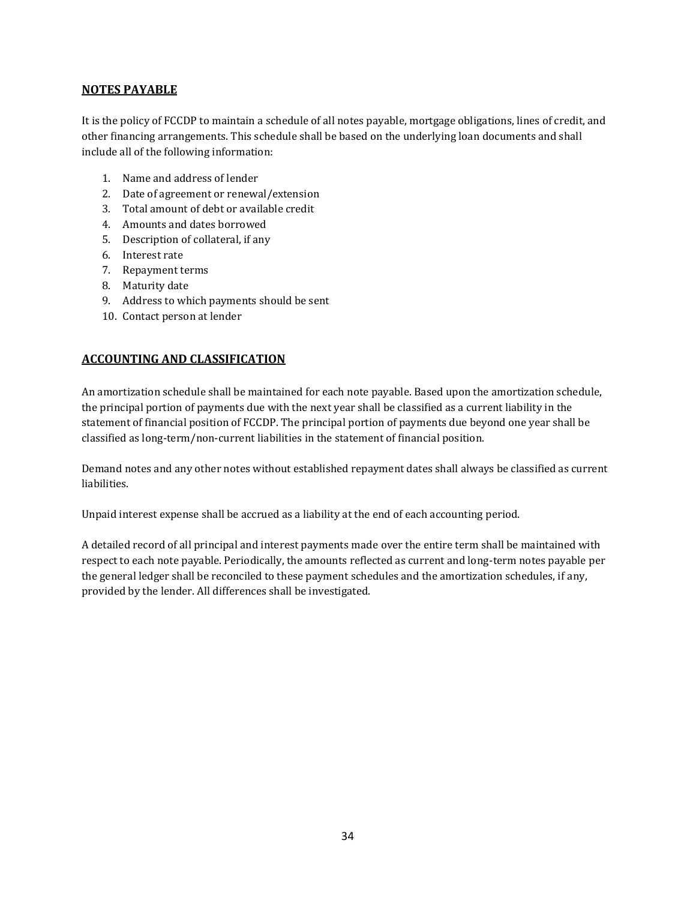## NOTES PAYABLE

It is the policy of FCCDP to maintain a schedule of all notes payable, mortgage obligations, lines of credit, and other financing arrangements. This schedule shall be based on the underlying loan documents and shall include all of the following information:

1. Name and address of lender
2. Date of agreement or renewal/extension
3. Total amount of debt or available credit
4. Amounts and dates borrowed
5. Description of collateral, if any
6. Interest rate
7. Repayment terms
8. Maturity date
9. Address to which payments should be sent
10. Contact person at lender

## ACCOUNTING AND CLASSIFICATION

An amortization schedule shall be maintained for each note payable. Based upon the amortization schedule, the principal portion of payments due with the next year shall be classified as a current liability in the statement of financial position of FCCDP. The principal portion of payments due beyond one year shall be classified as long-term/non-current liabilities in the statement of financial position.

Demand notes and any other notes without established repayment dates shall always be classified as current liabilities.

Unpaid interest expense shall be accrued as a liability at the end of each accounting period.

A detailed record of all principal and interest payments made over the entire term shall be maintained with respect to each note payable. Periodically, the amounts reflected as current and long-term notes payable per the general ledger shall be reconciled to these payment schedules and the amortization schedules, if any, provided by the lender. All differences shall be investigated.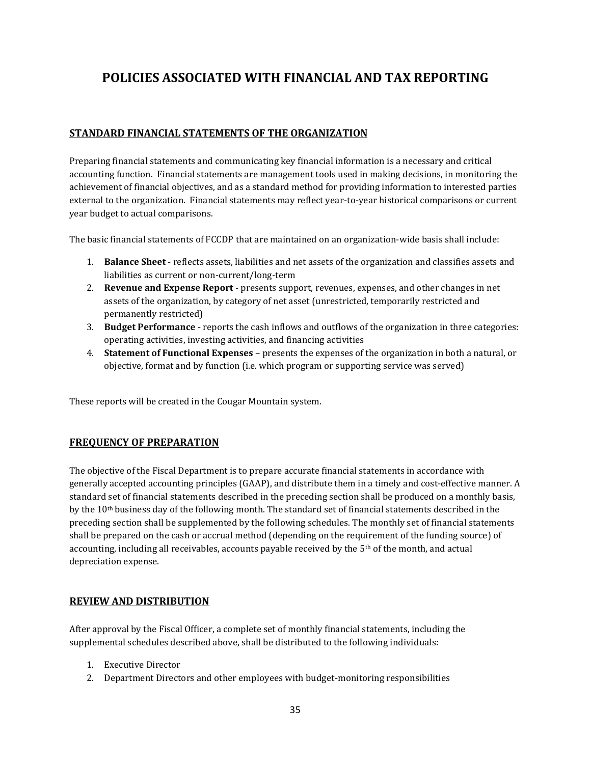# POLICIES ASSOCIATED WITH FINANCIAL AND TAX REPORTING

## STANDARD FINANCIAL STATEMENTS OF THE ORGANIZATION

Preparing financial statements and communicating key financial information is a necessary and critical accounting function. Financial statements are management tools used in making decisions, in monitoring the achievement of financial objectives, and as a standard method for providing information to interested parties external to the organization. Financial statements may reflect year-to-year historical comparisons or current year budget to actual comparisons.

The basic financial statements of FCCDP that are maintained on an organization-wide basis shall include:

1. **Balance Sheet** - reflects assets, liabilities and net assets of the organization and classifies assets and liabilities as current or non-current/long-term
2. **Revenue and Expense Report** - presents support, revenues, expenses, and other changes in net assets of the organization, by category of net asset (unrestricted, temporarily restricted and permanently restricted)
3. **Budget Performance** - reports the cash inflows and outflows of the organization in three categories: operating activities, investing activities, and financing activities
4. **Statement of Functional Expenses** – presents the expenses of the organization in both a natural, or objective, format and by function (i.e. which program or supporting service was served)

These reports will be created in the Cougar Mountain system.

## FREQUENCY OF PREPARATION

The objective of the Fiscal Department is to prepare accurate financial statements in accordance with generally accepted accounting principles (GAAP), and distribute them in a timely and cost-effective manner. A standard set of financial statements described in the preceding section shall be produced on a monthly basis, by the 10th business day of the following month. The standard set of financial statements described in the preceding section shall be supplemented by the following schedules. The monthly set of financial statements shall be prepared on the cash or accrual method (depending on the requirement of the funding source) of accounting, including all receivables, accounts payable received by the 5th of the month, and actual depreciation expense.

## REVIEW AND DISTRIBUTION

After approval by the Fiscal Officer, a complete set of monthly financial statements, including the supplemental schedules described above, shall be distributed to the following individuals:

1. Executive Director
2. Department Directors and other employees with budget-monitoring responsibilities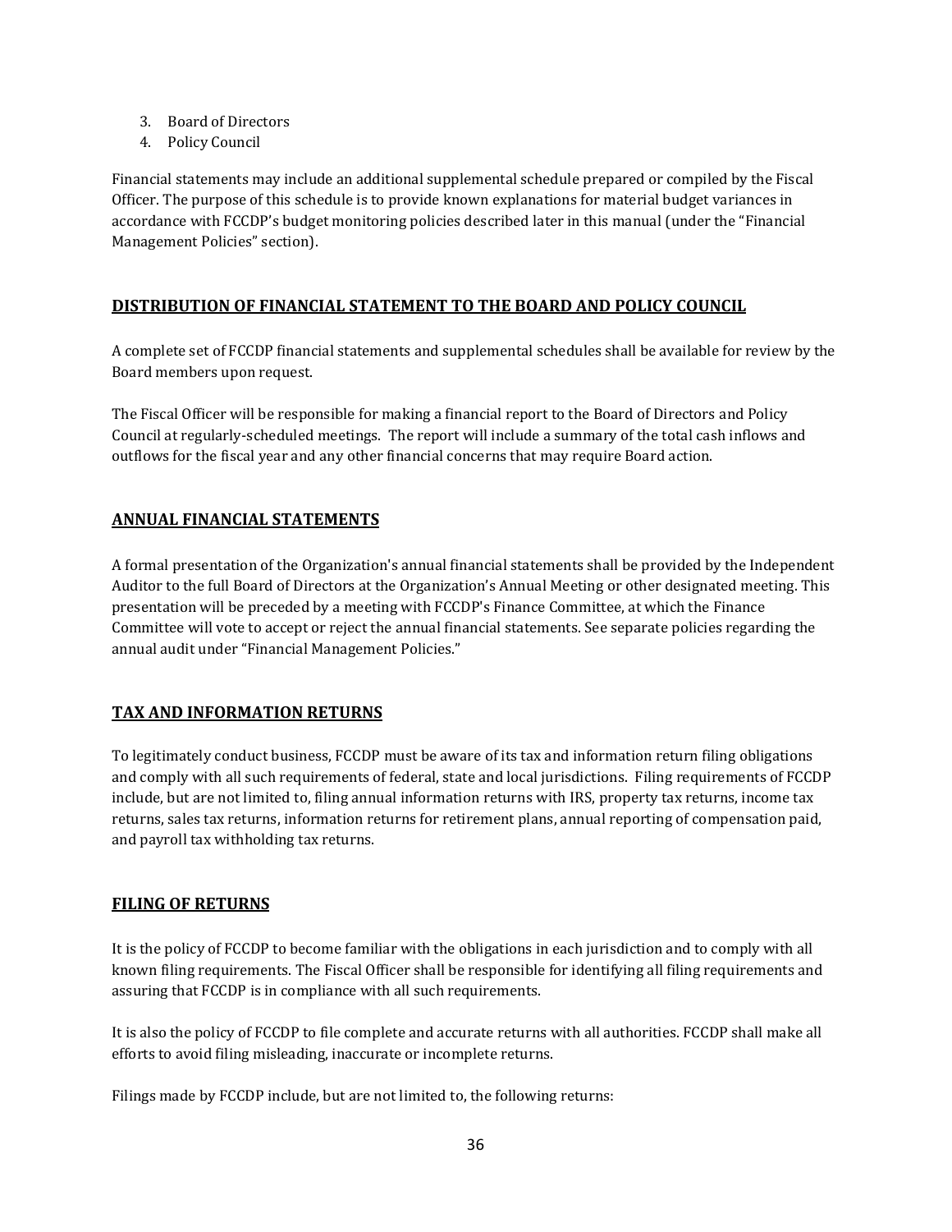3. Board of Directors
4. Policy Council

Financial statements may include an additional supplemental schedule prepared or compiled by the Fiscal Officer. The purpose of this schedule is to provide known explanations for material budget variances in accordance with FCCDP's budget monitoring policies described later in this manual (under the "Financial Management Policies" section).

## DISTRIBUTION OF FINANCIAL STATEMENT TO THE BOARD AND POLICY COUNCIL

A complete set of FCCDP financial statements and supplemental schedules shall be available for review by the Board members upon request.

The Fiscal Officer will be responsible for making a financial report to the Board of Directors and Policy Council at regularly-scheduled meetings. The report will include a summary of the total cash inflows and outflows for the fiscal year and any other financial concerns that may require Board action.

## ANNUAL FINANCIAL STATEMENTS

A formal presentation of the Organization's annual financial statements shall be provided by the Independent Auditor to the full Board of Directors at the Organization's Annual Meeting or other designated meeting. This presentation will be preceded by a meeting with FCCDP's Finance Committee, at which the Finance Committee will vote to accept or reject the annual financial statements. See separate policies regarding the annual audit under "Financial Management Policies."

## TAX AND INFORMATION RETURNS

To legitimately conduct business, FCCDP must be aware of its tax and information return filing obligations and comply with all such requirements of federal, state and local jurisdictions. Filing requirements of FCCDP include, but are not limited to, filing annual information returns with IRS, property tax returns, income tax returns, sales tax returns, information returns for retirement plans, annual reporting of compensation paid, and payroll tax withholding tax returns.

## FILING OF RETURNS

It is the policy of FCCDP to become familiar with the obligations in each jurisdiction and to comply with all known filing requirements. The Fiscal Officer shall be responsible for identifying all filing requirements and assuring that FCCDP is in compliance with all such requirements.

It is also the policy of FCCDP to file complete and accurate returns with all authorities. FCCDP shall make all efforts to avoid filing misleading, inaccurate or incomplete returns.

Filings made by FCCDP include, but are not limited to, the following returns: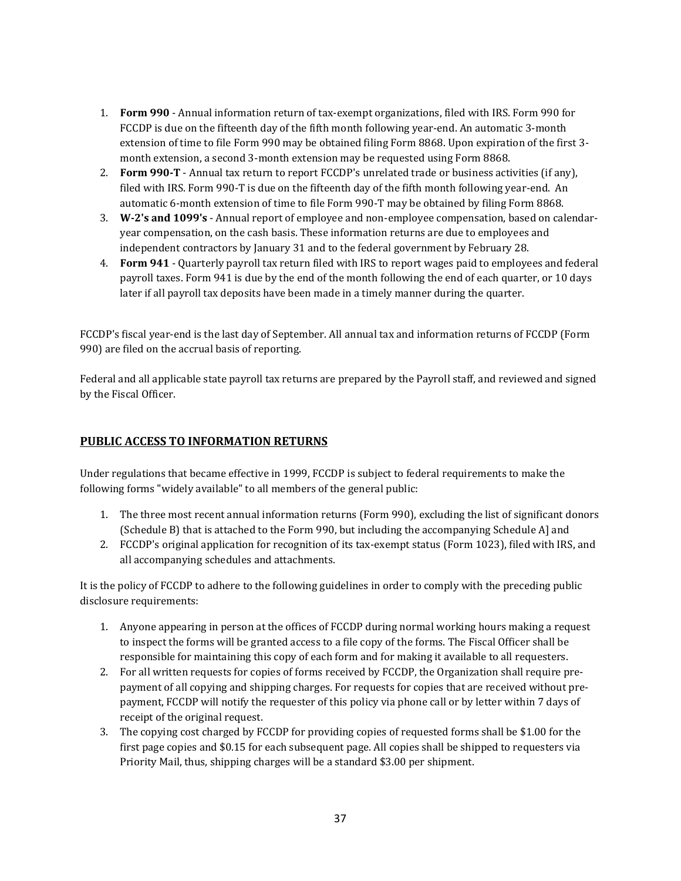1. **Form 990** - Annual information return of tax-exempt organizations, filed with IRS. Form 990 for FCCDP is due on the fifteenth day of the fifth month following year-end. An automatic 3-month extension of time to file Form 990 may be obtained filing Form 8868. Upon expiration of the first 3-month extension, a second 3-month extension may be requested using Form 8868.
2. **Form 990-T** - Annual tax return to report FCCDP's unrelated trade or business activities (if any), filed with IRS. Form 990-T is due on the fifteenth day of the fifth month following year-end. An automatic 6-month extension of time to file Form 990-T may be obtained by filing Form 8868.
3. **W-2's and 1099's** - Annual report of employee and non-employee compensation, based on calendar-year compensation, on the cash basis. These information returns are due to employees and independent contractors by January 31 and to the federal government by February 28.
4. **Form 941** - Quarterly payroll tax return filed with IRS to report wages paid to employees and federal payroll taxes. Form 941 is due by the end of the month following the end of each quarter, or 10 days later if all payroll tax deposits have been made in a timely manner during the quarter.

FCCDP's fiscal year-end is the last day of September. All annual tax and information returns of FCCDP (Form 990) are filed on the accrual basis of reporting.

Federal and all applicable state payroll tax returns are prepared by the Payroll staff, and reviewed and signed by the Fiscal Officer.

## PUBLIC ACCESS TO INFORMATION RETURNS

Under regulations that became effective in 1999, FCCDP is subject to federal requirements to make the following forms "widely available" to all members of the general public:

1. The three most recent annual information returns (Form 990), excluding the list of significant donors (Schedule B) that is attached to the Form 990, but including the accompanying Schedule A] and
2. FCCDP's original application for recognition of its tax-exempt status (Form 1023), filed with IRS, and all accompanying schedules and attachments.

It is the policy of FCCDP to adhere to the following guidelines in order to comply with the preceding public disclosure requirements:

1. Anyone appearing in person at the offices of FCCDP during normal working hours making a request to inspect the forms will be granted access to a file copy of the forms. The Fiscal Officer shall be responsible for maintaining this copy of each form and for making it available to all requesters.
2. For all written requests for copies of forms received by FCCDP, the Organization shall require pre-payment of all copying and shipping charges. For requests for copies that are received without pre-payment, FCCDP will notify the requester of this policy via phone call or by letter within 7 days of receipt of the original request.
3. The copying cost charged by FCCDP for providing copies of requested forms shall be $1.00 for the first page copies and $0.15 for each subsequent page. All copies shall be shipped to requesters via Priority Mail, thus, shipping charges will be a standard $3.00 per shipment.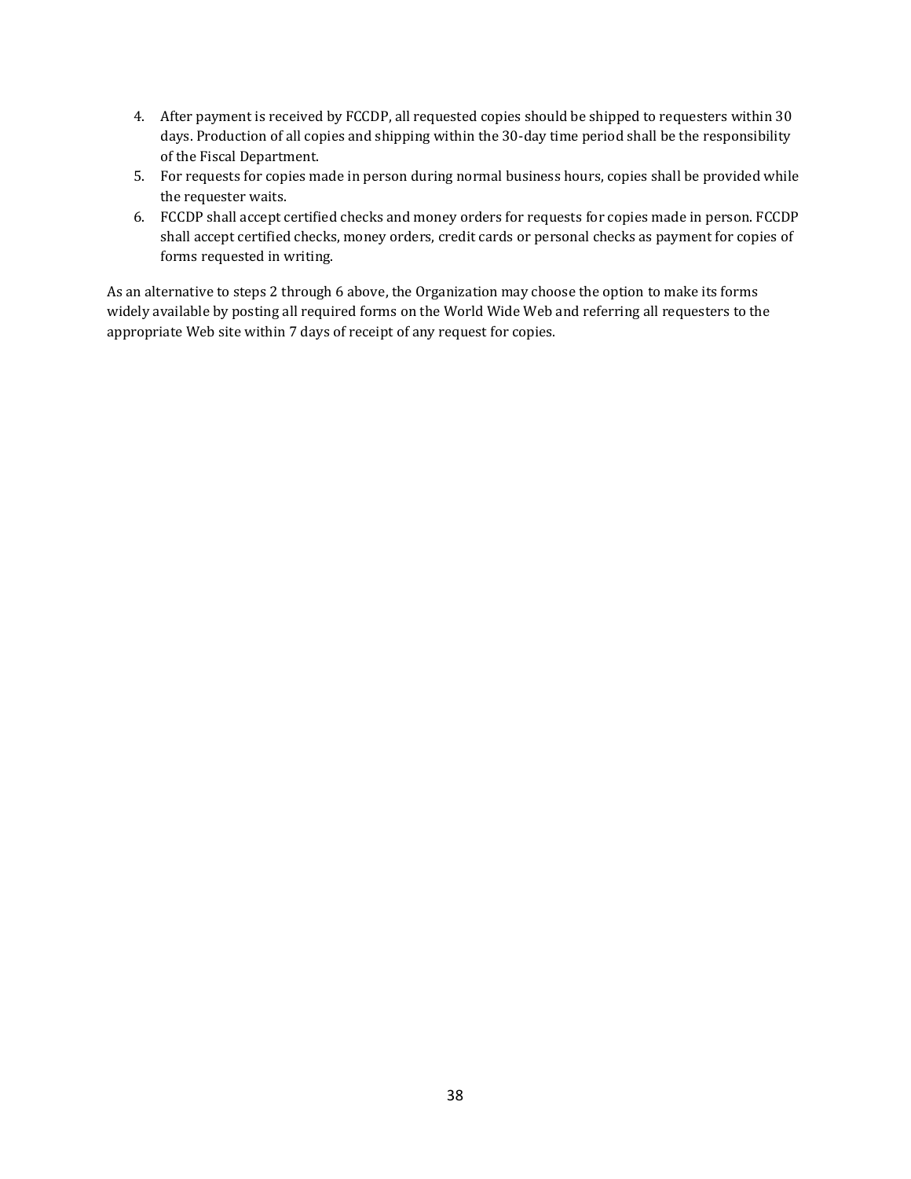4. After payment is received by FCCDP, all requested copies should be shipped to requesters within 30 days. Production of all copies and shipping within the 30-day time period shall be the responsibility of the Fiscal Department.
5. For requests for copies made in person during normal business hours, copies shall be provided while the requester waits.
6. FCCDP shall accept certified checks and money orders for requests for copies made in person. FCCDP shall accept certified checks, money orders, credit cards or personal checks as payment for copies of forms requested in writing.

As an alternative to steps 2 through 6 above, the Organization may choose the option to make its forms widely available by posting all required forms on the World Wide Web and referring all requesters to the appropriate Web site within 7 days of receipt of any request for copies.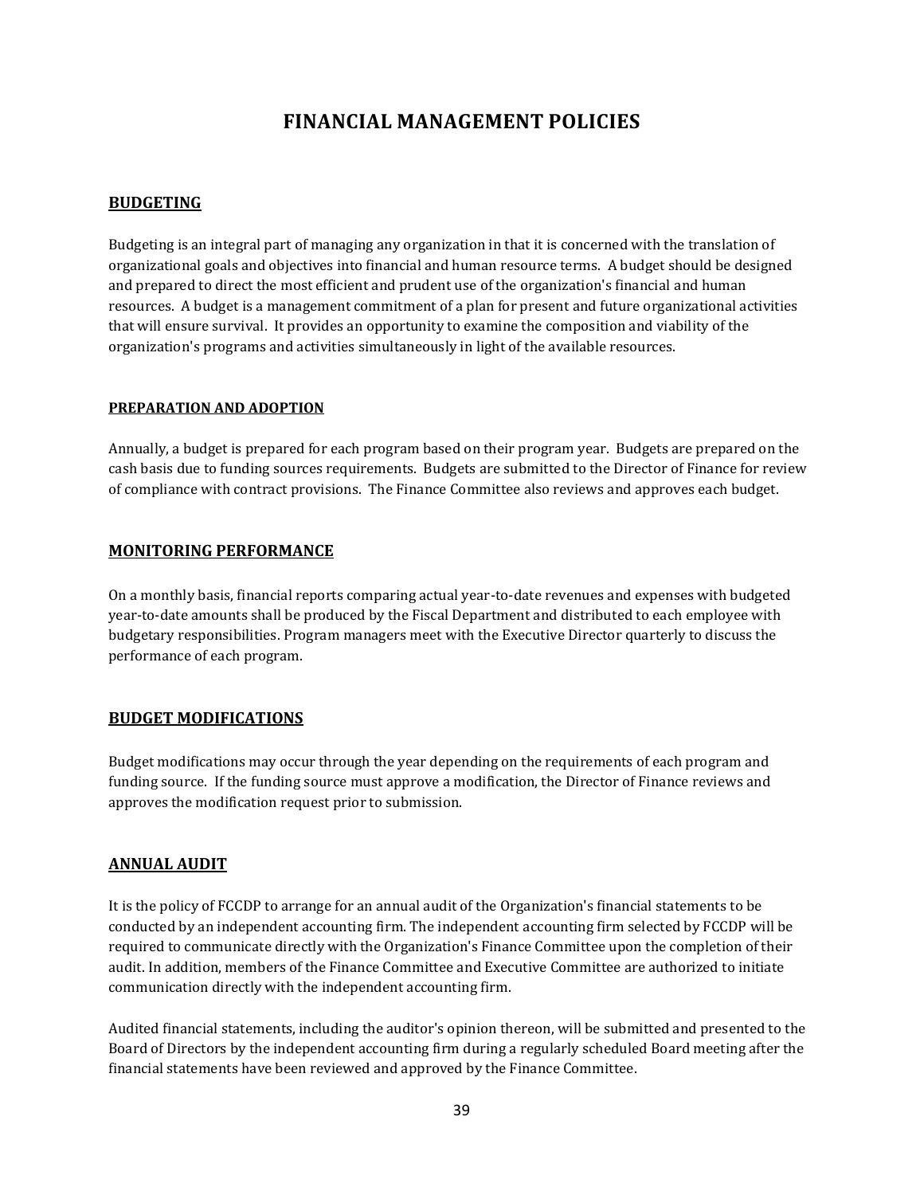# FINANCIAL MANAGEMENT POLICIES

## BUDGETING

Budgeting is an integral part of managing any organization in that it is concerned with the translation of organizational goals and objectives into financial and human resource terms. A budget should be designed and prepared to direct the most efficient and prudent use of the organization's financial and human resources. A budget is a management commitment of a plan for present and future organizational activities that will ensure survival. It provides an opportunity to examine the composition and viability of the organization's programs and activities simultaneously in light of the available resources.

### PREPARATION AND ADOPTION

Annually, a budget is prepared for each program based on their program year. Budgets are prepared on the cash basis due to funding sources requirements. Budgets are submitted to the Director of Finance for review of compliance with contract provisions. The Finance Committee also reviews and approves each budget.

## MONITORING PERFORMANCE

On a monthly basis, financial reports comparing actual year-to-date revenues and expenses with budgeted year-to-date amounts shall be produced by the Fiscal Department and distributed to each employee with budgetary responsibilities. Program managers meet with the Executive Director quarterly to discuss the performance of each program.

## BUDGET MODIFICATIONS

Budget modifications may occur through the year depending on the requirements of each program and funding source. If the funding source must approve a modification, the Director of Finance reviews and approves the modification request prior to submission.

## ANNUAL AUDIT

It is the policy of FCCDP to arrange for an annual audit of the Organization's financial statements to be conducted by an independent accounting firm. The independent accounting firm selected by FCCDP will be required to communicate directly with the Organization's Finance Committee upon the completion of their audit. In addition, members of the Finance Committee and Executive Committee are authorized to initiate communication directly with the independent accounting firm.

Audited financial statements, including the auditor's opinion thereon, will be submitted and presented to the Board of Directors by the independent accounting firm during a regularly scheduled Board meeting after the financial statements have been reviewed and approved by the Finance Committee.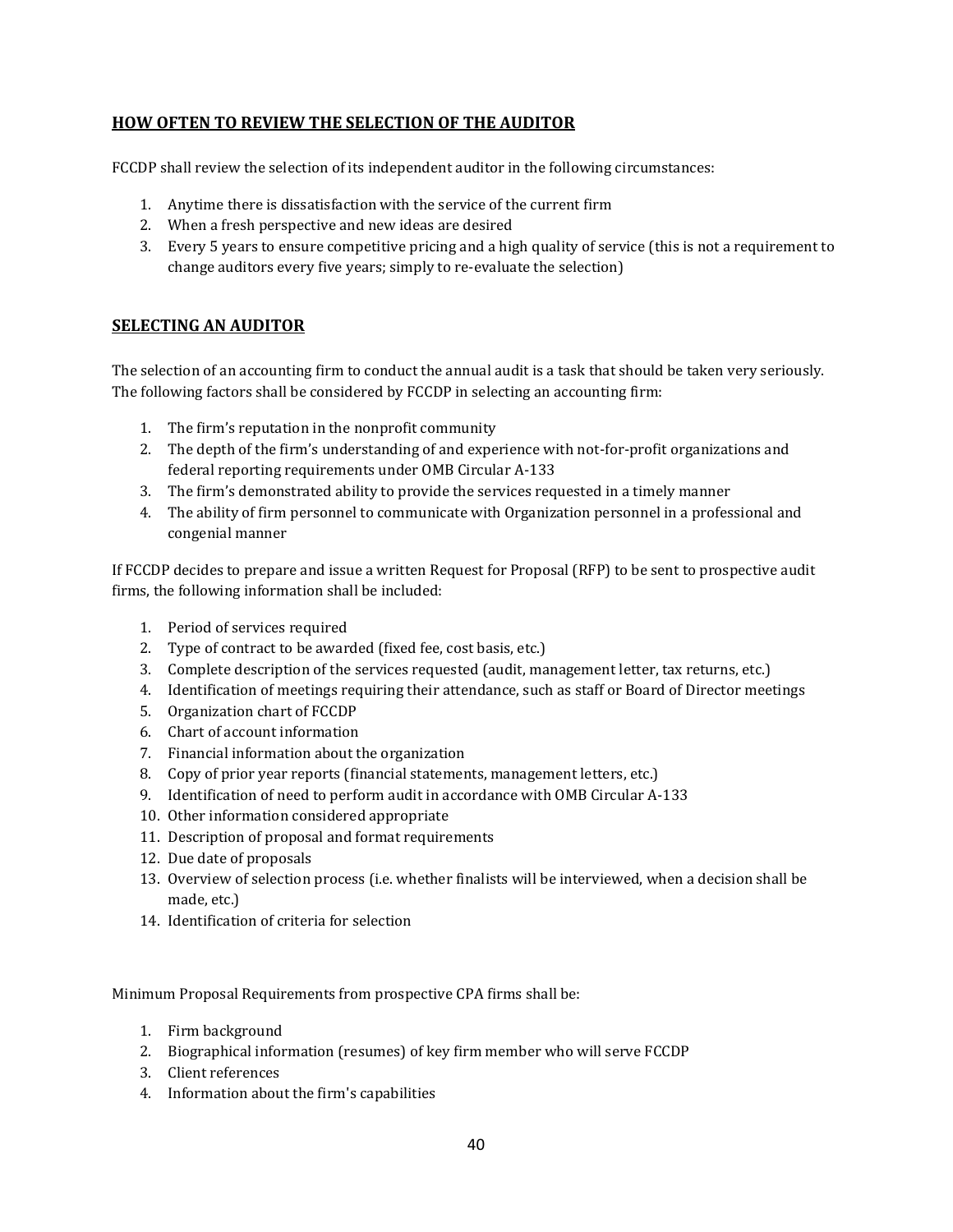## HOW OFTEN TO REVIEW THE SELECTION OF THE AUDITOR

FCCDP shall review the selection of its independent auditor in the following circumstances:

1. Anytime there is dissatisfaction with the service of the current firm
2. When a fresh perspective and new ideas are desired
3. Every 5 years to ensure competitive pricing and a high quality of service (this is not a requirement to change auditors every five years; simply to re-evaluate the selection)

## SELECTING AN AUDITOR

The selection of an accounting firm to conduct the annual audit is a task that should be taken very seriously. The following factors shall be considered by FCCDP in selecting an accounting firm:

1. The firm's reputation in the nonprofit community
2. The depth of the firm's understanding of and experience with not-for-profit organizations and federal reporting requirements under OMB Circular A-133
3. The firm's demonstrated ability to provide the services requested in a timely manner
4. The ability of firm personnel to communicate with Organization personnel in a professional and congenial manner

If FCCDP decides to prepare and issue a written Request for Proposal (RFP) to be sent to prospective audit firms, the following information shall be included:

1. Period of services required
2. Type of contract to be awarded (fixed fee, cost basis, etc.)
3. Complete description of the services requested (audit, management letter, tax returns, etc.)
4. Identification of meetings requiring their attendance, such as staff or Board of Director meetings
5. Organization chart of FCCDP
6. Chart of account information
7. Financial information about the organization
8. Copy of prior year reports (financial statements, management letters, etc.)
9. Identification of need to perform audit in accordance with OMB Circular A-133
10. Other information considered appropriate
11. Description of proposal and format requirements
12. Due date of proposals
13. Overview of selection process (i.e. whether finalists will be interviewed, when a decision shall be made, etc.)
14. Identification of criteria for selection

Minimum Proposal Requirements from prospective CPA firms shall be:

1. Firm background
2. Biographical information (resumes) of key firm member who will serve FCCDP
3. Client references
4. Information about the firm's capabilities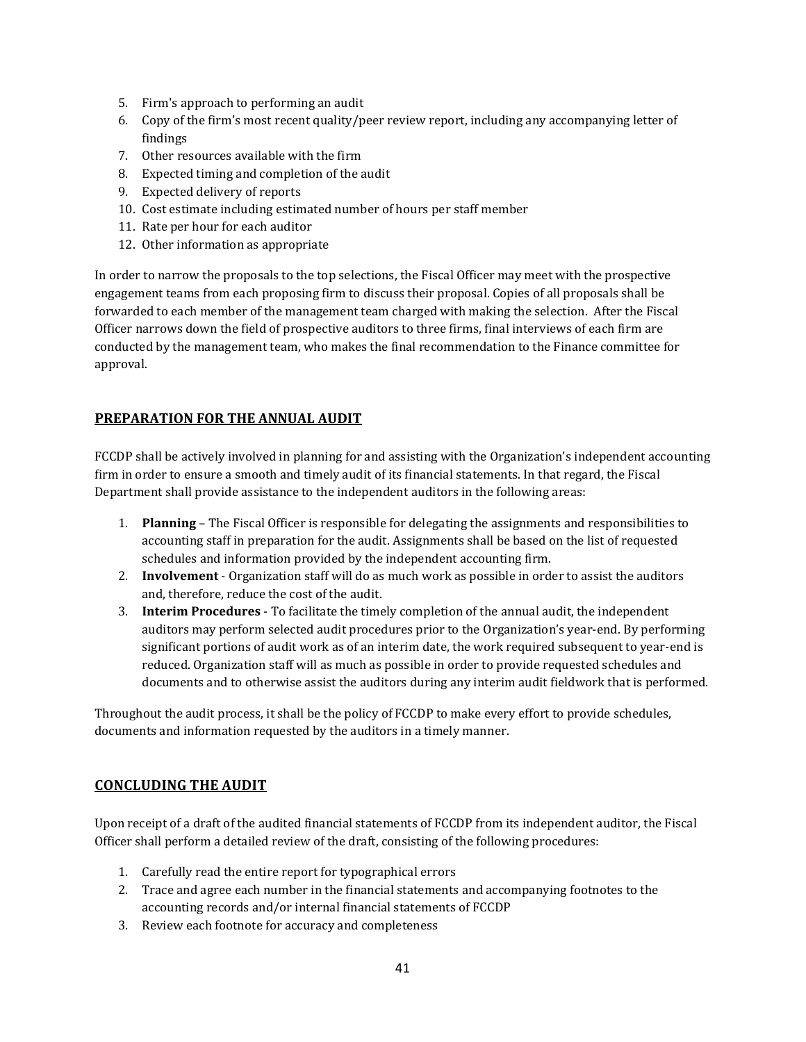5. Firm's approach to performing an audit
6. Copy of the firm's most recent quality/peer review report, including any accompanying letter of findings
7. Other resources available with the firm
8. Expected timing and completion of the audit
9. Expected delivery of reports
10. Cost estimate including estimated number of hours per staff member
11. Rate per hour for each auditor
12. Other information as appropriate

In order to narrow the proposals to the top selections, the Fiscal Officer may meet with the prospective engagement teams from each proposing firm to discuss their proposal. Copies of all proposals shall be forwarded to each member of the management team charged with making the selection. After the Fiscal Officer narrows down the field of prospective auditors to three firms, final interviews of each firm are conducted by the management team, who makes the final recommendation to the Finance committee for approval.

## PREPARATION FOR THE ANNUAL AUDIT

FCCDP shall be actively involved in planning for and assisting with the Organization's independent accounting firm in order to ensure a smooth and timely audit of its financial statements. In that regard, the Fiscal Department shall provide assistance to the independent auditors in the following areas:

1. **Planning** – The Fiscal Officer is responsible for delegating the assignments and responsibilities to accounting staff in preparation for the audit. Assignments shall be based on the list of requested schedules and information provided by the independent accounting firm.
2. **Involvement** - Organization staff will do as much work as possible in order to assist the auditors and, therefore, reduce the cost of the audit.
3. **Interim Procedures** - To facilitate the timely completion of the annual audit, the independent auditors may perform selected audit procedures prior to the Organization's year-end. By performing significant portions of audit work as of an interim date, the work required subsequent to year-end is reduced. Organization staff will as much as possible in order to provide requested schedules and documents and to otherwise assist the auditors during any interim audit fieldwork that is performed.

Throughout the audit process, it shall be the policy of FCCDP to make every effort to provide schedules, documents and information requested by the auditors in a timely manner.

## CONCLUDING THE AUDIT

Upon receipt of a draft of the audited financial statements of FCCDP from its independent auditor, the Fiscal Officer shall perform a detailed review of the draft, consisting of the following procedures:

1. Carefully read the entire report for typographical errors
2. Trace and agree each number in the financial statements and accompanying footnotes to the accounting records and/or internal financial statements of FCCDP
3. Review each footnote for accuracy and completeness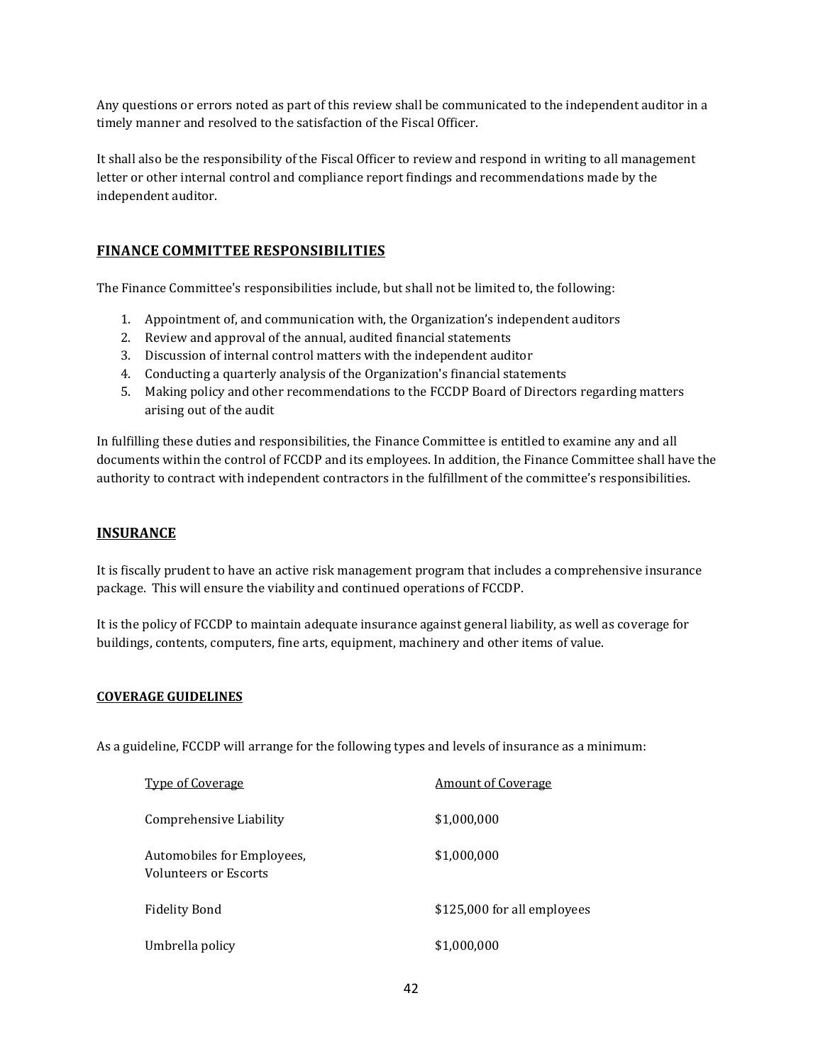Any questions or errors noted as part of this review shall be communicated to the independent auditor in a timely manner and resolved to the satisfaction of the Fiscal Officer.

It shall also be the responsibility of the Fiscal Officer to review and respond in writing to all management letter or other internal control and compliance report findings and recommendations made by the independent auditor.

## FINANCE COMMITTEE RESPONSIBILITIES

The Finance Committee's responsibilities include, but shall not be limited to, the following:

1. Appointment of, and communication with, the Organization's independent auditors
2. Review and approval of the annual, audited financial statements
3. Discussion of internal control matters with the independent auditor
4. Conducting a quarterly analysis of the Organization's financial statements
5. Making policy and other recommendations to the FCCDP Board of Directors regarding matters arising out of the audit

In fulfilling these duties and responsibilities, the Finance Committee is entitled to examine any and all documents within the control of FCCDP and its employees. In addition, the Finance Committee shall have the authority to contract with independent contractors in the fulfillment of the committee's responsibilities.

## INSURANCE

It is fiscally prudent to have an active risk management program that includes a comprehensive insurance package. This will ensure the viability and continued operations of FCCDP.

It is the policy of FCCDP to maintain adequate insurance against general liability, as well as coverage for buildings, contents, computers, fine arts, equipment, machinery and other items of value.

### COVERAGE GUIDELINES

As a guideline, FCCDP will arrange for the following types and levels of insurance as a minimum:

| Type of Coverage | Amount of Coverage |
|---|---|
| Comprehensive Liability | $1,000,000 |
| Automobiles for Employees, Volunteers or Escorts | $1,000,000 |
| Fidelity Bond | $125,000 for all employees |
| Umbrella policy | $1,000,000 |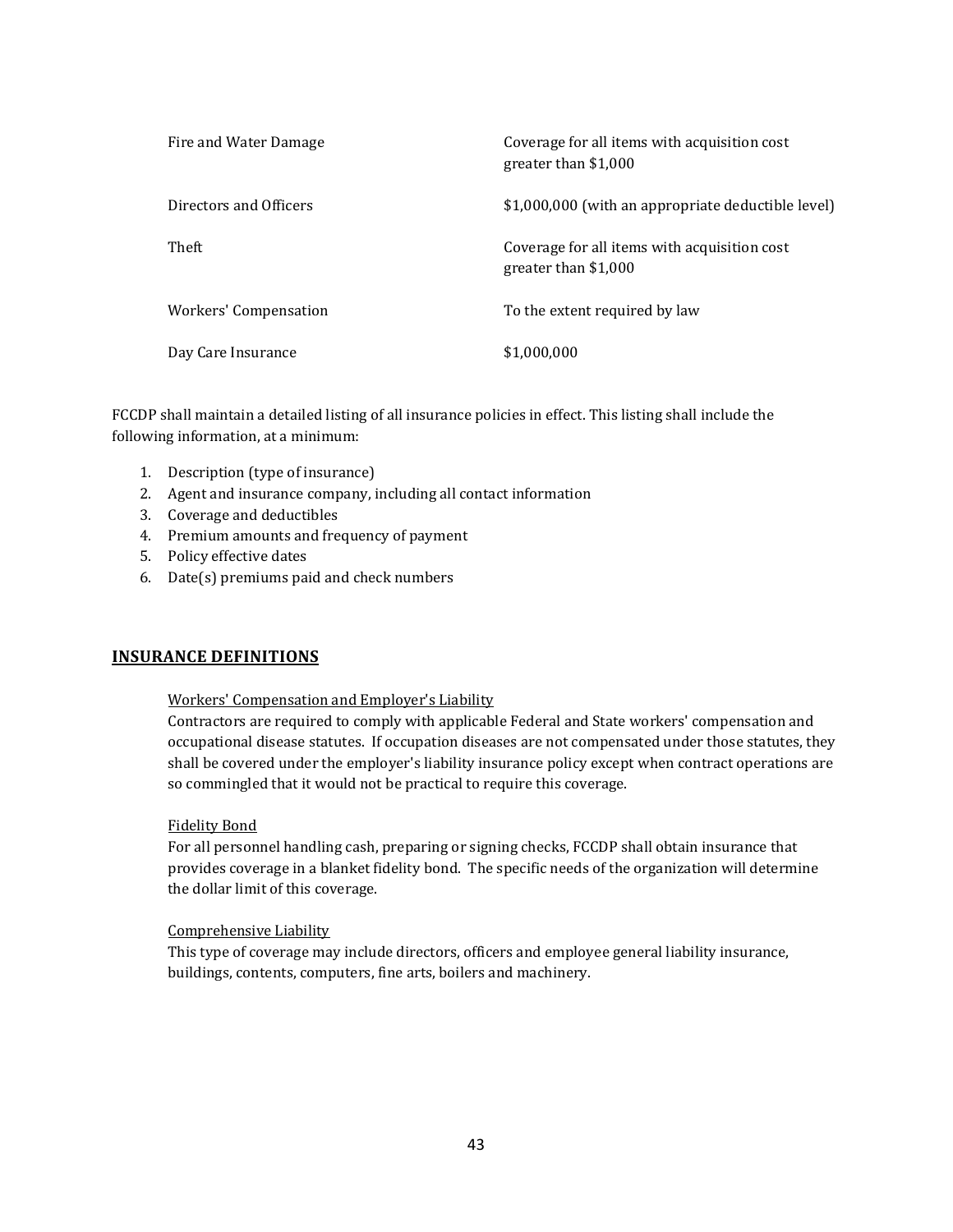| | |
|---|---|
| Fire and Water Damage | Coverage for all items with acquisition cost greater than $1,000 |
| Directors and Officers | $1,000,000 (with an appropriate deductible level) |
| Theft | Coverage for all items with acquisition cost greater than $1,000 |
| Workers' Compensation | To the extent required by law |
| Day Care Insurance | $1,000,000 |

FCCDP shall maintain a detailed listing of all insurance policies in effect. This listing shall include the following information, at a minimum:

1. Description (type of insurance)
2. Agent and insurance company, including all contact information
3. Coverage and deductibles
4. Premium amounts and frequency of payment
5. Policy effective dates
6. Date(s) premiums paid and check numbers

## INSURANCE DEFINITIONS

Workers' Compensation and Employer's Liability

Contractors are required to comply with applicable Federal and State workers' compensation and occupational disease statutes. If occupation diseases are not compensated under those statutes, they shall be covered under the employer's liability insurance policy except when contract operations are so commingled that it would not be practical to require this coverage.

Fidelity Bond

For all personnel handling cash, preparing or signing checks, FCCDP shall obtain insurance that provides coverage in a blanket fidelity bond. The specific needs of the organization will determine the dollar limit of this coverage.

Comprehensive Liability

This type of coverage may include directors, officers and employee general liability insurance, buildings, contents, computers, fine arts, boilers and machinery.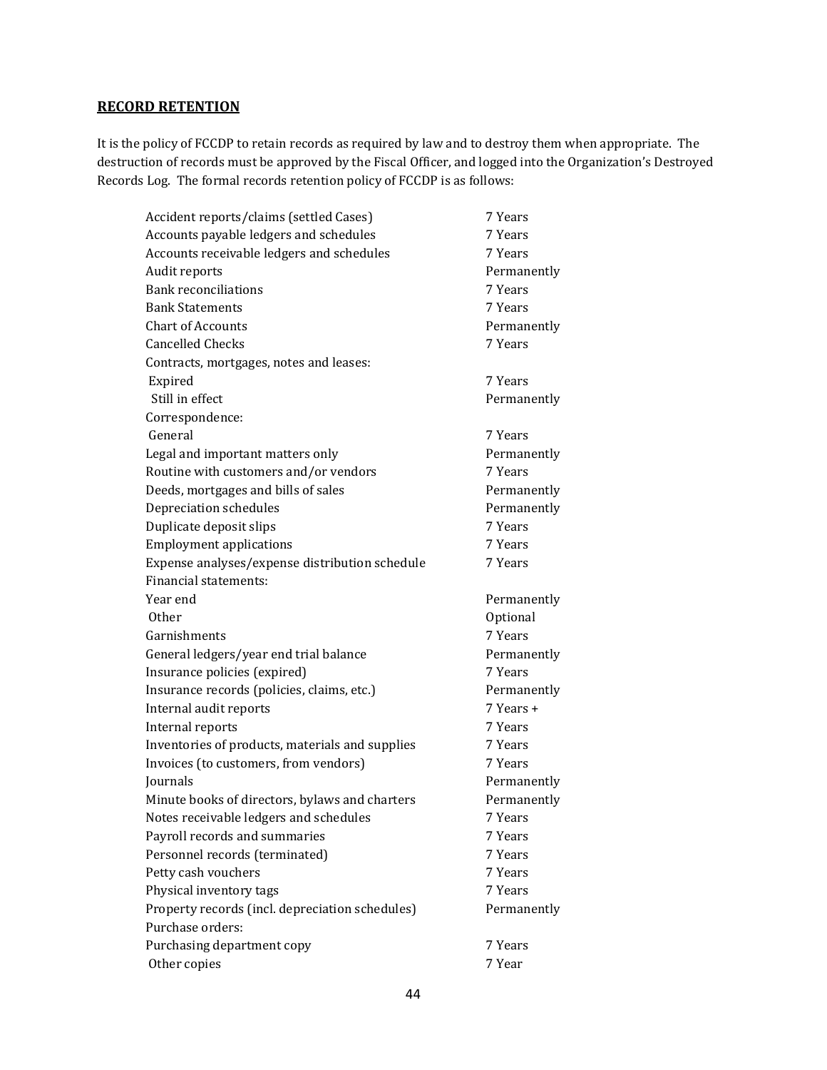## **RECORD RETENTION**

It is the policy of FCCDP to retain records as required by law and to destroy them when appropriate. The destruction of records must be approved by the Fiscal Officer, and logged into the Organization's Destroyed Records Log. The formal records retention policy of FCCDP is as follows:

| Record | Retention |
|---|---|
| Accident reports/claims (settled Cases) | 7 Years |
| Accounts payable ledgers and schedules | 7 Years |
| Accounts receivable ledgers and schedules | 7 Years |
| Audit reports | Permanently |
| Bank reconciliations | 7 Years |
| Bank Statements | 7 Years |
| Chart of Accounts | Permanently |
| Cancelled Checks | 7 Years |
| Contracts, mortgages, notes and leases: | |
| Expired | 7 Years |
| Still in effect | Permanently |
| Correspondence: | |
| General | 7 Years |
| Legal and important matters only | Permanently |
| Routine with customers and/or vendors | 7 Years |
| Deeds, mortgages and bills of sales | Permanently |
| Depreciation schedules | Permanently |
| Duplicate deposit slips | 7 Years |
| Employment applications | 7 Years |
| Expense analyses/expense distribution schedule | 7 Years |
| Financial statements: | |
| Year end | Permanently |
| Other | Optional |
| Garnishments | 7 Years |
| General ledgers/year end trial balance | Permanently |
| Insurance policies (expired) | 7 Years |
| Insurance records (policies, claims, etc.) | Permanently |
| Internal audit reports | 7 Years + |
| Internal reports | 7 Years |
| Inventories of products, materials and supplies | 7 Years |
| Invoices (to customers, from vendors) | 7 Years |
| Journals | Permanently |
| Minute books of directors, bylaws and charters | Permanently |
| Notes receivable ledgers and schedules | 7 Years |
| Payroll records and summaries | 7 Years |
| Personnel records (terminated) | 7 Years |
| Petty cash vouchers | 7 Years |
| Physical inventory tags | 7 Years |
| Property records (incl. depreciation schedules) | Permanently |
| Purchase orders: | |
| Purchasing department copy | 7 Years |
| Other copies | 7 Year |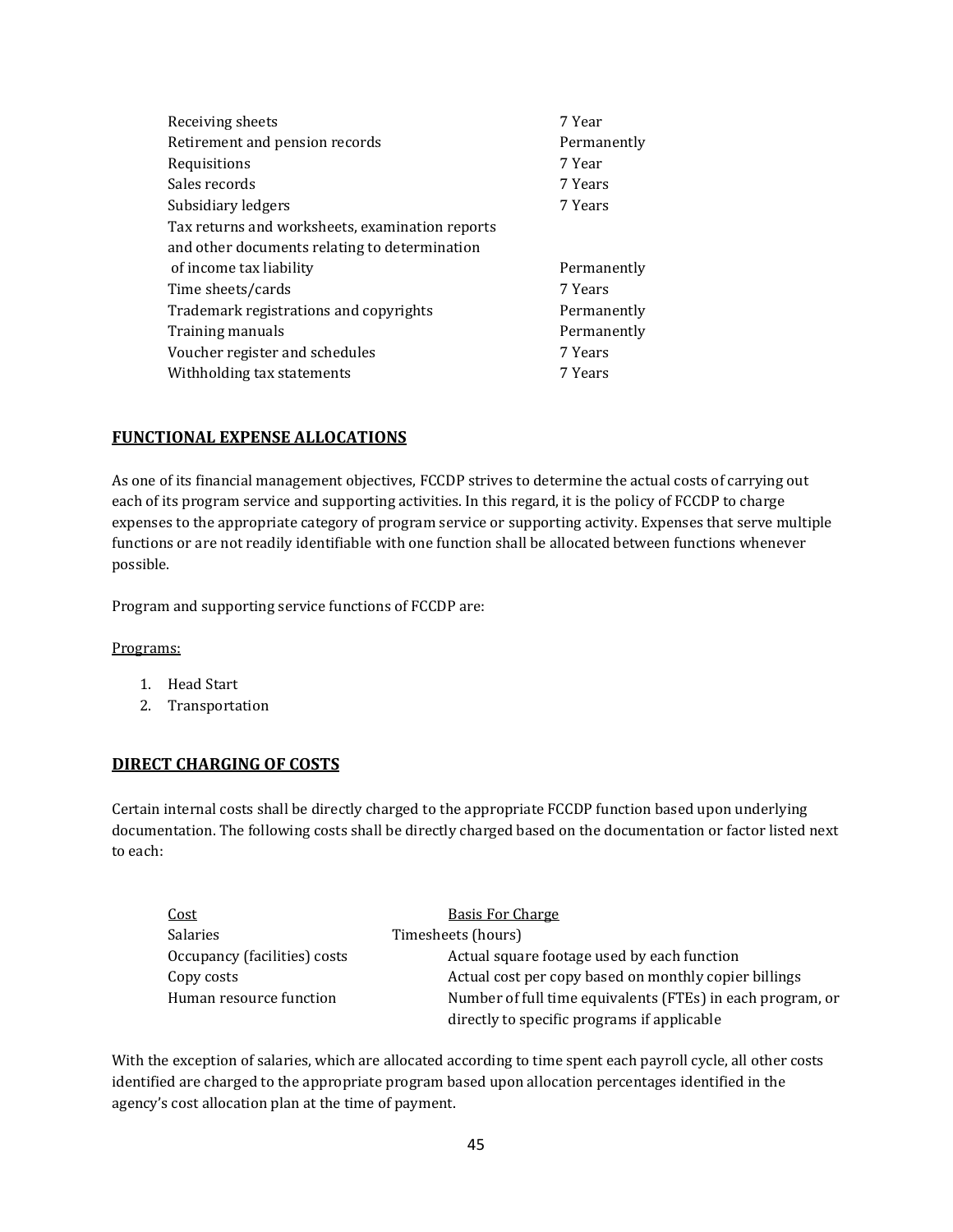| | |
|---|---|
| Receiving sheets | 7 Year |
| Retirement and pension records | Permanently |
| Requisitions | 7 Year |
| Sales records | 7 Years |
| Subsidiary ledgers | 7 Years |
| Tax returns and worksheets, examination reports and other documents relating to determination of income tax liability | Permanently |
| Time sheets/cards | 7 Years |
| Trademark registrations and copyrights | Permanently |
| Training manuals | Permanently |
| Voucher register and schedules | 7 Years |
| Withholding tax statements | 7 Years |

## FUNCTIONAL EXPENSE ALLOCATIONS

As one of its financial management objectives, FCCDP strives to determine the actual costs of carrying out each of its program service and supporting activities. In this regard, it is the policy of FCCDP to charge expenses to the appropriate category of program service or supporting activity. Expenses that serve multiple functions or are not readily identifiable with one function shall be allocated between functions whenever possible.

Program and supporting service functions of FCCDP are:

Programs:

1. Head Start
2. Transportation

## DIRECT CHARGING OF COSTS

Certain internal costs shall be directly charged to the appropriate FCCDP function based upon underlying documentation. The following costs shall be directly charged based on the documentation or factor listed next to each:

| Cost | Basis For Charge |
|---|---|
| Salaries | Timesheets (hours) |
| Occupancy (facilities) costs | Actual square footage used by each function |
| Copy costs | Actual cost per copy based on monthly copier billings |
| Human resource function | Number of full time equivalents (FTEs) in each program, or directly to specific programs if applicable |

With the exception of salaries, which are allocated according to time spent each payroll cycle, all other costs identified are charged to the appropriate program based upon allocation percentages identified in the agency's cost allocation plan at the time of payment.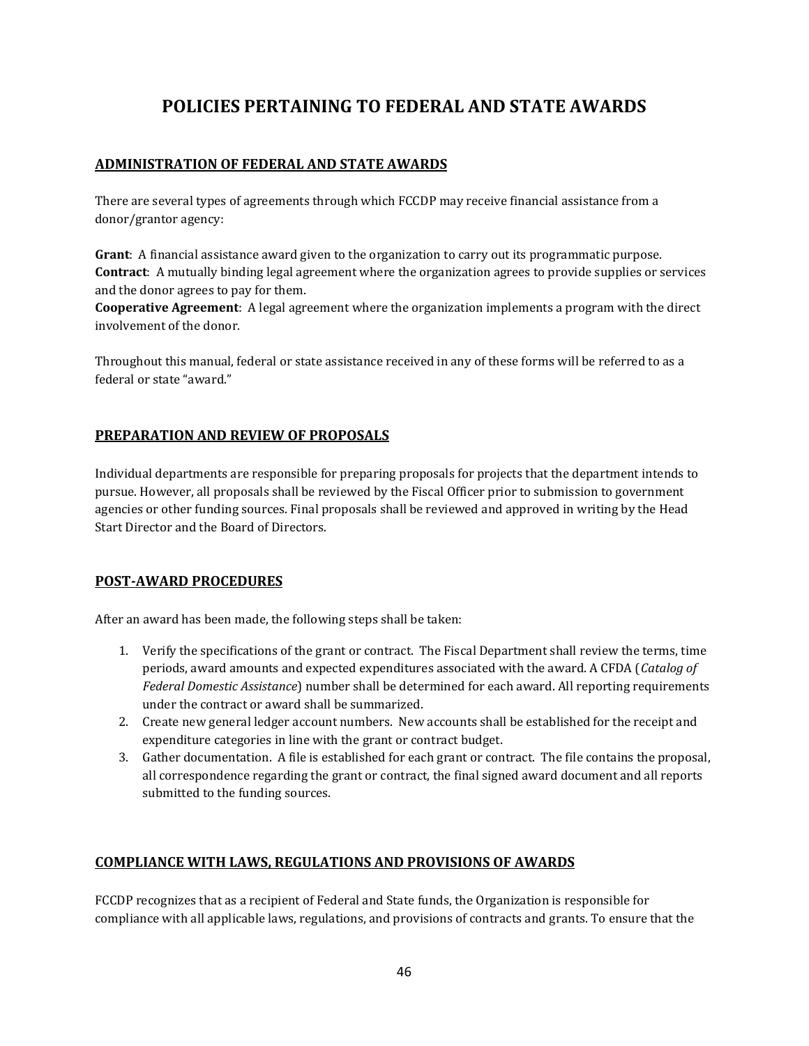# POLICIES PERTAINING TO FEDERAL AND STATE AWARDS

## ADMINISTRATION OF FEDERAL AND STATE AWARDS

There are several types of agreements through which FCCDP may receive financial assistance from a donor/grantor agency:

**Grant**: A financial assistance award given to the organization to carry out its programmatic purpose.
**Contract**: A mutually binding legal agreement where the organization agrees to provide supplies or services and the donor agrees to pay for them.
**Cooperative Agreement**: A legal agreement where the organization implements a program with the direct involvement of the donor.

Throughout this manual, federal or state assistance received in any of these forms will be referred to as a federal or state "award."

## PREPARATION AND REVIEW OF PROPOSALS

Individual departments are responsible for preparing proposals for projects that the department intends to pursue. However, all proposals shall be reviewed by the Fiscal Officer prior to submission to government agencies or other funding sources. Final proposals shall be reviewed and approved in writing by the Head Start Director and the Board of Directors.

## POST-AWARD PROCEDURES

After an award has been made, the following steps shall be taken:

1. Verify the specifications of the grant or contract. The Fiscal Department shall review the terms, time periods, award amounts and expected expenditures associated with the award. A CFDA (*Catalog of Federal Domestic Assistance*) number shall be determined for each award. All reporting requirements under the contract or award shall be summarized.
2. Create new general ledger account numbers. New accounts shall be established for the receipt and expenditure categories in line with the grant or contract budget.
3. Gather documentation. A file is established for each grant or contract. The file contains the proposal, all correspondence regarding the grant or contract, the final signed award document and all reports submitted to the funding sources.

## COMPLIANCE WITH LAWS, REGULATIONS AND PROVISIONS OF AWARDS

FCCDP recognizes that as a recipient of Federal and State funds, the Organization is responsible for compliance with all applicable laws, regulations, and provisions of contracts and grants. To ensure that the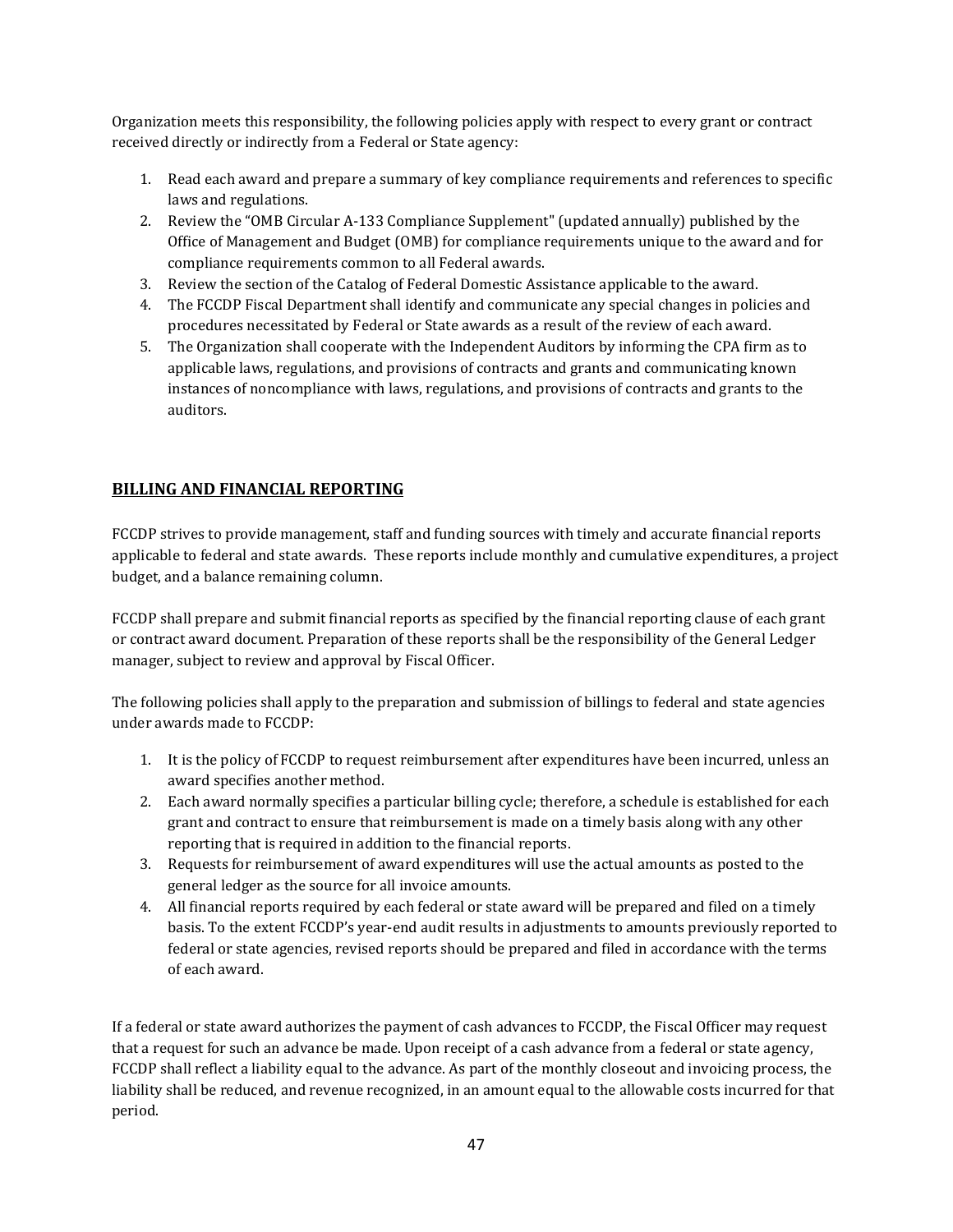Organization meets this responsibility, the following policies apply with respect to every grant or contract received directly or indirectly from a Federal or State agency:

1. Read each award and prepare a summary of key compliance requirements and references to specific laws and regulations.
2. Review the "OMB Circular A-133 Compliance Supplement" (updated annually) published by the Office of Management and Budget (OMB) for compliance requirements unique to the award and for compliance requirements common to all Federal awards.
3. Review the section of the Catalog of Federal Domestic Assistance applicable to the award.
4. The FCCDP Fiscal Department shall identify and communicate any special changes in policies and procedures necessitated by Federal or State awards as a result of the review of each award.
5. The Organization shall cooperate with the Independent Auditors by informing the CPA firm as to applicable laws, regulations, and provisions of contracts and grants and communicating known instances of noncompliance with laws, regulations, and provisions of contracts and grants to the auditors.

## BILLING AND FINANCIAL REPORTING

FCCDP strives to provide management, staff and funding sources with timely and accurate financial reports applicable to federal and state awards. These reports include monthly and cumulative expenditures, a project budget, and a balance remaining column.

FCCDP shall prepare and submit financial reports as specified by the financial reporting clause of each grant or contract award document. Preparation of these reports shall be the responsibility of the General Ledger manager, subject to review and approval by Fiscal Officer.

The following policies shall apply to the preparation and submission of billings to federal and state agencies under awards made to FCCDP:

1. It is the policy of FCCDP to request reimbursement after expenditures have been incurred, unless an award specifies another method.
2. Each award normally specifies a particular billing cycle; therefore, a schedule is established for each grant and contract to ensure that reimbursement is made on a timely basis along with any other reporting that is required in addition to the financial reports.
3. Requests for reimbursement of award expenditures will use the actual amounts as posted to the general ledger as the source for all invoice amounts.
4. All financial reports required by each federal or state award will be prepared and filed on a timely basis. To the extent FCCDP's year-end audit results in adjustments to amounts previously reported to federal or state agencies, revised reports should be prepared and filed in accordance with the terms of each award.

If a federal or state award authorizes the payment of cash advances to FCCDP, the Fiscal Officer may request that a request for such an advance be made. Upon receipt of a cash advance from a federal or state agency, FCCDP shall reflect a liability equal to the advance. As part of the monthly closeout and invoicing process, the liability shall be reduced, and revenue recognized, in an amount equal to the allowable costs incurred for that period.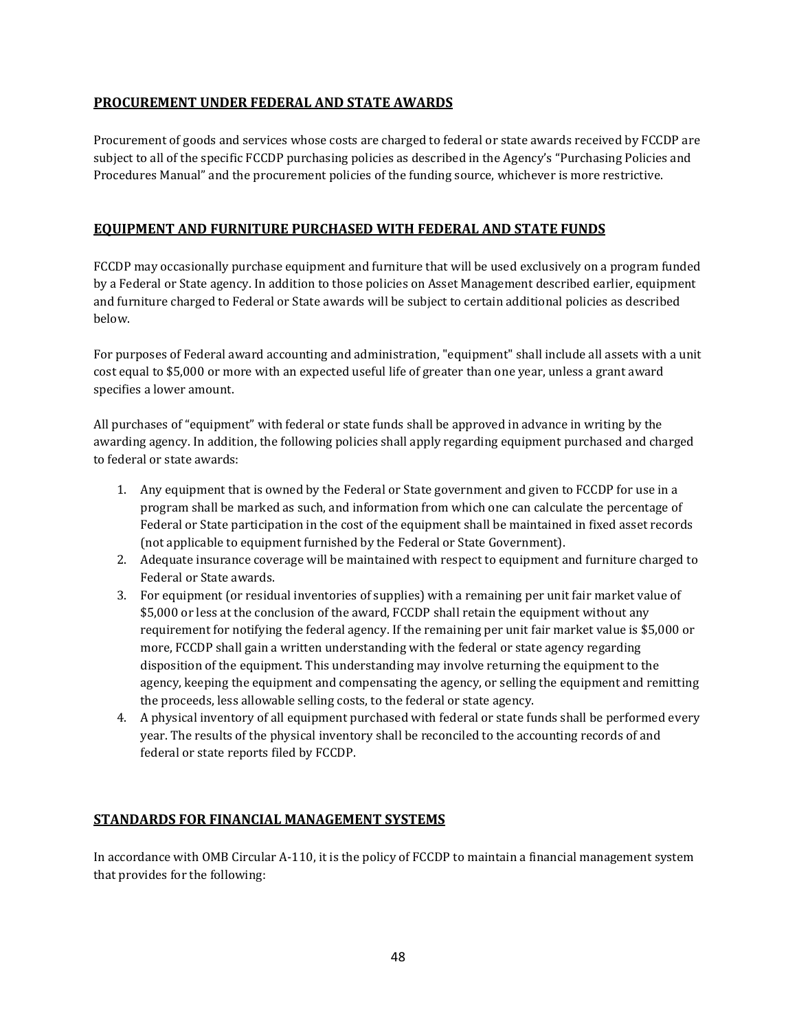## PROCUREMENT UNDER FEDERAL AND STATE AWARDS

Procurement of goods and services whose costs are charged to federal or state awards received by FCCDP are subject to all of the specific FCCDP purchasing policies as described in the Agency's "Purchasing Policies and Procedures Manual" and the procurement policies of the funding source, whichever is more restrictive.

## EQUIPMENT AND FURNITURE PURCHASED WITH FEDERAL AND STATE FUNDS

FCCDP may occasionally purchase equipment and furniture that will be used exclusively on a program funded by a Federal or State agency. In addition to those policies on Asset Management described earlier, equipment and furniture charged to Federal or State awards will be subject to certain additional policies as described below.

For purposes of Federal award accounting and administration, "equipment" shall include all assets with a unit cost equal to $5,000 or more with an expected useful life of greater than one year, unless a grant award specifies a lower amount.

All purchases of "equipment" with federal or state funds shall be approved in advance in writing by the awarding agency. In addition, the following policies shall apply regarding equipment purchased and charged to federal or state awards:

1. Any equipment that is owned by the Federal or State government and given to FCCDP for use in a program shall be marked as such, and information from which one can calculate the percentage of Federal or State participation in the cost of the equipment shall be maintained in fixed asset records (not applicable to equipment furnished by the Federal or State Government).
2. Adequate insurance coverage will be maintained with respect to equipment and furniture charged to Federal or State awards.
3. For equipment (or residual inventories of supplies) with a remaining per unit fair market value of $5,000 or less at the conclusion of the award, FCCDP shall retain the equipment without any requirement for notifying the federal agency. If the remaining per unit fair market value is $5,000 or more, FCCDP shall gain a written understanding with the federal or state agency regarding disposition of the equipment. This understanding may involve returning the equipment to the agency, keeping the equipment and compensating the agency, or selling the equipment and remitting the proceeds, less allowable selling costs, to the federal or state agency.
4. A physical inventory of all equipment purchased with federal or state funds shall be performed every year. The results of the physical inventory shall be reconciled to the accounting records of and federal or state reports filed by FCCDP.

## STANDARDS FOR FINANCIAL MANAGEMENT SYSTEMS

In accordance with OMB Circular A-110, it is the policy of FCCDP to maintain a financial management system that provides for the following: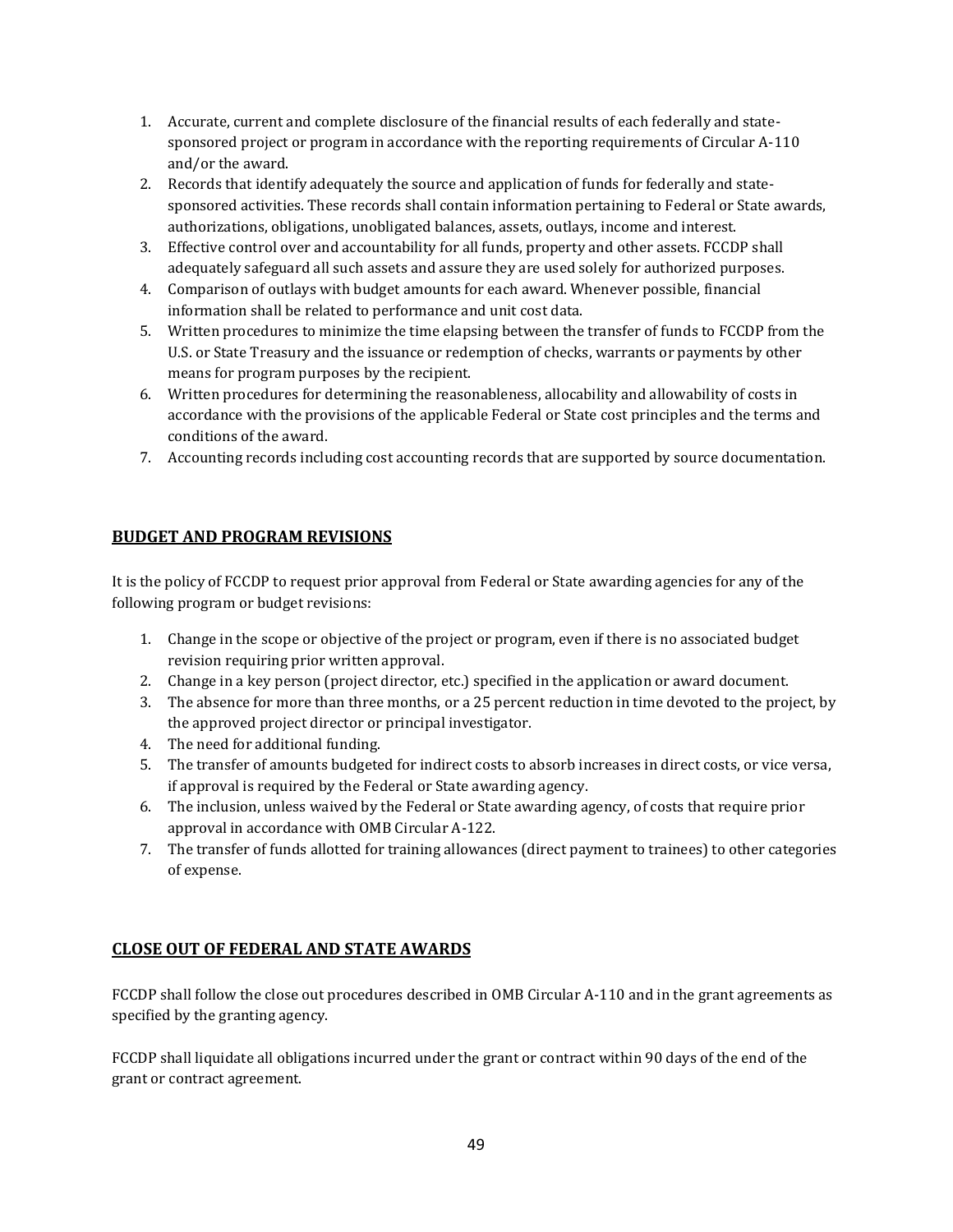1. Accurate, current and complete disclosure of the financial results of each federally and state-sponsored project or program in accordance with the reporting requirements of Circular A-110 and/or the award.
2. Records that identify adequately the source and application of funds for federally and state-sponsored activities. These records shall contain information pertaining to Federal or State awards, authorizations, obligations, unobligated balances, assets, outlays, income and interest.
3. Effective control over and accountability for all funds, property and other assets. FCCDP shall adequately safeguard all such assets and assure they are used solely for authorized purposes.
4. Comparison of outlays with budget amounts for each award. Whenever possible, financial information shall be related to performance and unit cost data.
5. Written procedures to minimize the time elapsing between the transfer of funds to FCCDP from the U.S. or State Treasury and the issuance or redemption of checks, warrants or payments by other means for program purposes by the recipient.
6. Written procedures for determining the reasonableness, allocability and allowability of costs in accordance with the provisions of the applicable Federal or State cost principles and the terms and conditions of the award.
7. Accounting records including cost accounting records that are supported by source documentation.

## BUDGET AND PROGRAM REVISIONS

It is the policy of FCCDP to request prior approval from Federal or State awarding agencies for any of the following program or budget revisions:

1. Change in the scope or objective of the project or program, even if there is no associated budget revision requiring prior written approval.
2. Change in a key person (project director, etc.) specified in the application or award document.
3. The absence for more than three months, or a 25 percent reduction in time devoted to the project, by the approved project director or principal investigator.
4. The need for additional funding.
5. The transfer of amounts budgeted for indirect costs to absorb increases in direct costs, or vice versa, if approval is required by the Federal or State awarding agency.
6. The inclusion, unless waived by the Federal or State awarding agency, of costs that require prior approval in accordance with OMB Circular A-122.
7. The transfer of funds allotted for training allowances (direct payment to trainees) to other categories of expense.

## CLOSE OUT OF FEDERAL AND STATE AWARDS

FCCDP shall follow the close out procedures described in OMB Circular A-110 and in the grant agreements as specified by the granting agency.

FCCDP shall liquidate all obligations incurred under the grant or contract within 90 days of the end of the grant or contract agreement.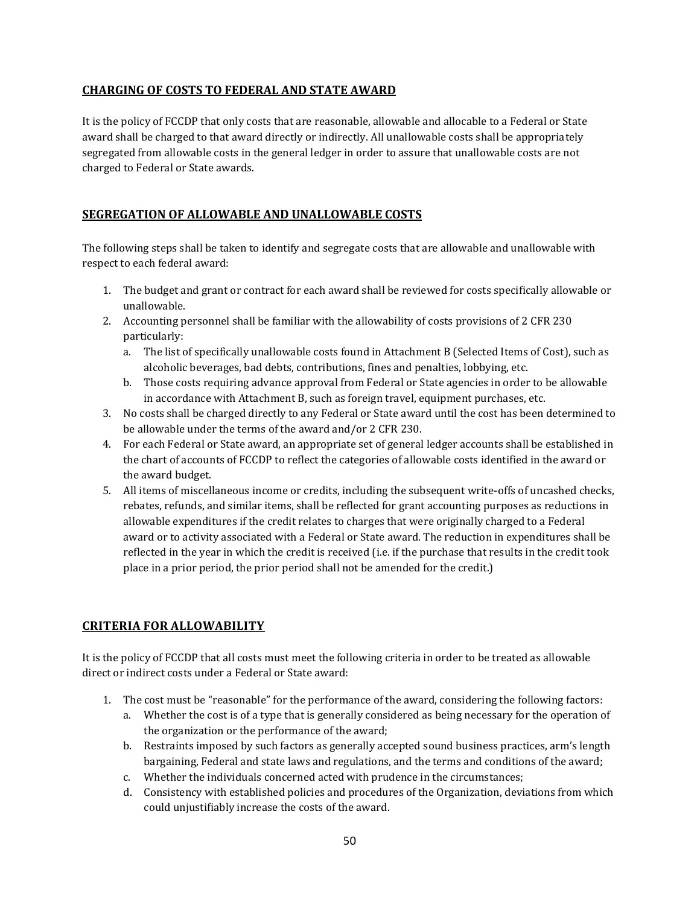## CHARGING OF COSTS TO FEDERAL AND STATE AWARD

It is the policy of FCCDP that only costs that are reasonable, allowable and allocable to a Federal or State award shall be charged to that award directly or indirectly. All unallowable costs shall be appropriately segregated from allowable costs in the general ledger in order to assure that unallowable costs are not charged to Federal or State awards.

## SEGREGATION OF ALLOWABLE AND UNALLOWABLE COSTS

The following steps shall be taken to identify and segregate costs that are allowable and unallowable with respect to each federal award:

1. The budget and grant or contract for each award shall be reviewed for costs specifically allowable or unallowable.
2. Accounting personnel shall be familiar with the allowability of costs provisions of 2 CFR 230 particularly:
   a. The list of specifically unallowable costs found in Attachment B (Selected Items of Cost), such as alcoholic beverages, bad debts, contributions, fines and penalties, lobbying, etc.
   b. Those costs requiring advance approval from Federal or State agencies in order to be allowable in accordance with Attachment B, such as foreign travel, equipment purchases, etc.
3. No costs shall be charged directly to any Federal or State award until the cost has been determined to be allowable under the terms of the award and/or 2 CFR 230.
4. For each Federal or State award, an appropriate set of general ledger accounts shall be established in the chart of accounts of FCCDP to reflect the categories of allowable costs identified in the award or the award budget.
5. All items of miscellaneous income or credits, including the subsequent write-offs of uncashed checks, rebates, refunds, and similar items, shall be reflected for grant accounting purposes as reductions in allowable expenditures if the credit relates to charges that were originally charged to a Federal award or to activity associated with a Federal or State award. The reduction in expenditures shall be reflected in the year in which the credit is received (i.e. if the purchase that results in the credit took place in a prior period, the prior period shall not be amended for the credit.)

## CRITERIA FOR ALLOWABILITY

It is the policy of FCCDP that all costs must meet the following criteria in order to be treated as allowable direct or indirect costs under a Federal or State award:

1. The cost must be "reasonable" for the performance of the award, considering the following factors:
   a. Whether the cost is of a type that is generally considered as being necessary for the operation of the organization or the performance of the award;
   b. Restraints imposed by such factors as generally accepted sound business practices, arm's length bargaining, Federal and state laws and regulations, and the terms and conditions of the award;
   c. Whether the individuals concerned acted with prudence in the circumstances;
   d. Consistency with established policies and procedures of the Organization, deviations from which could unjustifiably increase the costs of the award.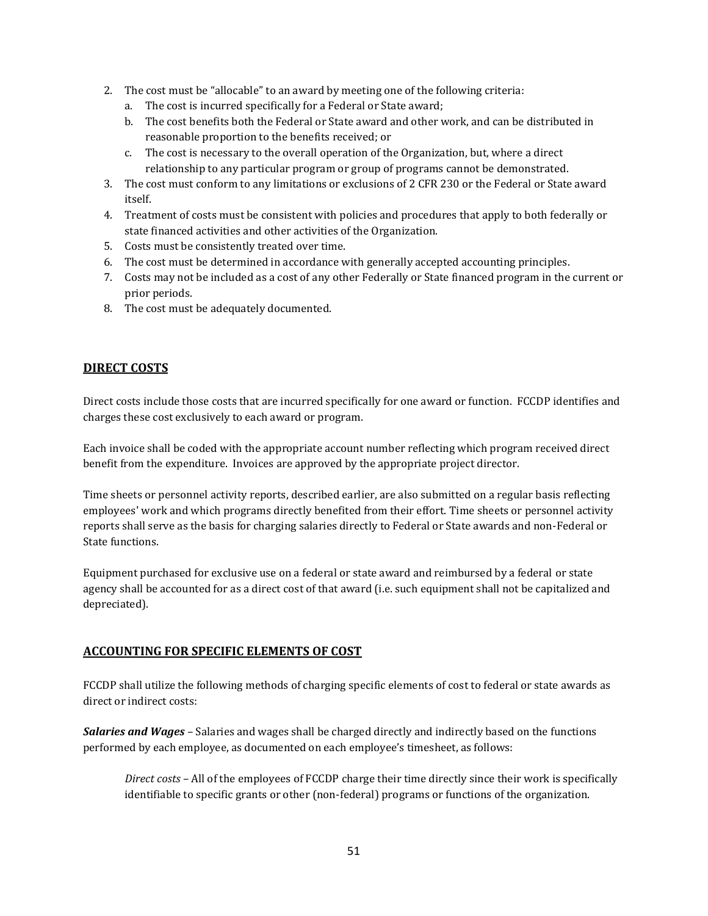2. The cost must be "allocable" to an award by meeting one of the following criteria:
   a. The cost is incurred specifically for a Federal or State award;
   b. The cost benefits both the Federal or State award and other work, and can be distributed in reasonable proportion to the benefits received; or
   c. The cost is necessary to the overall operation of the Organization, but, where a direct relationship to any particular program or group of programs cannot be demonstrated.
3. The cost must conform to any limitations or exclusions of 2 CFR 230 or the Federal or State award itself.
4. Treatment of costs must be consistent with policies and procedures that apply to both federally or state financed activities and other activities of the Organization.
5. Costs must be consistently treated over time.
6. The cost must be determined in accordance with generally accepted accounting principles.
7. Costs may not be included as a cost of any other Federally or State financed program in the current or prior periods.
8. The cost must be adequately documented.

## DIRECT COSTS

Direct costs include those costs that are incurred specifically for one award or function. FCCDP identifies and charges these cost exclusively to each award or program.

Each invoice shall be coded with the appropriate account number reflecting which program received direct benefit from the expenditure. Invoices are approved by the appropriate project director.

Time sheets or personnel activity reports, described earlier, are also submitted on a regular basis reflecting employees' work and which programs directly benefited from their effort. Time sheets or personnel activity reports shall serve as the basis for charging salaries directly to Federal or State awards and non-Federal or State functions.

Equipment purchased for exclusive use on a federal or state award and reimbursed by a federal or state agency shall be accounted for as a direct cost of that award (i.e. such equipment shall not be capitalized and depreciated).

## ACCOUNTING FOR SPECIFIC ELEMENTS OF COST

FCCDP shall utilize the following methods of charging specific elements of cost to federal or state awards as direct or indirect costs:

***Salaries and Wages*** – Salaries and wages shall be charged directly and indirectly based on the functions performed by each employee, as documented on each employee's timesheet, as follows:

> *Direct costs* – All of the employees of FCCDP charge their time directly since their work is specifically identifiable to specific grants or other (non-federal) programs or functions of the organization.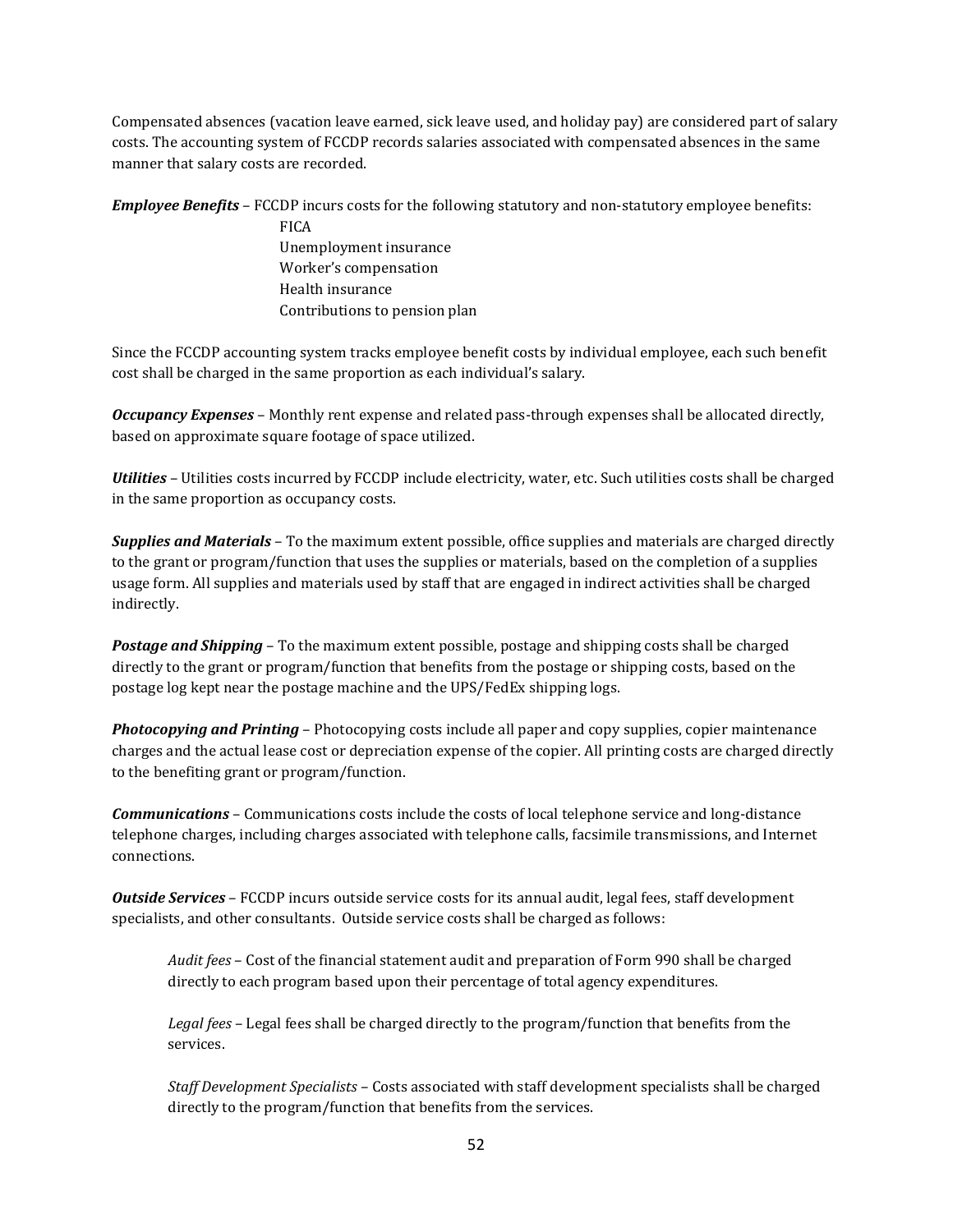Compensated absences (vacation leave earned, sick leave used, and holiday pay) are considered part of salary costs. The accounting system of FCCDP records salaries associated with compensated absences in the same manner that salary costs are recorded.

***Employee Benefits*** – FCCDP incurs costs for the following statutory and non-statutory employee benefits:

- FICA
- Unemployment insurance
- Worker's compensation
- Health insurance
- Contributions to pension plan

Since the FCCDP accounting system tracks employee benefit costs by individual employee, each such benefit cost shall be charged in the same proportion as each individual's salary.

***Occupancy Expenses*** – Monthly rent expense and related pass-through expenses shall be allocated directly, based on approximate square footage of space utilized.

***Utilities*** – Utilities costs incurred by FCCDP include electricity, water, etc. Such utilities costs shall be charged in the same proportion as occupancy costs.

***Supplies and Materials*** – To the maximum extent possible, office supplies and materials are charged directly to the grant or program/function that uses the supplies or materials, based on the completion of a supplies usage form. All supplies and materials used by staff that are engaged in indirect activities shall be charged indirectly.

***Postage and Shipping*** – To the maximum extent possible, postage and shipping costs shall be charged directly to the grant or program/function that benefits from the postage or shipping costs, based on the postage log kept near the postage machine and the UPS/FedEx shipping logs.

***Photocopying and Printing*** – Photocopying costs include all paper and copy supplies, copier maintenance charges and the actual lease cost or depreciation expense of the copier. All printing costs are charged directly to the benefiting grant or program/function.

***Communications*** – Communications costs include the costs of local telephone service and long-distance telephone charges, including charges associated with telephone calls, facsimile transmissions, and Internet connections.

***Outside Services*** – FCCDP incurs outside service costs for its annual audit, legal fees, staff development specialists, and other consultants. Outside service costs shall be charged as follows:

> *Audit fees* – Cost of the financial statement audit and preparation of Form 990 shall be charged directly to each program based upon their percentage of total agency expenditures.
>
> *Legal fees* – Legal fees shall be charged directly to the program/function that benefits from the services.
>
> *Staff Development Specialists* – Costs associated with staff development specialists shall be charged directly to the program/function that benefits from the services.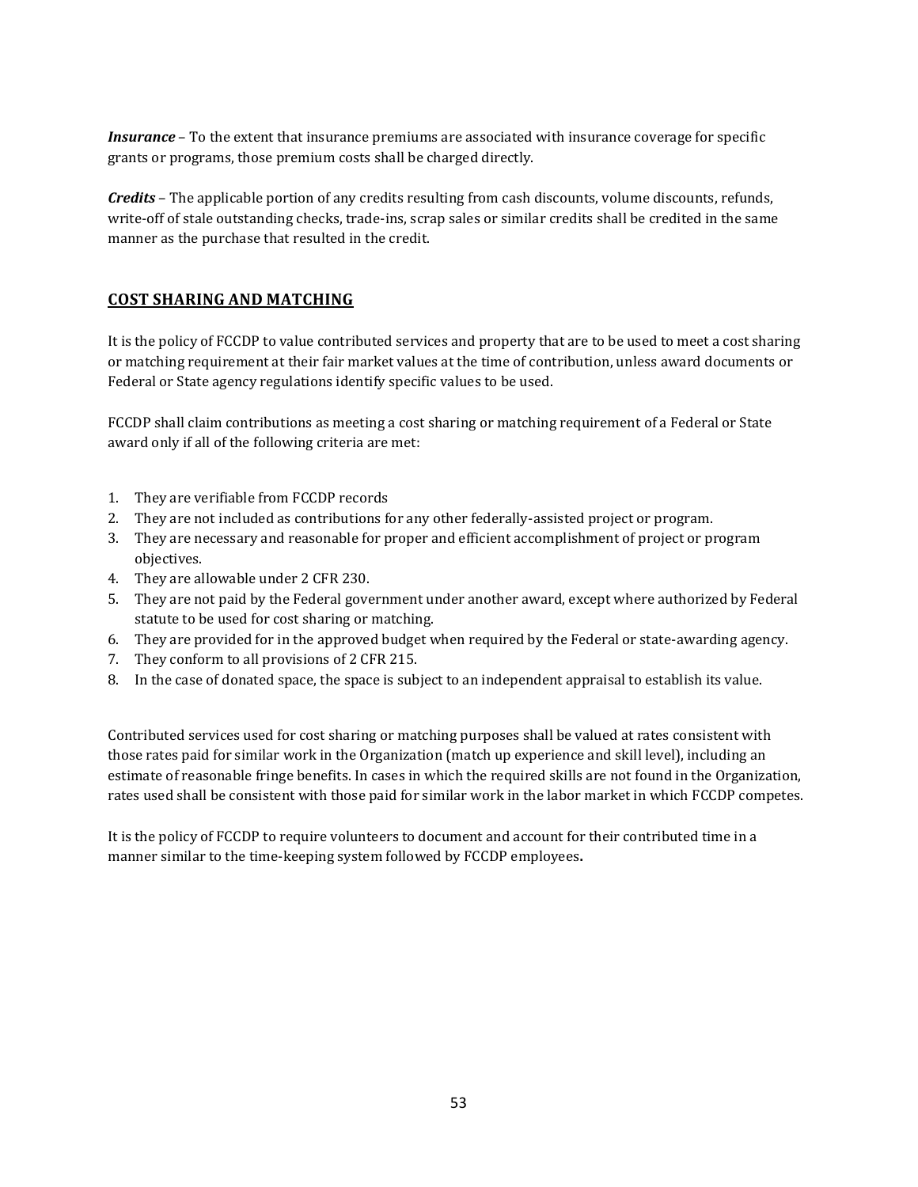***Insurance*** – To the extent that insurance premiums are associated with insurance coverage for specific grants or programs, those premium costs shall be charged directly.

***Credits*** – The applicable portion of any credits resulting from cash discounts, volume discounts, refunds, write-off of stale outstanding checks, trade-ins, scrap sales or similar credits shall be credited in the same manner as the purchase that resulted in the credit.

## COST SHARING AND MATCHING

It is the policy of FCCDP to value contributed services and property that are to be used to meet a cost sharing or matching requirement at their fair market values at the time of contribution, unless award documents or Federal or State agency regulations identify specific values to be used.

FCCDP shall claim contributions as meeting a cost sharing or matching requirement of a Federal or State award only if all of the following criteria are met:

1. They are verifiable from FCCDP records
2. They are not included as contributions for any other federally-assisted project or program.
3. They are necessary and reasonable for proper and efficient accomplishment of project or program objectives.
4. They are allowable under 2 CFR 230.
5. They are not paid by the Federal government under another award, except where authorized by Federal statute to be used for cost sharing or matching.
6. They are provided for in the approved budget when required by the Federal or state-awarding agency.
7. They conform to all provisions of 2 CFR 215.
8. In the case of donated space, the space is subject to an independent appraisal to establish its value.

Contributed services used for cost sharing or matching purposes shall be valued at rates consistent with those rates paid for similar work in the Organization (match up experience and skill level), including an estimate of reasonable fringe benefits. In cases in which the required skills are not found in the Organization, rates used shall be consistent with those paid for similar work in the labor market in which FCCDP competes.

It is the policy of FCCDP to require volunteers to document and account for their contributed time in a manner similar to the time-keeping system followed by FCCDP employees**.**